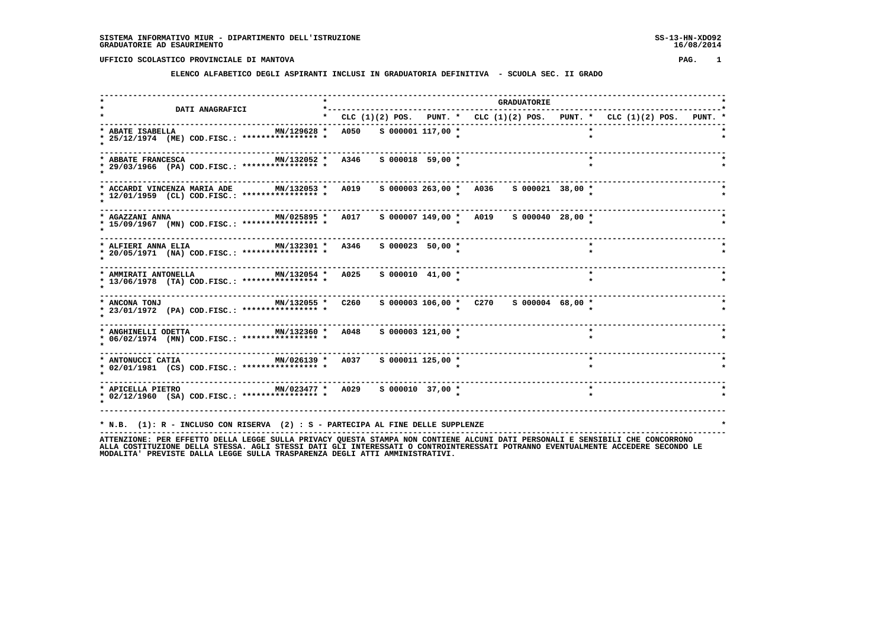SISTEMA INFORMATIVO MIUR - DIPARTIMENTO DELL'ISTRUZIONE
GRADUATORIE AD ESAURIMENTO

SS-13-HN-XDO92
16/08/2014

UFFICIO SCOLASTICO PROVINCIALE DI MANTOVA

## ELENCO ALFABETICO DEGLI ASPIRANTI INCLUSI IN GRADUATORIA DEFINITIVA - SCUOLA SEC. II GRADO

| DATI ANAGRAFICI | | GRADUATORIE | | | | | | | | |
|---|---|---|---|---|---|---|---|---|---|---|
| | | CLC | (1)(2) POS. | PUNT. | CLC | (1)(2) POS. | PUNT. | CLC | (1)(2) POS. | PUNT. |
| ABATE ISABELLA<br>25/12/1974 (ME) COD.FISC.: **************** | MN/129628 | A050 | S 000001 | 117,00 | | | | | | |
| ABBATE FRANCESCA<br>29/03/1966 (PA) COD.FISC.: **************** | MN/132052 | A346 | S 000018 | 59,00 | | | | | | |
| ACCARDI VINCENZA MARIA ADE<br>12/01/1959 (CL) COD.FISC.: **************** | MN/132053 | A019 | S 000003 | 263,00 | A036 | S 000021 | 38,00 | | | |
| AGAZZANI ANNA<br>15/09/1967 (MN) COD.FISC.: **************** | MN/025895 | A017 | S 000007 | 149,00 | A019 | S 000040 | 28,00 | | | |
| ALFIERI ANNA ELIA<br>20/05/1971 (NA) COD.FISC.: **************** | MN/132301 | A346 | S 000023 | 50,00 | | | | | | |
| AMMIRATI ANTONELLA<br>13/06/1978 (TA) COD.FISC.: **************** | MN/132054 | A025 | S 000010 | 41,00 | | | | | | |
| ANCONA TONJ<br>23/01/1972 (PA) COD.FISC.: **************** | MN/132055 | C260 | S 000003 | 106,00 | C270 | S 000004 | 68,00 | | | |
| ANGHINELLI ODETTA<br>06/02/1974 (MN) COD.FISC.: **************** | MN/132360 | A048 | S 000003 | 121,00 | | | | | | |
| ANTONUCCI CATIA<br>02/01/1981 (CS) COD.FISC.: **************** | MN/026139 | A037 | S 000011 | 125,00 | | | | | | |
| APICELLA PIETRO<br>02/12/1960 (SA) COD.FISC.: **************** | MN/023477 | A029 | S 000010 | 37,00 | | | | | | |

* N.B. (1): R - INCLUSO CON RISERVA (2) : S - PARTECIPA AL FINE DELLE SUPPLENZE

ATTENZIONE: PER EFFETTO DELLA LEGGE SULLA PRIVACY QUESTA STAMPA NON CONTIENE ALCUNI DATI PERSONALI E SENSIBILI CHE CONCORRONO ALLA COSTITUZIONE DELLA STESSA. AGLI STESSI DATI GLI INTERESSATI O CONTROINTERESSATI POTRANNO EVENTUALMENTE ACCEDERE SECONDO LE MODALITA' PREVISTE DALLA LEGGE SULLA TRASPARENZA DEGLI ATTI AMMINISTRATIVI.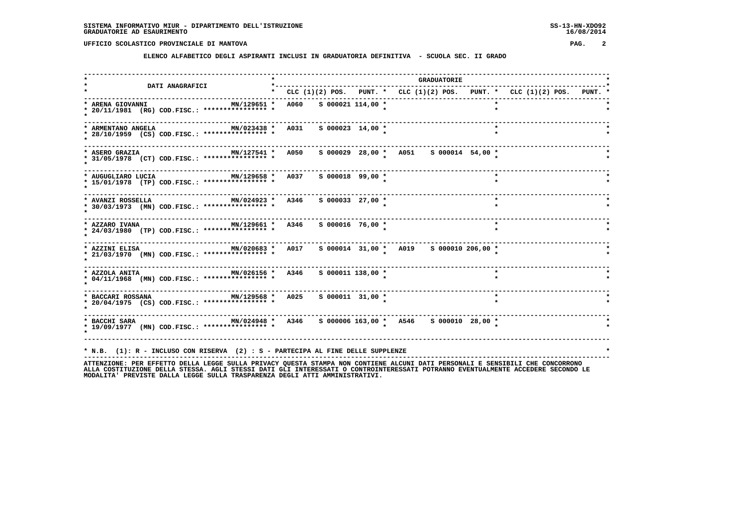# SISTEMA INFORMATIVO MIUR - DIPARTIMENTO DELL'ISTRUZIONE
## GRADUATORIE AD ESAURIMENTO

SS-13-HN-XDO92
16/08/2014

UFFICIO SCOLASTICO PROVINCIALE DI MANTOVA

### ELENCO ALFABETICO DEGLI ASPIRANTI INCLUSI IN GRADUATORIA DEFINITIVA - SCUOLA SEC. II GRADO

| DATI ANAGRAFICI | | GRADUATORIE | | | | | | | | |
|---|---|---|---|---|---|---|---|---|---|---|
| | | CLC | (1)(2) POS. | PUNT. | CLC | (1)(2) POS. | PUNT. | CLC | (1)(2) POS. | PUNT. |
| ARENA GIOVANNI<br>20/11/1981 (RG) COD.FISC.: **************** | MN/129651 | A060 | S 000021 | 114,00 | | | | | | |
| ARMENTANO ANGELA<br>28/10/1959 (CS) COD.FISC.: **************** | MN/023438 | A031 | S 000023 | 14,00 | | | | | | |
| ASERO GRAZIA<br>31/05/1978 (CT) COD.FISC.: **************** | MN/127541 | A050 | S 000029 | 28,00 | A051 | S 000014 | 54,00 | | | |
| AUGUGLIARO LUCIA<br>15/01/1978 (TP) COD.FISC.: **************** | MN/129658 | A037 | S 000018 | 99,00 | | | | | | |
| AVANZI ROSSELLA<br>30/03/1973 (MN) COD.FISC.: **************** | MN/024923 | A346 | S 000033 | 27,00 | | | | | | |
| AZZARO IVANA<br>24/03/1980 (TP) COD.FISC.: **************** | MN/129661 | A346 | S 000016 | 76,00 | | | | | | |
| AZZINI ELISA<br>21/03/1970 (MN) COD.FISC.: **************** | MN/020683 | A017 | S 000014 | 31,00 | A019 | S 000010 | 206,00 | | | |
| AZZOLA ANITA<br>04/11/1968 (MN) COD.FISC.: **************** | MN/026156 | A346 | S 000011 | 138,00 | | | | | | |
| BACCARI ROSSANA<br>20/04/1975 (CS) COD.FISC.: **************** | MN/129568 | A025 | S 000011 | 31,00 | | | | | | |
| BACCHI SARA<br>19/09/1977 (MN) COD.FISC.: **************** | MN/024948 | A346 | S 000006 | 163,00 | A546 | S 000010 | 28,00 | | | |

* N.B. (1): R - INCLUSO CON RISERVA (2) : S - PARTECIPA AL FINE DELLE SUPPLENZE

ATTENZIONE: PER EFFETTO DELLA LEGGE SULLA PRIVACY QUESTA STAMPA NON CONTIENE ALCUNI DATI PERSONALI E SENSIBILI CHE CONCORRONO ALLA COSTITUZIONE DELLA STESSA. AGLI STESSI DATI GLI INTERESSATI O CONTROINTERESSATI POTRANNO EVENTUALMENTE ACCEDERE SECONDO LE MODALITA' PREVISTE DALLA LEGGE SULLA TRASPARENZA DEGLI ATTI AMMINISTRATIVI.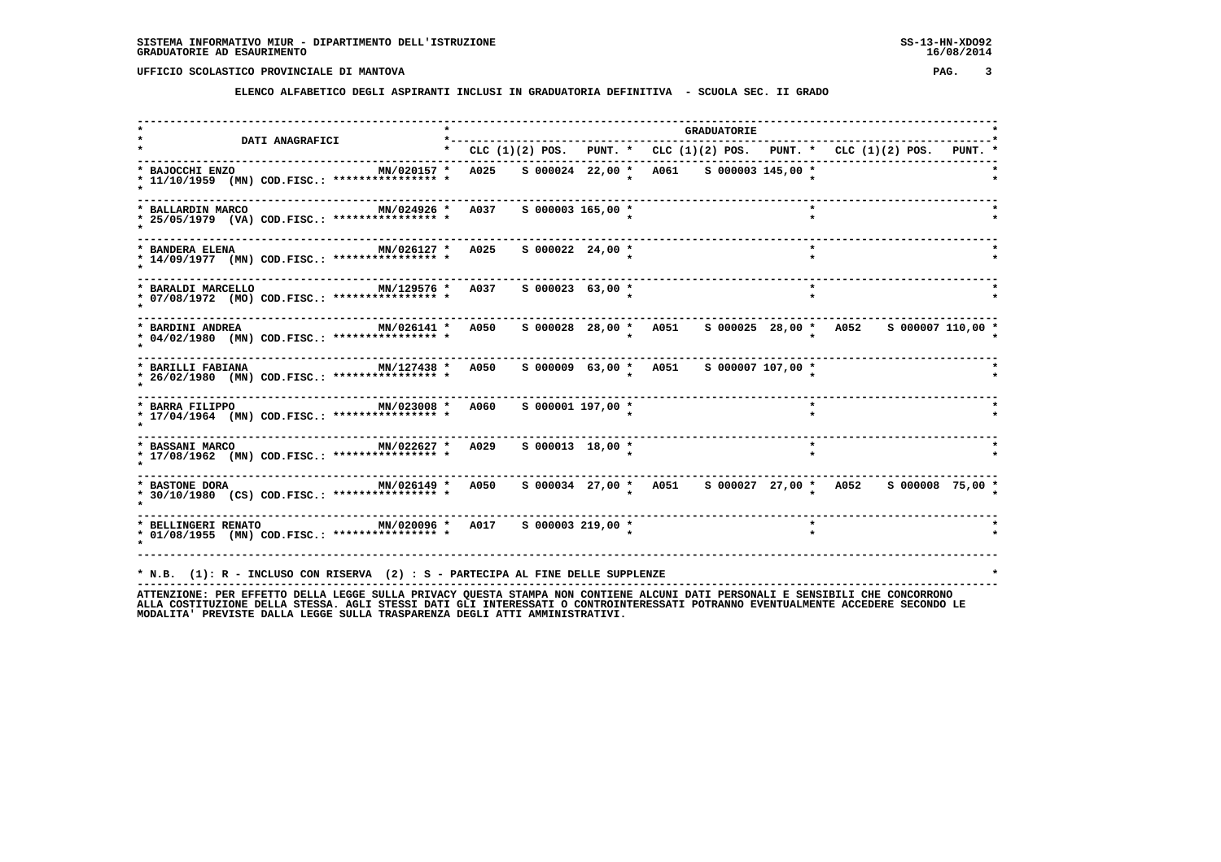UFFICIO SCOLASTICO PROVINCIALE DI MANTOVA

## ELENCO ALFABETICO DEGLI ASPIRANTI INCLUSI IN GRADUATORIA DEFINITIVA - SCUOLA SEC. II GRADO

| DATI ANAGRAFICI | | GRADUATORIE | | | | | | | | |
|---|---|---|---|---|---|---|---|---|---|---|
| | | CLC | (1)(2) POS. | PUNT. | CLC | (1)(2) POS. | PUNT. | CLC | (1)(2) POS. | PUNT. |
| BAJOCCHI ENZO 11/10/1959 (MN) COD.FISC.: **************** | MN/020157 | A025 | S 000024 | 22,00 | A061 | S 000003 | 145,00 | | | |
| BALLARDIN MARCO 25/05/1979 (VA) COD.FISC.: **************** | MN/024926 | A037 | S 000003 | 165,00 | | | | | | |
| BANDERA ELENA 14/09/1977 (MN) COD.FISC.: **************** | MN/026127 | A025 | S 000022 | 24,00 | | | | | | |
| BARALDI MARCELLO 07/08/1972 (MO) COD.FISC.: **************** | MN/129576 | A037 | S 000023 | 63,00 | | | | | | |
| BARDINI ANDREA 04/02/1980 (MN) COD.FISC.: **************** | MN/026141 | A050 | S 000028 | 28,00 | A051 | S 000025 | 28,00 | A052 | S 000007 | 110,00 |
| BARILLI FABIANA 26/02/1980 (MN) COD.FISC.: **************** | MN/127438 | A050 | S 000009 | 63,00 | A051 | S 000007 | 107,00 | | | |
| BARRA FILIPPO 17/04/1964 (MN) COD.FISC.: **************** | MN/023008 | A060 | S 000001 | 197,00 | | | | | | |
| BASSANI MARCO 17/08/1962 (MN) COD.FISC.: **************** | MN/022627 | A029 | S 000013 | 18,00 | | | | | | |
| BASTONE DORA 30/10/1980 (CS) COD.FISC.: **************** | MN/026149 | A050 | S 000034 | 27,00 | A051 | S 000027 | 27,00 | A052 | S 000008 | 75,00 |
| BELLINGERI RENATO 01/08/1955 (MN) COD.FISC.: **************** | MN/020096 | A017 | S 000003 | 219,00 | | | | | | |

* N.B. (1): R - INCLUSO CON RISERVA (2) : S - PARTECIPA AL FINE DELLE SUPPLENZE

ATTENZIONE: PER EFFETTO DELLA LEGGE SULLA PRIVACY QUESTA STAMPA NON CONTIENE ALCUNI DATI PERSONALI E SENSIBILI CHE CONCORRONO ALLA COSTITUZIONE DELLA STESSA. AGLI STESSI DATI GLI INTERESSATI O CONTROINTERESSATI POTRANNO EVENTUALMENTE ACCEDERE SECONDO LE MODALITA' PREVISTE DALLA LEGGE SULLA TRASPARENZA DEGLI ATTI AMMINISTRATIVI.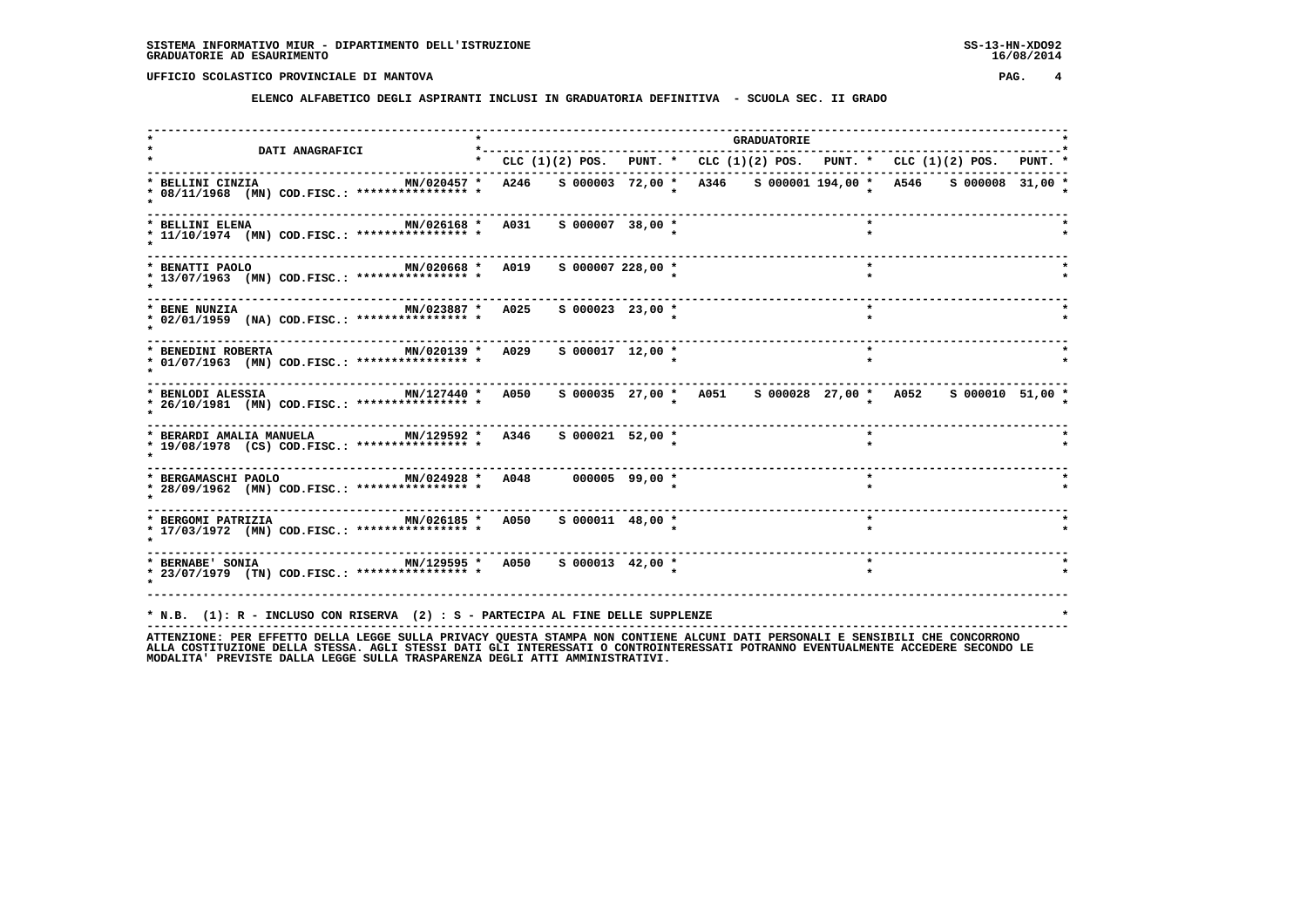SISTEMA INFORMATIVO MIUR - DIPARTIMENTO DELL'ISTRUZIONE
GRADUATORIE AD ESAURIMENTO

SS-13-HN-XDO92
16/08/2014

UFFICIO SCOLASTICO PROVINCIALE DI MANTOVA

**ELENCO ALFABETICO DEGLI ASPIRANTI INCLUSI IN GRADUATORIA DEFINITIVA - SCUOLA SEC. II GRADO**

| DATI ANAGRAFICI | | CLC (1)(2) POS. | PUNT. | CLC (1)(2) POS. | PUNT. | CLC (1)(2) POS. | PUNT. |
|---|---|---|---|---|---|---|---|
| BELLINI CINZIA 08/11/1968 (MN) COD.FISC.: **************** | MN/020457 | A246 S 000003 | 72,00 | A346 S 000001 | 194,00 | A546 S 000008 | 31,00 |
| BELLINI ELENA 11/10/1974 (MN) COD.FISC.: **************** | MN/026168 | A031 S 000007 | 38,00 | | | | |
| BENATTI PAOLO 13/07/1963 (MN) COD.FISC.: **************** | MN/020668 | A019 S 000007 | 228,00 | | | | |
| BENE NUNZIA 02/01/1959 (NA) COD.FISC.: **************** | MN/023887 | A025 S 000023 | 23,00 | | | | |
| BENEDINI ROBERTA 01/07/1963 (MN) COD.FISC.: **************** | MN/020139 | A029 S 000017 | 12,00 | | | | |
| BENLODI ALESSIA 26/10/1981 (MN) COD.FISC.: **************** | MN/127440 | A050 S 000035 | 27,00 | A051 S 000028 | 27,00 | A052 S 000010 | 51,00 |
| BERARDI AMALIA MANUELA 19/08/1978 (CS) COD.FISC.: **************** | MN/129592 | A346 S 000021 | 52,00 | | | | |
| BERGAMASCHI PAOLO 28/09/1962 (MN) COD.FISC.: **************** | MN/024928 | A048 000005 | 99,00 | | | | |
| BERGOMI PATRIZIA 17/03/1972 (MN) COD.FISC.: **************** | MN/026185 | A050 S 000011 | 48,00 | | | | |
| BERNABE' SONIA 23/07/1979 (TN) COD.FISC.: **************** | MN/129595 | A050 S 000013 | 42,00 | | | | |

* N.B. (1): R - INCLUSO CON RISERVA (2) : S - PARTECIPA AL FINE DELLE SUPPLENZE

ATTENZIONE: PER EFFETTO DELLA LEGGE SULLA PRIVACY QUESTA STAMPA NON CONTIENE ALCUNI DATI PERSONALI E SENSIBILI CHE CONCORRONO ALLA COSTITUZIONE DELLA STESSA. AGLI STESSI DATI GLI INTERESSATI O CONTROINTERESSATI POTRANNO EVENTUALMENTE ACCEDERE SECONDO LE MODALITA' PREVISTE DALLA LEGGE SULLA TRASPARENZA DEGLI ATTI AMMINISTRATIVI.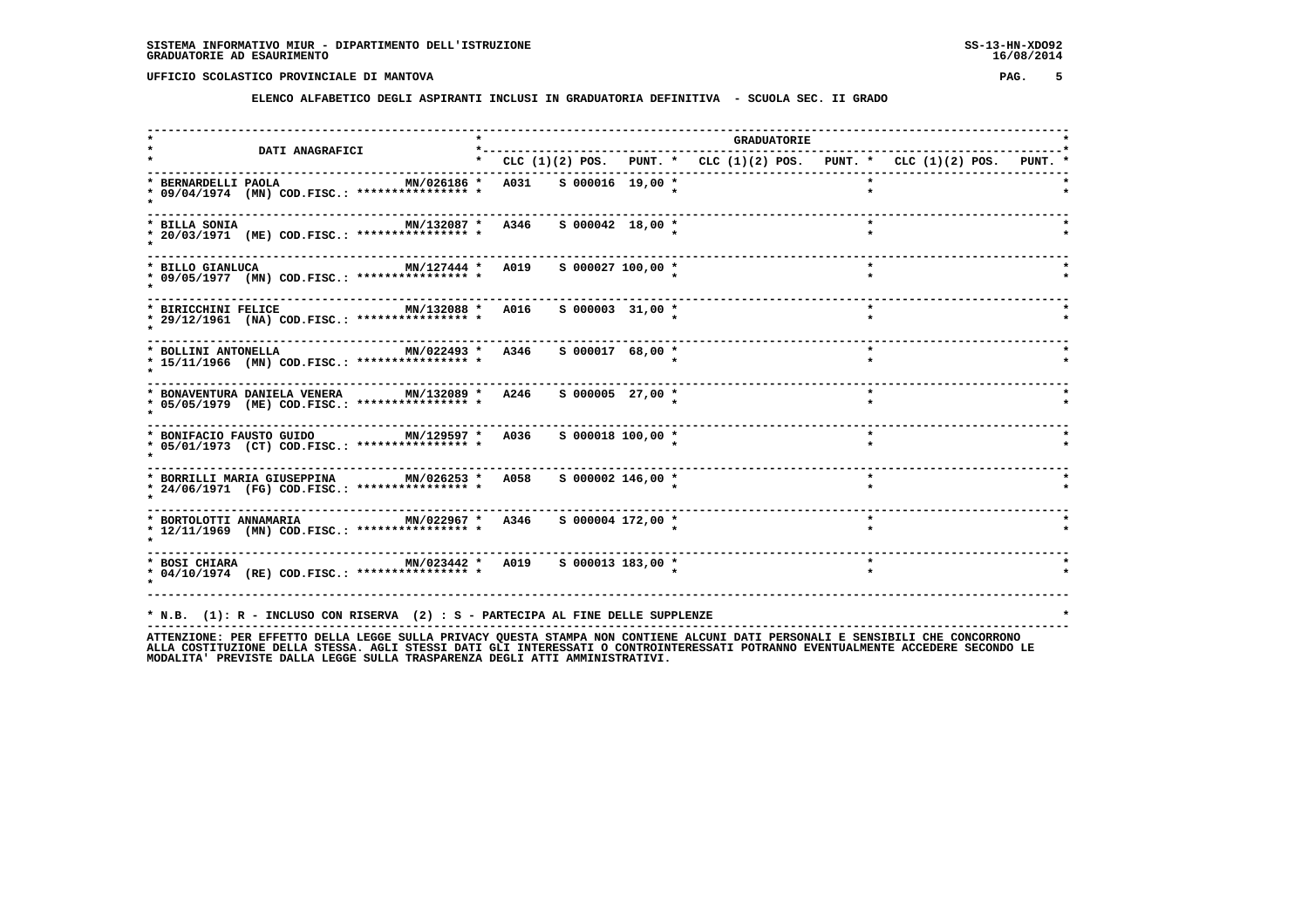**SISTEMA INFORMATIVO MIUR - DIPARTIMENTO DELL'ISTRUZIONE**
**GRADUATORIE AD ESAURIMENTO**

**UFFICIO SCOLASTICO PROVINCIALE DI MANTOVA**

## ELENCO ALFABETICO DEGLI ASPIRANTI INCLUSI IN GRADUATORIA DEFINITIVA - SCUOLA SEC. II GRADO

| DATI ANAGRAFICI | | GRADUATORIE | | | | | | | | |
|---|---|---|---|---|---|---|---|---|---|---|
| | | CLC | (1)(2) POS. | PUNT. | CLC | (1)(2) POS. | PUNT. | CLC | (1)(2) POS. | PUNT. |
| BERNARDELLI PAOLA 09/04/1974 (MN) COD.FISC.: **************** | MN/026186 | A031 | S 000016 | 19,00 | | | | | | |
| BILLA SONIA 20/03/1971 (ME) COD.FISC.: **************** | MN/132087 | A346 | S 000042 | 18,00 | | | | | | |
| BILLO GIANLUCA 09/05/1977 (MN) COD.FISC.: **************** | MN/127444 | A019 | S 000027 | 100,00 | | | | | | |
| BIRICCHINI FELICE 29/12/1961 (NA) COD.FISC.: **************** | MN/132088 | A016 | S 000003 | 31,00 | | | | | | |
| BOLLINI ANTONELLA 15/11/1966 (MN) COD.FISC.: **************** | MN/022493 | A346 | S 000017 | 68,00 | | | | | | |
| BONAVENTURA DANIELA VENERA 05/05/1979 (ME) COD.FISC.: **************** | MN/132089 | A246 | S 000005 | 27,00 | | | | | | |
| BONIFACIO FAUSTO GUIDO 05/01/1973 (CT) COD.FISC.: **************** | MN/129597 | A036 | S 000018 | 100,00 | | | | | | |
| BORRILLI MARIA GIUSEPPINA 24/06/1971 (FG) COD.FISC.: **************** | MN/026253 | A058 | S 000002 | 146,00 | | | | | | |
| BORTOLOTTI ANNAMARIA 12/11/1969 (MN) COD.FISC.: **************** | MN/022967 | A346 | S 000004 | 172,00 | | | | | | |
| BOSI CHIARA 04/10/1974 (RE) COD.FISC.: **************** | MN/023442 | A019 | S 000013 | 183,00 | | | | | | |

* N.B. (1): R - INCLUSO CON RISERVA (2) : S - PARTECIPA AL FINE DELLE SUPPLENZE

ATTENZIONE: PER EFFETTO DELLA LEGGE SULLA PRIVACY QUESTA STAMPA NON CONTIENE ALCUNI DATI PERSONALI E SENSIBILI CHE CONCORRONO ALLA COSTITUZIONE DELLA STESSA. AGLI STESSI DATI GLI INTERESSATI O CONTROINTERESSATI POTRANNO EVENTUALMENTE ACCEDERE SECONDO LE MODALITA' PREVISTE DALLA LEGGE SULLA TRASPARENZA DEGLI ATTI AMMINISTRATIVI.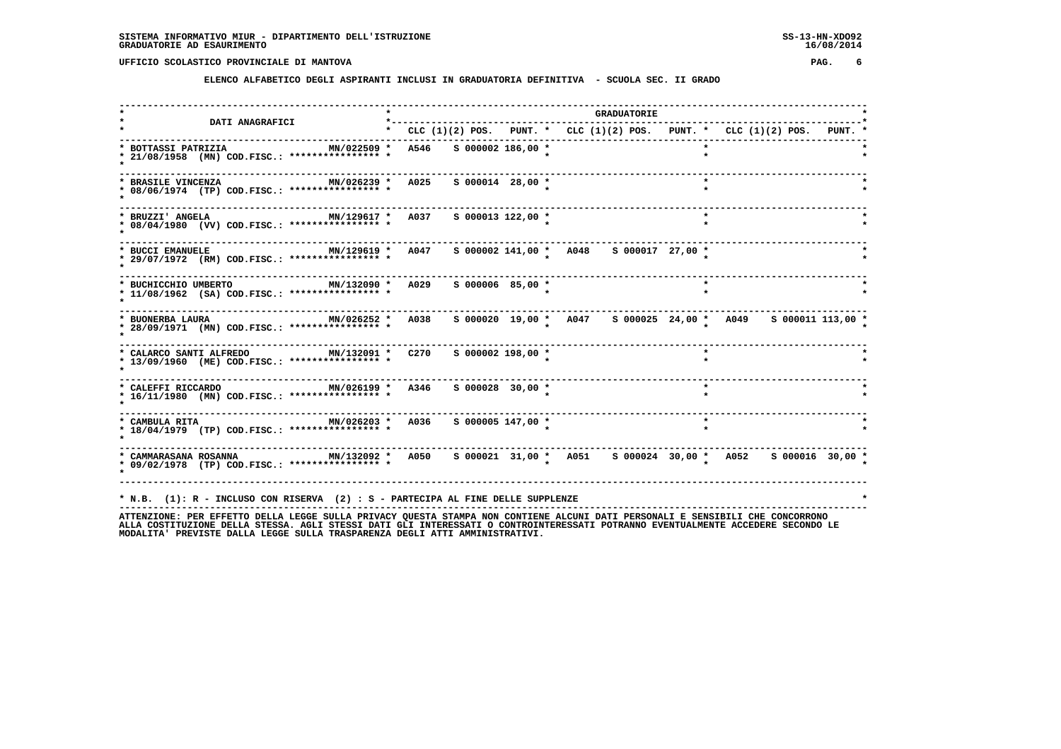SISTEMA INFORMATIVO MIUR - DIPARTIMENTO DELL'ISTRUZIONE
GRADUATORIE AD ESAURIMENTO

SS-13-HN-XDO92
16/08/2014

UFFICIO SCOLASTICO PROVINCIALE DI MANTOVA

## ELENCO ALFABETICO DEGLI ASPIRANTI INCLUSI IN GRADUATORIA DEFINITIVA - SCUOLA SEC. II GRADO

| DATI ANAGRAFICI | | GRADUATORIE | | | | | | | | |
|---|---|---|---|---|---|---|---|---|---|---|
| | | CLC | (1)(2) POS. | PUNT. | CLC | (1)(2) POS. | PUNT. | CLC | (1)(2) POS. | PUNT. |
| BOTTASSI PATRIZIA 21/08/1958 (MN) COD.FISC.: **************** | MN/022509 | A546 | S 000002 | 186,00 | | | | | | |
| BRASILE VINCENZA 08/06/1974 (TP) COD.FISC.: **************** | MN/026239 | A025 | S 000014 | 28,00 | | | | | | |
| BRUZZI' ANGELA 08/04/1980 (VV) COD.FISC.: **************** | MN/129617 | A037 | S 000013 | 122,00 | | | | | | |
| BUCCI EMANUELE 29/07/1972 (RM) COD.FISC.: **************** | MN/129619 | A047 | S 000002 | 141,00 | A048 | S 000017 | 27,00 | | | |
| BUCHICCHIO UMBERTO 11/08/1962 (SA) COD.FISC.: **************** | MN/132090 | A029 | S 000006 | 85,00 | | | | | | |
| BUONERBA LAURA 28/09/1971 (MN) COD.FISC.: **************** | MN/026252 | A038 | S 000020 | 19,00 | A047 | S 000025 | 24,00 | A049 | S 000011 | 113,00 |
| CALARCO SANTI ALFREDO 13/09/1960 (ME) COD.FISC.: **************** | MN/132091 | C270 | S 000002 | 198,00 | | | | | | |
| CALEFFI RICCARDO 16/11/1980 (MN) COD.FISC.: **************** | MN/026199 | A346 | S 000028 | 30,00 | | | | | | |
| CAMBULA RITA 18/04/1979 (TP) COD.FISC.: **************** | MN/026203 | A036 | S 000005 | 147,00 | | | | | | |
| CAMMARASANA ROSANNA 09/02/1978 (TP) COD.FISC.: **************** | MN/132092 | A050 | S 000021 | 31,00 | A051 | S 000024 | 30,00 | A052 | S 000016 | 30,00 |

* N.B. (1): R - INCLUSO CON RISERVA (2) : S - PARTECIPA AL FINE DELLE SUPPLENZE

ATTENZIONE: PER EFFETTO DELLA LEGGE SULLA PRIVACY QUESTA STAMPA NON CONTIENE ALCUNI DATI PERSONALI E SENSIBILI CHE CONCORRONO ALLA COSTITUZIONE DELLA STESSA. AGLI STESSI DATI GLI INTERESSATI O CONTROINTERESSATI POTRANNO EVENTUALMENTE ACCEDERE SECONDO LE MODALITA' PREVISTE DALLA LEGGE SULLA TRASPARENZA DEGLI ATTI AMMINISTRATIVI.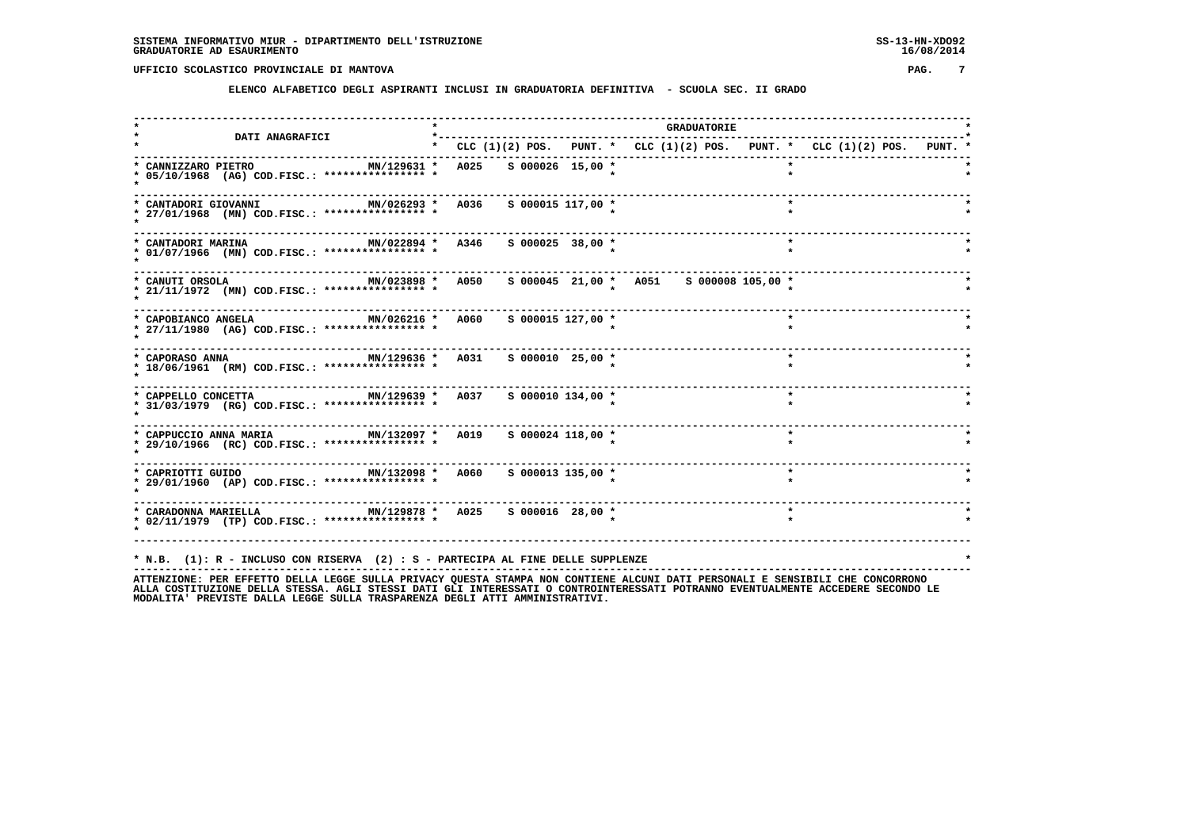SISTEMA INFORMATIVO MIUR - DIPARTIMENTO DELL'ISTRUZIONE
GRADUATORIE AD ESAURIMENTO

UFFICIO SCOLASTICO PROVINCIALE DI MANTOVA

**ELENCO ALFABETICO DEGLI ASPIRANTI INCLUSI IN GRADUATORIA DEFINITIVA - SCUOLA SEC. II GRADO**

| DATI ANAGRAFICI | | GRADUATORIE | | | | | | | | |
|---|---|---|---|---|---|---|---|---|---|---|
| | | CLC | (1)(2) POS. | PUNT. | CLC | (1)(2) POS. | PUNT. | CLC | (1)(2) POS. | PUNT. |
| CANNIZZARO PIETRO 05/10/1968 (AG) COD.FISC.: **************** | MN/129631 | A025 | S 000026 | 15,00 | | | | | | |
| CANTADORI GIOVANNI 27/01/1968 (MN) COD.FISC.: **************** | MN/026293 | A036 | S 000015 | 117,00 | | | | | | |
| CANTADORI MARINA 01/07/1966 (MN) COD.FISC.: **************** | MN/022894 | A346 | S 000025 | 38,00 | | | | | | |
| CANUTI ORSOLA 21/11/1972 (MN) COD.FISC.: **************** | MN/023898 | A050 | S 000045 | 21,00 | A051 | S 000008 | 105,00 | | | |
| CAPOBIANCO ANGELA 27/11/1980 (AG) COD.FISC.: **************** | MN/026216 | A060 | S 000015 | 127,00 | | | | | | |
| CAPORASO ANNA 18/06/1961 (RM) COD.FISC.: **************** | MN/129636 | A031 | S 000010 | 25,00 | | | | | | |
| CAPPELLO CONCETTA 31/03/1979 (RG) COD.FISC.: **************** | MN/129639 | A037 | S 000010 | 134,00 | | | | | | |
| CAPPUCCIO ANNA MARIA 29/10/1966 (RC) COD.FISC.: **************** | MN/132097 | A019 | S 000024 | 118,00 | | | | | | |
| CAPRIOTTI GUIDO 29/01/1960 (AP) COD.FISC.: **************** | MN/132098 | A060 | S 000013 | 135,00 | | | | | | |
| CARADONNA MARIELLA 02/11/1979 (TP) COD.FISC.: **************** | MN/129878 | A025 | S 000016 | 28,00 | | | | | | |

* N.B. (1): R - INCLUSO CON RISERVA (2) : S - PARTECIPA AL FINE DELLE SUPPLENZE

ATTENZIONE: PER EFFETTO DELLA LEGGE SULLA PRIVACY QUESTA STAMPA NON CONTIENE ALCUNI DATI PERSONALI E SENSIBILI CHE CONCORRONO ALLA COSTITUZIONE DELLA STESSA. AGLI STESSI DATI GLI INTERESSATI O CONTROINTERESSATI POTRANNO EVENTUALMENTE ACCEDERE SECONDO LE MODALITA' PREVISTE DALLA LEGGE SULLA TRASPARENZA DEGLI ATTI AMMINISTRATIVI.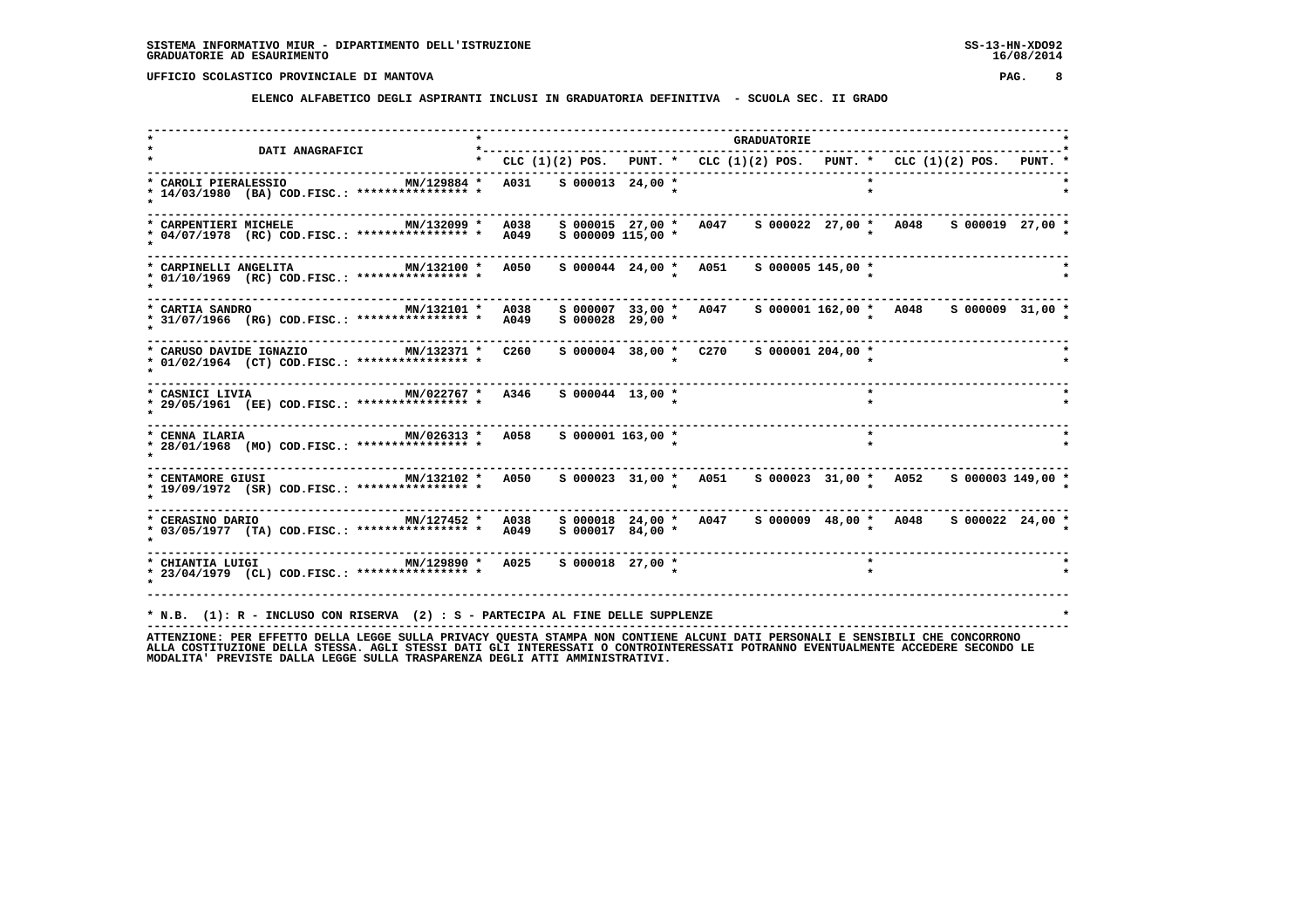**SISTEMA INFORMATIVO MIUR - DIPARTIMENTO DELL'ISTRUZIONE**
**GRADUATORIE AD ESAURIMENTO**

**UFFICIO SCOLASTICO PROVINCIALE DI MANTOVA**

**ELENCO ALFABETICO DEGLI ASPIRANTI INCLUSI IN GRADUATORIA DEFINITIVA - SCUOLA SEC. II GRADO**

| DATI ANAGRAFICI | | CLC (1)(2) POS. | PUNT. | CLC (1)(2) POS. | PUNT. | CLC (1)(2) POS. | PUNT. |
|---|---|---|---|---|---|---|---|
| CAROLI PIERALESSIO 14/03/1980 (BA) COD.FISC.: **************** | MN/129884 | A031 S 000013 | 24,00 | | | | |
| CARPENTIERI MICHELE 04/07/1978 (RC) COD.FISC.: **************** | MN/132099 | A038 S 000015 | 27,00 | A047 S 000022 | 27,00 | A048 S 000019 | 27,00 |
| | | A049 S 000009 | 115,00 | | | | |
| CARPINELLI ANGELITA 01/10/1969 (RC) COD.FISC.: **************** | MN/132100 | A050 S 000044 | 24,00 | A051 S 000005 | 145,00 | | |
| CARTIA SANDRO 31/07/1966 (RG) COD.FISC.: **************** | MN/132101 | A038 S 000007 | 33,00 | A047 S 000001 | 162,00 | A048 S 000009 | 31,00 |
| | | A049 S 000028 | 29,00 | | | | |
| CARUSO DAVIDE IGNAZIO 01/02/1964 (CT) COD.FISC.: **************** | MN/132371 | C260 S 000004 | 38,00 | C270 S 000001 | 204,00 | | |
| CASNICI LIVIA 29/05/1961 (EE) COD.FISC.: **************** | MN/022767 | A346 S 000044 | 13,00 | | | | |
| CENNA ILARIA 28/01/1968 (MO) COD.FISC.: **************** | MN/026313 | A058 S 000001 | 163,00 | | | | |
| CENTAMORE GIUSI 19/09/1972 (SR) COD.FISC.: **************** | MN/132102 | A050 S 000023 | 31,00 | A051 S 000023 | 31,00 | A052 S 000003 | 149,00 |
| CERASINO DARIO 03/05/1977 (TA) COD.FISC.: **************** | MN/127452 | A038 S 000018 | 24,00 | A047 S 000009 | 48,00 | A048 S 000022 | 24,00 |
| | | A049 S 000017 | 84,00 | | | | |
| CHIANTIA LUIGI 23/04/1979 (CL) COD.FISC.: **************** | MN/129890 | A025 S 000018 | 27,00 | | | | |

* N.B. (1): R - INCLUSO CON RISERVA (2) : S - PARTECIPA AL FINE DELLE SUPPLENZE

ATTENZIONE: PER EFFETTO DELLA LEGGE SULLA PRIVACY QUESTA STAMPA NON CONTIENE ALCUNI DATI PERSONALI E SENSIBILI CHE CONCORRONO ALLA COSTITUZIONE DELLA STESSA. AGLI STESSI DATI GLI INTERESSATI O CONTROINTERESSATI POTRANNO EVENTUALMENTE ACCEDERE SECONDO LE MODALITA' PREVISTE DALLA LEGGE SULLA TRASPARENZA DEGLI ATTI AMMINISTRATIVI.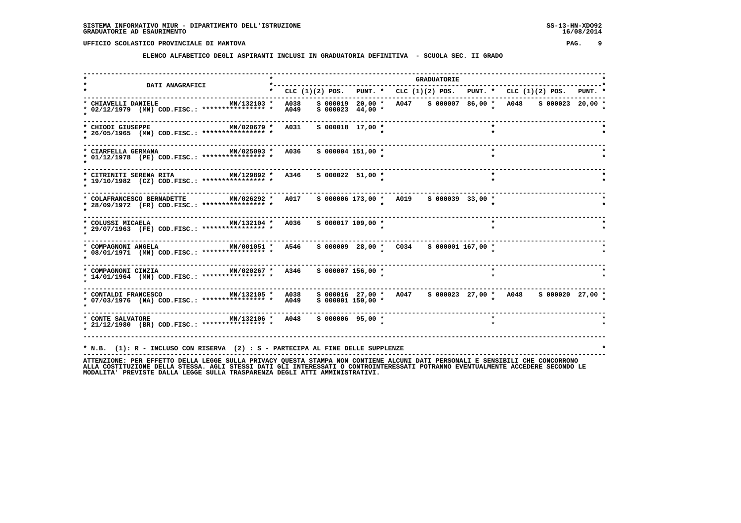SISTEMA INFORMATIVO MIUR - DIPARTIMENTO DELL'ISTRUZIONE
GRADUATORIE AD ESAURIMENTO

SS-13-HN-XDO92
16/08/2014

UFFICIO SCOLASTICO PROVINCIALE DI MANTOVA

## ELENCO ALFABETICO DEGLI ASPIRANTI INCLUSI IN GRADUATORIA DEFINITIVA - SCUOLA SEC. II GRADO

| DATI ANAGRAFICI | | CLC (1)(2) POS. | PUNT. | CLC (1)(2) POS. | PUNT. | CLC (1)(2) POS. | PUNT. |
|---|---|---|---|---|---|---|---|
| CHIAVELLI DANIELE 02/12/1979 (MN) COD.FISC.: **************** | MN/132103 | A038 S 000019<br>A049 S 000023 | 20,00<br>44,00 | A047 S 000007 | 86,00 | A048 S 000023 | 20,00 |
| CHIODI GIUSEPPE 26/05/1965 (MN) COD.FISC.: **************** | MN/020679 | A031 S 000018 | 17,00 | | | | |
| CIARFELLA GERMANA 01/12/1978 (PE) COD.FISC.: **************** | MN/025093 | A036 S 000004 | 151,00 | | | | |
| CITRINITI SERENA RITA 19/10/1982 (CZ) COD.FISC.: **************** | MN/129892 | A346 S 000022 | 51,00 | | | | |
| COLAFRANCESCO BERNADETTE 28/09/1972 (FR) COD.FISC.: **************** | MN/026292 | A017 S 000006 | 173,00 | A019 S 000039 | 33,00 | | |
| COLUSSI MICAELA 29/07/1963 (FE) COD.FISC.: **************** | MN/132104 | A036 S 000017 | 109,00 | | | | |
| COMPAGNONI ANGELA 08/01/1971 (MN) COD.FISC.: **************** | MN/001051 | A546 S 000009 | 28,00 | C034 S 000001 | 167,00 | | |
| COMPAGNONI CINZIA 14/01/1964 (MN) COD.FISC.: **************** | MN/020267 | A346 S 000007 | 156,00 | | | | |
| CONTALDI FRANCESCO 07/03/1976 (NA) COD.FISC.: **************** | MN/132105 | A038 S 000016<br>A049 S 000001 | 27,00<br>150,00 | A047 S 000023 | 27,00 | A048 S 000020 | 27,00 |
| CONTE SALVATORE 21/12/1980 (BR) COD.FISC.: **************** | MN/132106 | A048 S 000006 | 95,00 | | | | |

* N.B. (1): R - INCLUSO CON RISERVA (2) : S - PARTECIPA AL FINE DELLE SUPPLENZE

ATTENZIONE: PER EFFETTO DELLA LEGGE SULLA PRIVACY QUESTA STAMPA NON CONTIENE ALCUNI DATI PERSONALI E SENSIBILI CHE CONCORRONO ALLA COSTITUZIONE DELLA STESSA. AGLI STESSI DATI GLI INTERESSATI O CONTROINTERESSATI POTRANNO EVENTUALMENTE ACCEDERE SECONDO LE MODALITA' PREVISTE DALLA LEGGE SULLA TRASPARENZA DEGLI ATTI AMMINISTRATIVI.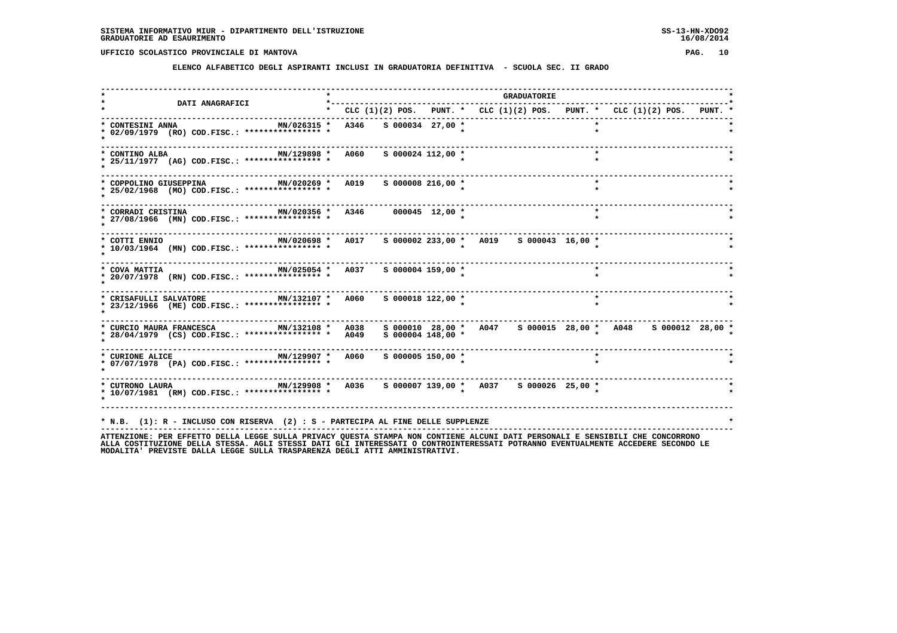SISTEMA INFORMATIVO MIUR - DIPARTIMENTO DELL'ISTRUZIONE
GRADUATORIE AD ESAURIMENTO

UFFICIO SCOLASTICO PROVINCIALE DI MANTOVA

**ELENCO ALFABETICO DEGLI ASPIRANTI INCLUSI IN GRADUATORIA DEFINITIVA - SCUOLA SEC. II GRADO**

| DATI ANAGRAFICI | | GRADUATORIE | | | | | | | | |
|---|---|---|---|---|---|---|---|---|---|---|
| | | CLC | (1)(2) POS. | PUNT. | CLC | (1)(2) POS. | PUNT. | CLC | (1)(2) POS. | PUNT. |
| CONTESINI ANNA 02/09/1979 (RO) COD.FISC.: **************** | MN/026315 | A346 | S 000034 | 27,00 | | | | | | |
| CONTINO ALBA 25/11/1977 (AG) COD.FISC.: **************** | MN/129898 | A060 | S 000024 | 112,00 | | | | | | |
| COPPOLINO GIUSEPPINA 25/02/1968 (MO) COD.FISC.: **************** | MN/020269 | A019 | S 000008 | 216,00 | | | | | | |
| CORRADI CRISTINA 27/08/1966 (MN) COD.FISC.: **************** | MN/020356 | A346 | 000045 | 12,00 | | | | | | |
| COTTI ENNIO 10/03/1964 (MN) COD.FISC.: **************** | MN/020698 | A017 | S 000002 | 233,00 | A019 | S 000043 | 16,00 | | | |
| COVA MATTIA 20/07/1978 (RN) COD.FISC.: **************** | MN/025054 | A037 | S 000004 | 159,00 | | | | | | |
| CRISAFULLI SALVATORE 23/12/1966 (ME) COD.FISC.: **************** | MN/132107 | A060 | S 000018 | 122,00 | | | | | | |
| CURCIO MAURA FRANCESCA 28/04/1979 (CS) COD.FISC.: **************** | MN/132108 | A038 | S 000010 | 28,00 | A047 | S 000015 | 28,00 | A048 | S 000012 | 28,00 |
| | | A049 | S 000004 | 148,00 | | | | | | |
| CURIONE ALICE 07/07/1978 (PA) COD.FISC.: **************** | MN/129907 | A060 | S 000005 | 150,00 | | | | | | |
| CUTRONO LAURA 10/07/1981 (RM) COD.FISC.: **************** | MN/129908 | A036 | S 000007 | 139,00 | A037 | S 000026 | 25,00 | | | |

* N.B. (1): R - INCLUSO CON RISERVA (2) : S - PARTECIPA AL FINE DELLE SUPPLENZE

ATTENZIONE: PER EFFETTO DELLA LEGGE SULLA PRIVACY QUESTA STAMPA NON CONTIENE ALCUNI DATI PERSONALI E SENSIBILI CHE CONCORRONO ALLA COSTITUZIONE DELLA STESSA. AGLI STESSI DATI GLI INTERESSATI O CONTROINTERESSATI POTRANNO EVENTUALMENTE ACCEDERE SECONDO LE MODALITA' PREVISTE DALLA LEGGE SULLA TRASPARENZA DEGLI ATTI AMMINISTRATIVI.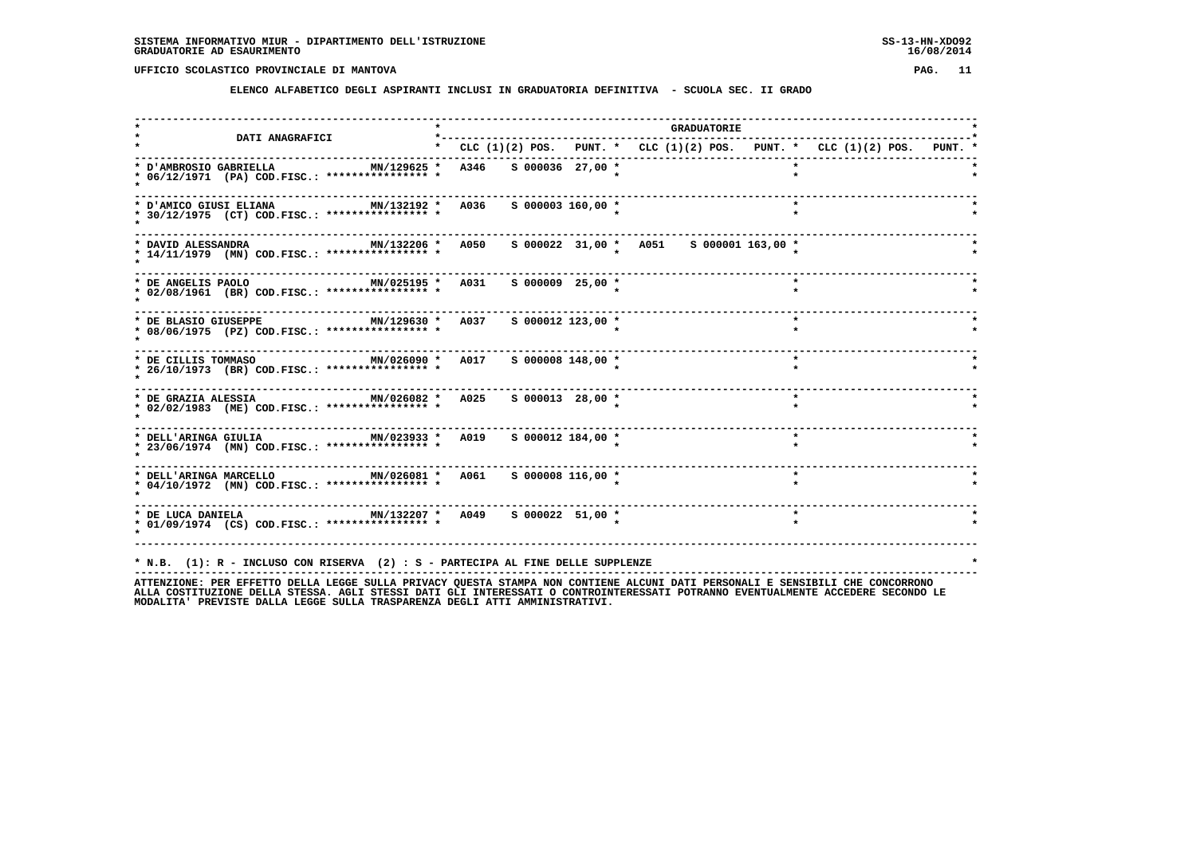**SISTEMA INFORMATIVO MIUR - DIPARTIMENTO DELL'ISTRUZIONE** SS-13-HN-XDO92
**GRADUATORIE AD ESAURIMENTO** 16/08/2014

**UFFICIO SCOLASTICO PROVINCIALE DI MANTOVA**

## ELENCO ALFABETICO DEGLI ASPIRANTI INCLUSI IN GRADUATORIA DEFINITIVA - SCUOLA SEC. II GRADO

| DATI ANAGRAFICI | | GRADUATORIE | | | | | | | | |
|---|---|---|---|---|---|---|---|---|---|---|
| | | CLC | (1)(2) POS. | PUNT. | CLC | (1)(2) POS. | PUNT. | CLC | (1)(2) POS. | PUNT. |
| D'AMBROSIO GABRIELLA 06/12/1971 (PA) COD.FISC.: **************** | MN/129625 | A346 | S 000036 | 27,00 | | | | | | |
| D'AMICO GIUSI ELIANA 30/12/1975 (CT) COD.FISC.: **************** | MN/132192 | A036 | S 000003 | 160,00 | | | | | | |
| DAVID ALESSANDRA 14/11/1979 (MN) COD.FISC.: **************** | MN/132206 | A050 | S 000022 | 31,00 | A051 | S 000001 | 163,00 | | | |
| DE ANGELIS PAOLO 02/08/1961 (BR) COD.FISC.: **************** | MN/025195 | A031 | S 000009 | 25,00 | | | | | | |
| DE BLASIO GIUSEPPE 08/06/1975 (PZ) COD.FISC.: **************** | MN/129630 | A037 | S 000012 | 123,00 | | | | | | |
| DE CILLIS TOMMASO 26/10/1973 (BR) COD.FISC.: **************** | MN/026090 | A017 | S 000008 | 148,00 | | | | | | |
| DE GRAZIA ALESSIA 02/02/1983 (ME) COD.FISC.: **************** | MN/026082 | A025 | S 000013 | 28,00 | | | | | | |
| DELL'ARINGA GIULIA 23/06/1974 (MN) COD.FISC.: **************** | MN/023933 | A019 | S 000012 | 184,00 | | | | | | |
| DELL'ARINGA MARCELLO 04/10/1972 (MN) COD.FISC.: **************** | MN/026081 | A061 | S 000008 | 116,00 | | | | | | |
| DE LUCA DANIELA 01/09/1974 (CS) COD.FISC.: **************** | MN/132207 | A049 | S 000022 | 51,00 | | | | | | |

* N.B. (1): R - INCLUSO CON RISERVA (2) : S - PARTECIPA AL FINE DELLE SUPPLENZE

ATTENZIONE: PER EFFETTO DELLA LEGGE SULLA PRIVACY QUESTA STAMPA NON CONTIENE ALCUNI DATI PERSONALI E SENSIBILI CHE CONCORRONO ALLA COSTITUZIONE DELLA STESSA. AGLI STESSI DATI GLI INTERESSATI O CONTROINTERESSATI POTRANNO EVENTUALMENTE ACCEDERE SECONDO LE MODALITA' PREVISTE DALLA LEGGE SULLA TRASPARENZA DEGLI ATTI AMMINISTRATIVI.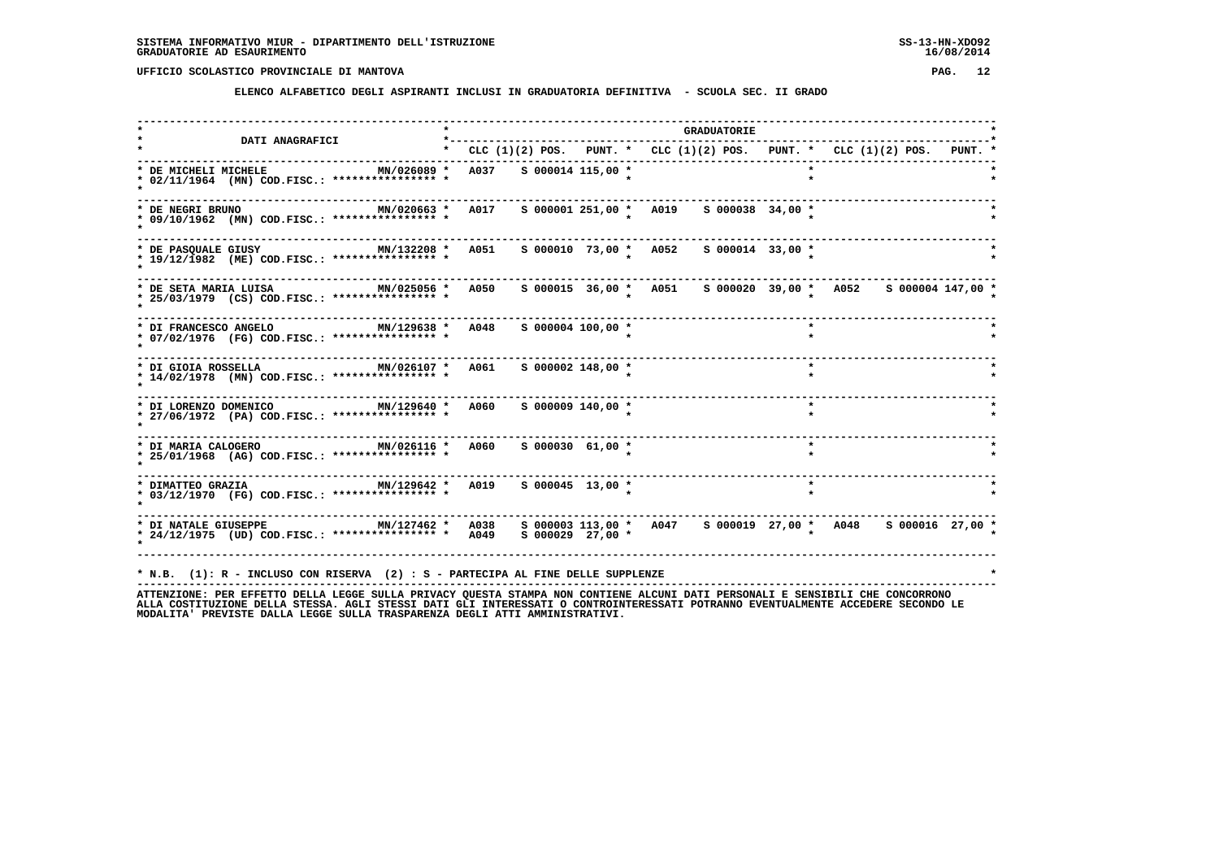SISTEMA INFORMATIVO MIUR - DIPARTIMENTO DELL'ISTRUZIONE
GRADUATORIE AD ESAURIMENTO

UFFICIO SCOLASTICO PROVINCIALE DI MANTOVA

## ELENCO ALFABETICO DEGLI ASPIRANTI INCLUSI IN GRADUATORIA DEFINITIVA - SCUOLA SEC. II GRADO

| DATI ANAGRAFICI | | CLC | (1)(2) POS. | PUNT. | CLC | (1)(2) POS. | PUNT. | CLC | (1)(2) POS. | PUNT. |
|---|---|---|---|---|---|---|---|---|---|---|
| DE MICHELI MICHELE 02/11/1964 (MN) COD.FISC.: **************** | MN/026089 | A037 | S 000014 | 115,00 | | | | | | |
| DE NEGRI BRUNO 09/10/1962 (MN) COD.FISC.: **************** | MN/020663 | A017 | S 000001 | 251,00 | A019 | S 000038 | 34,00 | | | |
| DE PASQUALE GIUSY 19/12/1982 (ME) COD.FISC.: **************** | MN/132208 | A051 | S 000010 | 73,00 | A052 | S 000014 | 33,00 | | | |
| DE SETA MARIA LUISA 25/03/1979 (CS) COD.FISC.: **************** | MN/025056 | A050 | S 000015 | 36,00 | A051 | S 000020 | 39,00 | A052 | S 000004 | 147,00 |
| DI FRANCESCO ANGELO 07/02/1976 (FG) COD.FISC.: **************** | MN/129638 | A048 | S 000004 | 100,00 | | | | | | |
| DI GIOIA ROSSELLA 14/02/1978 (MN) COD.FISC.: **************** | MN/026107 | A061 | S 000002 | 148,00 | | | | | | |
| DI LORENZO DOMENICO 27/06/1972 (PA) COD.FISC.: **************** | MN/129640 | A060 | S 000009 | 140,00 | | | | | | |
| DI MARIA CALOGERO 25/01/1968 (AG) COD.FISC.: **************** | MN/026116 | A060 | S 000030 | 61,00 | | | | | | |
| DIMATTEO GRAZIA 03/12/1970 (FG) COD.FISC.: **************** | MN/129642 | A019 | S 000045 | 13,00 | | | | | | |
| DI NATALE GIUSEPPE 24/12/1975 (UD) COD.FISC.: **************** | MN/127462 | A038 | S 000003 | 113,00 | A047 | S 000019 | 27,00 | A048 | S 000016 | 27,00 |
| | | A049 | S 000029 | 27,00 | | | | | | |

* N.B. (1): R - INCLUSO CON RISERVA (2) : S - PARTECIPA AL FINE DELLE SUPPLENZE

ATTENZIONE: PER EFFETTO DELLA LEGGE SULLA PRIVACY QUESTA STAMPA NON CONTIENE ALCUNI DATI PERSONALI E SENSIBILI CHE CONCORRONO ALLA COSTITUZIONE DELLA STESSA. AGLI STESSI DATI GLI INTERESSATI O CONTROINTERESSATI POTRANNO EVENTUALMENTE ACCEDERE SECONDO LE MODALITA' PREVISTE DALLA LEGGE SULLA TRASPARENZA DEGLI ATTI AMMINISTRATIVI.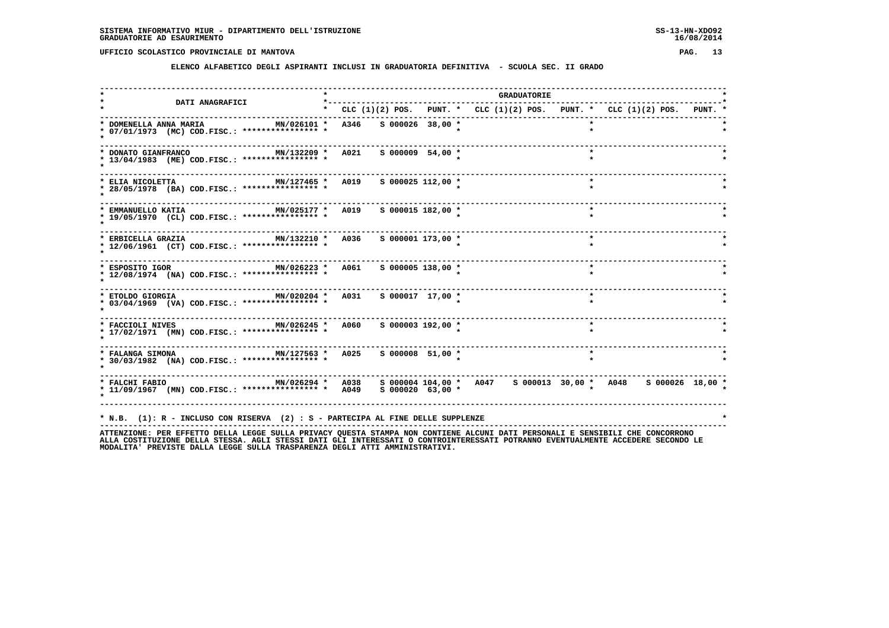SISTEMA INFORMATIVO MIUR - DIPARTIMENTO DELL'ISTRUZIONE
GRADUATORIE AD ESAURIMENTO

UFFICIO SCOLASTICO PROVINCIALE DI MANTOVA

**ELENCO ALFABETICO DEGLI ASPIRANTI INCLUSI IN GRADUATORIA DEFINITIVA - SCUOLA SEC. II GRADO**

| DATI ANAGRAFICI | | GRADUATORIE | | | | | | | | |
|---|---|---|---|---|---|---|---|---|---|---|
| | | CLC | (1)(2) POS. | PUNT. | CLC | (1)(2) POS. | PUNT. | CLC | (1)(2) POS. | PUNT. |
| DOMENELLA ANNA MARIA 07/01/1973 (MC) COD.FISC.: **************** | MN/026101 | A346 | S 000026 | 38,00 | | | | | | |
| DONATO GIANFRANCO 13/04/1983 (ME) COD.FISC.: **************** | MN/132209 | A021 | S 000009 | 54,00 | | | | | | |
| ELIA NICOLETTA 28/05/1978 (BA) COD.FISC.: **************** | MN/127465 | A019 | S 000025 | 112,00 | | | | | | |
| EMMANUELLO KATIA 19/05/1970 (CL) COD.FISC.: **************** | MN/025177 | A019 | S 000015 | 182,00 | | | | | | |
| ERBICELLA GRAZIA 12/06/1961 (CT) COD.FISC.: **************** | MN/132210 | A036 | S 000001 | 173,00 | | | | | | |
| ESPOSITO IGOR 12/08/1974 (NA) COD.FISC.: **************** | MN/026223 | A061 | S 000005 | 138,00 | | | | | | |
| ETOLDO GIORGIA 03/04/1969 (VA) COD.FISC.: **************** | MN/020204 | A031 | S 000017 | 17,00 | | | | | | |
| FACCIOLI NIVES 17/02/1971 (MN) COD.FISC.: **************** | MN/026245 | A060 | S 000003 | 192,00 | | | | | | |
| FALANGA SIMONA 30/03/1982 (NA) COD.FISC.: **************** | MN/127563 | A025 | S 000008 | 51,00 | | | | | | |
| FALCHI FABIO 11/09/1967 (MN) COD.FISC.: **************** | MN/026294 | A038 | S 000004 | 104,00 | A047 | S 000013 | 30,00 | A048 | S 000026 | 18,00 |
| | | A049 | S 000020 | 63,00 | | | | | | |

* N.B. (1): R - INCLUSO CON RISERVA (2) : S - PARTECIPA AL FINE DELLE SUPPLENZE

ATTENZIONE: PER EFFETTO DELLA LEGGE SULLA PRIVACY QUESTA STAMPA NON CONTIENE ALCUNI DATI PERSONALI E SENSIBILI CHE CONCORRONO ALLA COSTITUZIONE DELLA STESSA. AGLI STESSI DATI GLI INTERESSATI O CONTROINTERESSATI POTRANNO EVENTUALMENTE ACCEDERE SECONDO LE MODALITA' PREVISTE DALLA LEGGE SULLA TRASPARENZA DEGLI ATTI AMMINISTRATIVI.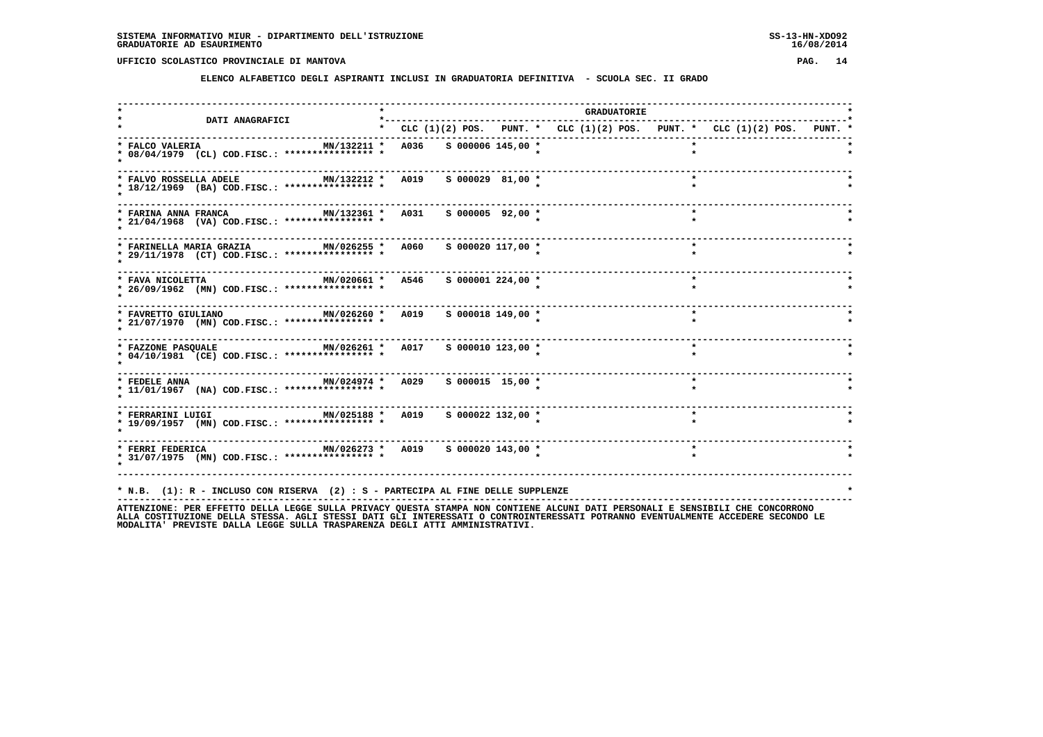SISTEMA INFORMATIVO MIUR - DIPARTIMENTO DELL'ISTRUZIONE
GRADUATORIE AD ESAURIMENTO

UFFICIO SCOLASTICO PROVINCIALE DI MANTOVA

**ELENCO ALFABETICO DEGLI ASPIRANTI INCLUSI IN GRADUATORIA DEFINITIVA - SCUOLA SEC. II GRADO**

| DATI ANAGRAFICI | | GRADUATORIE | | | | | | | | |
|---|---|---|---|---|---|---|---|---|---|---|
| | | CLC | (1)(2) POS. | PUNT. | CLC | (1)(2) POS. | PUNT. | CLC | (1)(2) POS. | PUNT. |
| FALCO VALERIA 08/04/1979 (CL) COD.FISC.: **************** | MN/132211 | A036 | S 000006 | 145,00 | | | | | | |
| FALVO ROSSELLA ADELE 18/12/1969 (BA) COD.FISC.: **************** | MN/132212 | A019 | S 000029 | 81,00 | | | | | | |
| FARINA ANNA FRANCA 21/04/1968 (VA) COD.FISC.: **************** | MN/132361 | A031 | S 000005 | 92,00 | | | | | | |
| FARINELLA MARIA GRAZIA 29/11/1978 (CT) COD.FISC.: **************** | MN/026255 | A060 | S 000020 | 117,00 | | | | | | |
| FAVA NICOLETTA 26/09/1962 (MN) COD.FISC.: **************** | MN/020661 | A546 | S 000001 | 224,00 | | | | | | |
| FAVRETTO GIULIANO 21/07/1970 (MN) COD.FISC.: **************** | MN/026260 | A019 | S 000018 | 149,00 | | | | | | |
| FAZZONE PASQUALE 04/10/1981 (CE) COD.FISC.: **************** | MN/026261 | A017 | S 000010 | 123,00 | | | | | | |
| FEDELE ANNA 11/01/1967 (NA) COD.FISC.: **************** | MN/024974 | A029 | S 000015 | 15,00 | | | | | | |
| FERRARINI LUIGI 19/09/1957 (MN) COD.FISC.: **************** | MN/025188 | A019 | S 000022 | 132,00 | | | | | | |
| FERRI FEDERICA 31/07/1975 (MN) COD.FISC.: **************** | MN/026273 | A019 | S 000020 | 143,00 | | | | | | |

* N.B. (1): R - INCLUSO CON RISERVA (2) : S - PARTECIPA AL FINE DELLE SUPPLENZE

ATTENZIONE: PER EFFETTO DELLA LEGGE SULLA PRIVACY QUESTA STAMPA NON CONTIENE ALCUNI DATI PERSONALI E SENSIBILI CHE CONCORRONO ALLA COSTITUZIONE DELLA STESSA. AGLI STESSI DATI GLI INTERESSATI O CONTROINTERESSATI POTRANNO EVENTUALMENTE ACCEDERE SECONDO LE MODALITA' PREVISTE DALLA LEGGE SULLA TRASPARENZA DEGLI ATTI AMMINISTRATIVI.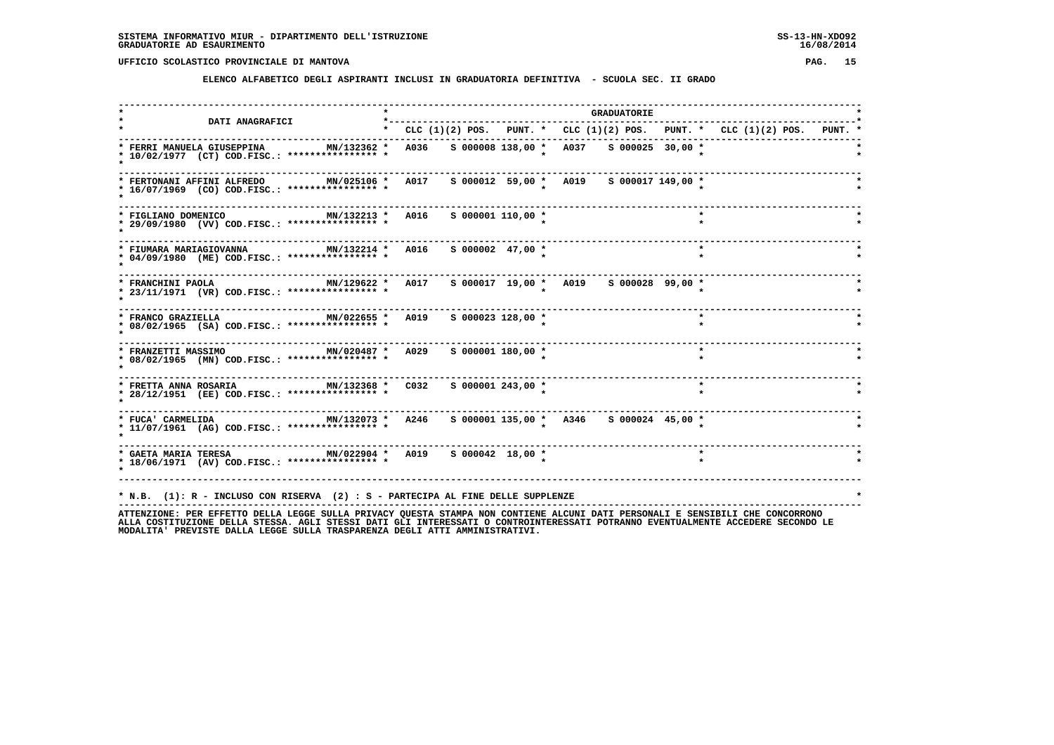SISTEMA INFORMATIVO MIUR - DIPARTIMENTO DELL'ISTRUZIONE
GRADUATORIE AD ESAURIMENTO

UFFICIO SCOLASTICO PROVINCIALE DI MANTOVA

## ELENCO ALFABETICO DEGLI ASPIRANTI INCLUSI IN GRADUATORIA DEFINITIVA - SCUOLA SEC. II GRADO

| DATI ANAGRAFICI | | GRADUATORIE | | | | | | | | |
|---|---|---|---|---|---|---|---|---|---|---|
| | | CLC | (1)(2) POS. | PUNT. | CLC | (1)(2) POS. | PUNT. | CLC | (1)(2) POS. | PUNT. |
| FERRI MANUELA GIUSEPPINA 10/02/1977 (CT) COD.FISC.: **************** | MN/132362 | A036 | S 000008 | 138,00 | A037 | S 000025 | 30,00 | | | |
| FERTONANI AFFINI ALFREDO 16/07/1969 (CO) COD.FISC.: **************** | MN/025106 | A017 | S 000012 | 59,00 | A019 | S 000017 | 149,00 | | | |
| FIGLIANO DOMENICO 29/09/1980 (VV) COD.FISC.: **************** | MN/132213 | A016 | S 000001 | 110,00 | | | | | | |
| FIUMARA MARIAGIOVANNA 04/09/1980 (ME) COD.FISC.: **************** | MN/132214 | A016 | S 000002 | 47,00 | | | | | | |
| FRANCHINI PAOLA 23/11/1971 (VR) COD.FISC.: **************** | MN/129622 | A017 | S 000017 | 19,00 | A019 | S 000028 | 99,00 | | | |
| FRANCO GRAZIELLA 08/02/1965 (SA) COD.FISC.: **************** | MN/022655 | A019 | S 000023 | 128,00 | | | | | | |
| FRANZETTI MASSIMO 08/02/1965 (MN) COD.FISC.: **************** | MN/020487 | A029 | S 000001 | 180,00 | | | | | | |
| FRETTA ANNA ROSARIA 28/12/1951 (EE) COD.FISC.: **************** | MN/132368 | C032 | S 000001 | 243,00 | | | | | | |
| FUCA' CARMELIDA 11/07/1961 (AG) COD.FISC.: **************** | MN/132073 | A246 | S 000001 | 135,00 | A346 | S 000024 | 45,00 | | | |
| GAETA MARIA TERESA 18/06/1971 (AV) COD.FISC.: **************** | MN/022904 | A019 | S 000042 | 18,00 | | | | | | |

* N.B. (1): R - INCLUSO CON RISERVA (2) : S - PARTECIPA AL FINE DELLE SUPPLENZE

ATTENZIONE: PER EFFETTO DELLA LEGGE SULLA PRIVACY QUESTA STAMPA NON CONTIENE ALCUNI DATI PERSONALI E SENSIBILI CHE CONCORRONO ALLA COSTITUZIONE DELLA STESSA. AGLI STESSI DATI GLI INTERESSATI O CONTROINTERESSATI POTRANNO EVENTUALMENTE ACCEDERE SECONDO LE MODALITA' PREVISTE DALLA LEGGE SULLA TRASPARENZA DEGLI ATTI AMMINISTRATIVI.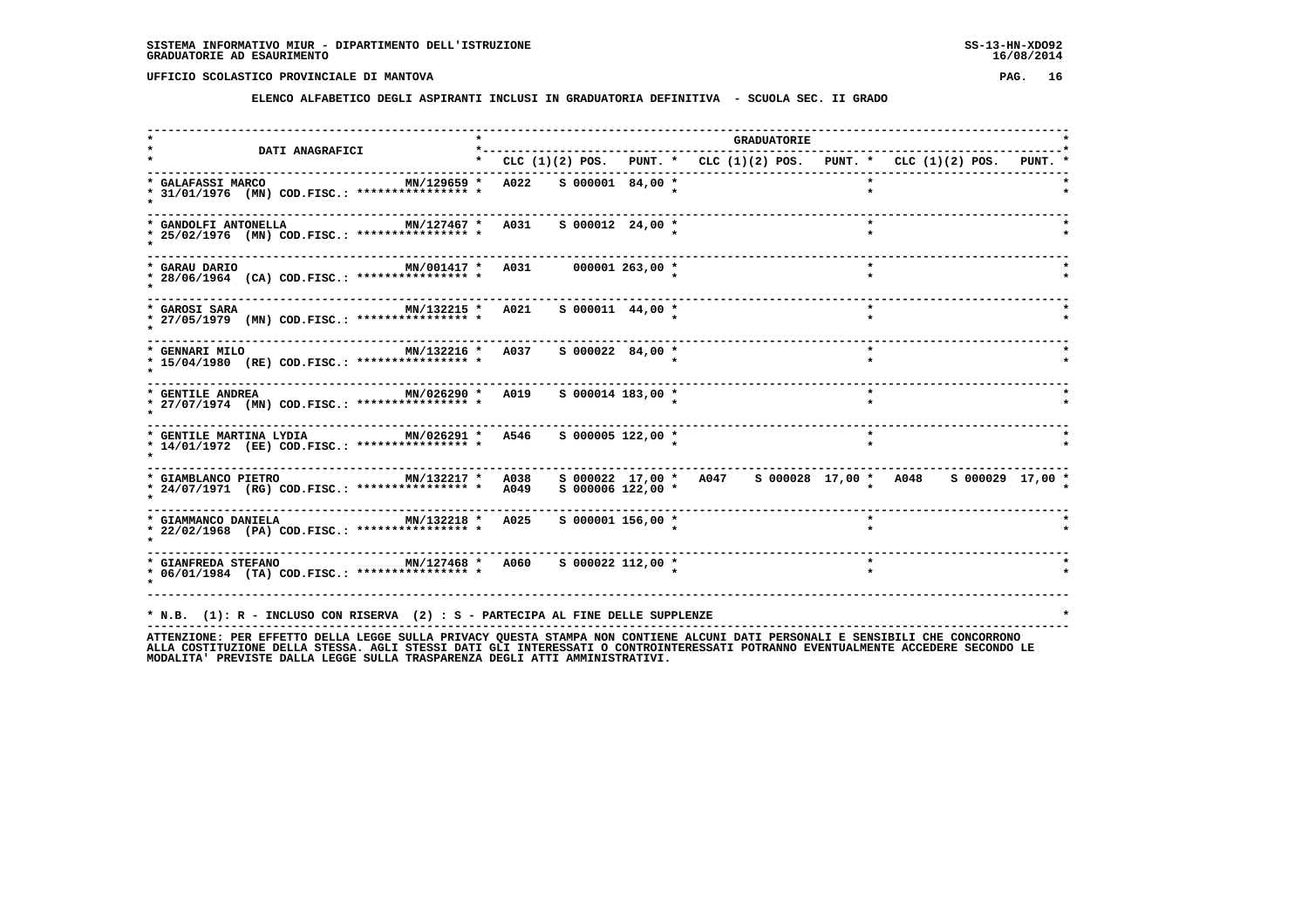SISTEMA INFORMATIVO MIUR - DIPARTIMENTO DELL'ISTRUZIONE
GRADUATORIE AD ESAURIMENTO

UFFICIO SCOLASTICO PROVINCIALE DI MANTOVA

**ELENCO ALFABETICO DEGLI ASPIRANTI INCLUSI IN GRADUATORIA DEFINITIVA - SCUOLA SEC. II GRADO**

| DATI ANAGRAFICI | | GRADUATORIE | | | | | | | | |
|---|---|---|---|---|---|---|---|---|---|---|
| | | CLC | (1)(2) POS. | PUNT. | CLC | (1)(2) POS. | PUNT. | CLC | (1)(2) POS. | PUNT. |
| GALAFASSI MARCO 31/01/1976 (MN) COD.FISC.: **************** | MN/129659 | A022 | S 000001 | 84,00 | | | | | | |
| GANDOLFI ANTONELLA 25/02/1976 (MN) COD.FISC.: **************** | MN/127467 | A031 | S 000012 | 24,00 | | | | | | |
| GARAU DARIO 28/06/1964 (CA) COD.FISC.: **************** | MN/001417 | A031 | 000001 | 263,00 | | | | | | |
| GAROSI SARA 27/05/1979 (MN) COD.FISC.: **************** | MN/132215 | A021 | S 000011 | 44,00 | | | | | | |
| GENNARI MILO 15/04/1980 (RE) COD.FISC.: **************** | MN/132216 | A037 | S 000022 | 84,00 | | | | | | |
| GENTILE ANDREA 27/07/1974 (MN) COD.FISC.: **************** | MN/026290 | A019 | S 000014 | 183,00 | | | | | | |
| GENTILE MARTINA LYDIA 14/01/1972 (EE) COD.FISC.: **************** | MN/026291 | A546 | S 000005 | 122,00 | | | | | | |
| GIAMBLANCO PIETRO 24/07/1971 (RG) COD.FISC.: **************** | MN/132217 | A038 | S 000022 | 17,00 | A047 | S 000028 | 17,00 | A048 | S 000029 | 17,00 |
| | | A049 | S 000006 | 122,00 | | | | | | |
| GIAMMANCO DANIELA 22/02/1968 (PA) COD.FISC.: **************** | MN/132218 | A025 | S 000001 | 156,00 | | | | | | |
| GIANFREDA STEFANO 06/01/1984 (TA) COD.FISC.: **************** | MN/127468 | A060 | S 000022 | 112,00 | | | | | | |

* N.B. (1): R - INCLUSO CON RISERVA (2) : S - PARTECIPA AL FINE DELLE SUPPLENZE

ATTENZIONE: PER EFFETTO DELLA LEGGE SULLA PRIVACY QUESTA STAMPA NON CONTIENE ALCUNI DATI PERSONALI E SENSIBILI CHE CONCORRONO ALLA COSTITUZIONE DELLA STESSA. AGLI STESSI DATI GLI INTERESSATI O CONTROINTERESSATI POTRANNO EVENTUALMENTE ACCEDERE SECONDO LE MODALITA' PREVISTE DALLA LEGGE SULLA TRASPARENZA DEGLI ATTI AMMINISTRATIVI.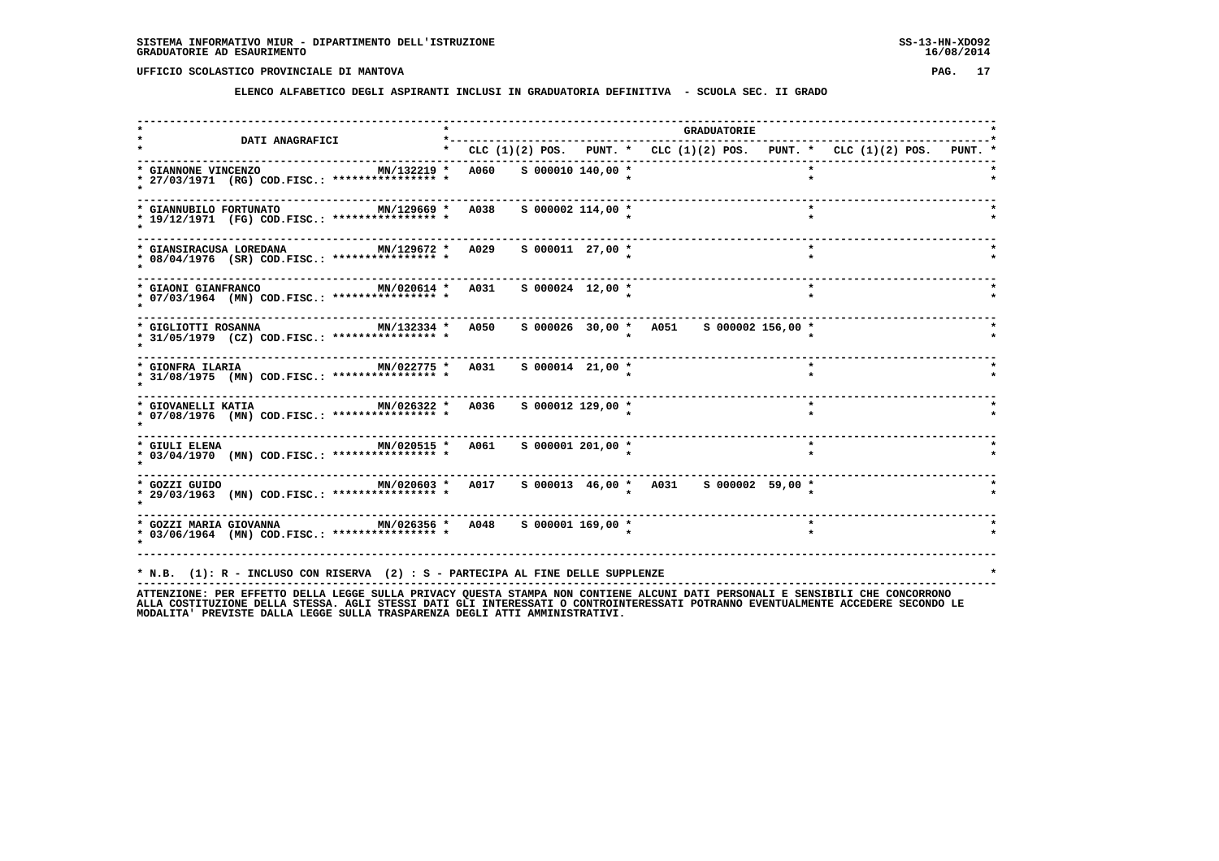**SISTEMA INFORMATIVO MIUR - DIPARTIMENTO DELL'ISTRUZIONE** SS-13-HN-XDO92
**GRADUATORIE AD ESAURIMENTO** 16/08/2014

**UFFICIO SCOLASTICO PROVINCIALE DI MANTOVA**

**ELENCO ALFABETICO DEGLI ASPIRANTI INCLUSI IN GRADUATORIA DEFINITIVA - SCUOLA SEC. II GRADO**

| DATI ANAGRAFICI | | GRADUATORIE | | | | | | | | |
|---|---|---|---|---|---|---|---|---|---|---|
| | | CLC | (1)(2) POS. | PUNT. | CLC | (1)(2) POS. | PUNT. | CLC | (1)(2) POS. | PUNT. |
| GIANNONE VINCENZO 27/03/1971 (RG) COD.FISC.: **************** | MN/132219 | A060 | S 000010 | 140,00 | | | | | | |
| GIANNUBILO FORTUNATO 19/12/1971 (FG) COD.FISC.: **************** | MN/129669 | A038 | S 000002 | 114,00 | | | | | | |
| GIANSIRACUSA LOREDANA 08/04/1976 (SR) COD.FISC.: **************** | MN/129672 | A029 | S 000011 | 27,00 | | | | | | |
| GIAONI GIANFRANCO 07/03/1964 (MN) COD.FISC.: **************** | MN/020614 | A031 | S 000024 | 12,00 | | | | | | |
| GIGLIOTTI ROSANNA 31/05/1979 (CZ) COD.FISC.: **************** | MN/132334 | A050 | S 000026 | 30,00 | A051 | S 000002 | 156,00 | | | |
| GIONFRA ILARIA 31/08/1975 (MN) COD.FISC.: **************** | MN/022775 | A031 | S 000014 | 21,00 | | | | | | |
| GIOVANELLI KATIA 07/08/1976 (MN) COD.FISC.: **************** | MN/026322 | A036 | S 000012 | 129,00 | | | | | | |
| GIULI ELENA 03/04/1970 (MN) COD.FISC.: **************** | MN/020515 | A061 | S 000001 | 201,00 | | | | | | |
| GOZZI GUIDO 29/03/1963 (MN) COD.FISC.: **************** | MN/020603 | A017 | S 000013 | 46,00 | A031 | S 000002 | 59,00 | | | |
| GOZZI MARIA GIOVANNA 03/06/1964 (MN) COD.FISC.: **************** | MN/026356 | A048 | S 000001 | 169,00 | | | | | | |

* N.B. (1): R - INCLUSO CON RISERVA (2) : S - PARTECIPA AL FINE DELLE SUPPLENZE

ATTENZIONE: PER EFFETTO DELLA LEGGE SULLA PRIVACY QUESTA STAMPA NON CONTIENE ALCUNI DATI PERSONALI E SENSIBILI CHE CONCORRONO ALLA COSTITUZIONE DELLA STESSA. AGLI STESSI DATI GLI INTERESSATI O CONTROINTERESSATI POTRANNO EVENTUALMENTE ACCEDERE SECONDO LE MODALITA' PREVISTE DALLA LEGGE SULLA TRASPARENZA DEGLI ATTI AMMINISTRATIVI.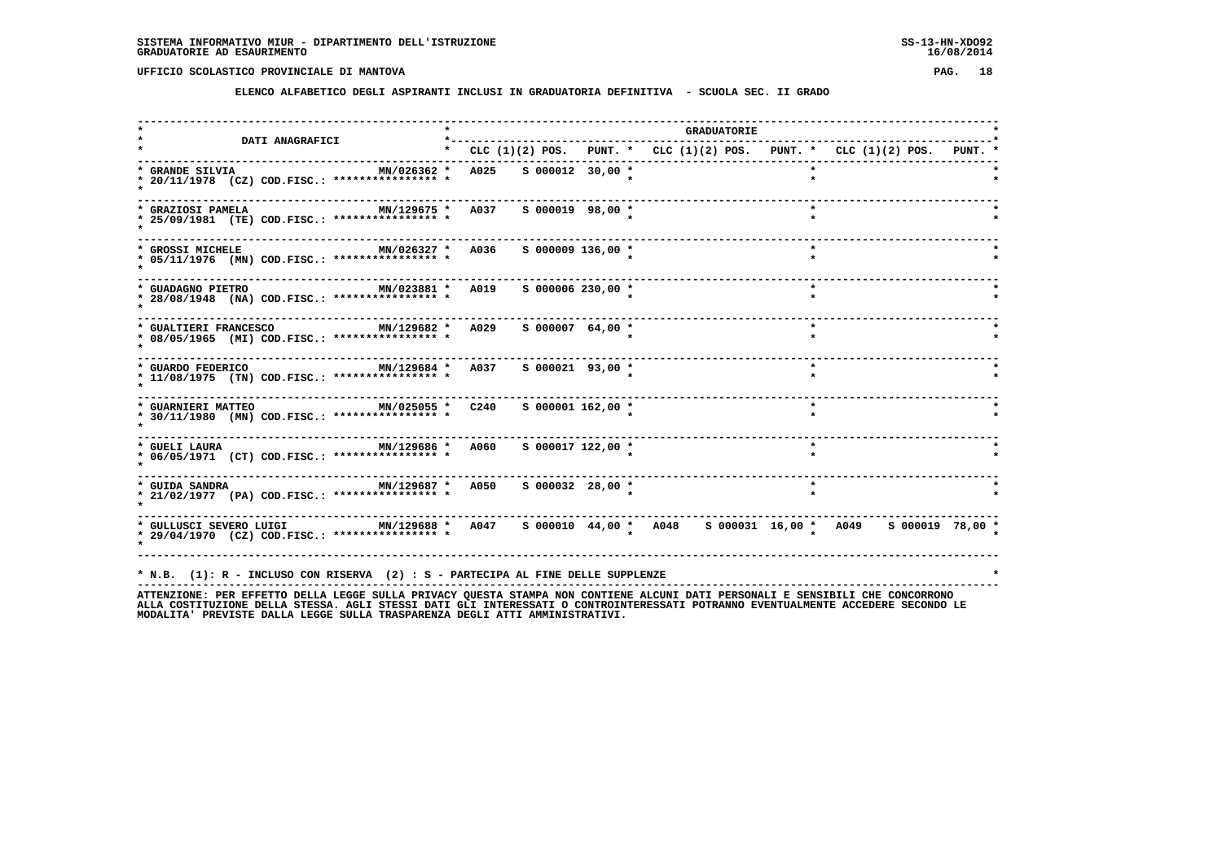SISTEMA INFORMATIVO MIUR - DIPARTIMENTO DELL'ISTRUZIONE
GRADUATORIE AD ESAURIMENTO

UFFICIO SCOLASTICO PROVINCIALE DI MANTOVA

**ELENCO ALFABETICO DEGLI ASPIRANTI INCLUSI IN GRADUATORIA DEFINITIVA - SCUOLA SEC. II GRADO**

| DATI ANAGRAFICI | | GRADUATORIE | | | | | | | | |
|---|---|---|---|---|---|---|---|---|---|---|
| | | CLC | (1)(2) POS. | PUNT. | CLC | (1)(2) POS. | PUNT. | CLC | (1)(2) POS. | PUNT. |
| GRANDE SILVIA 20/11/1978 (CZ) COD.FISC.: **************** | MN/026362 | A025 | S 000012 | 30,00 | | | | | | |
| GRAZIOSI PAMELA 25/09/1981 (TE) COD.FISC.: **************** | MN/129675 | A037 | S 000019 | 98,00 | | | | | | |
| GROSSI MICHELE 05/11/1976 (MN) COD.FISC.: **************** | MN/026327 | A036 | S 000009 | 136,00 | | | | | | |
| GUADAGNO PIETRO 28/08/1948 (NA) COD.FISC.: **************** | MN/023881 | A019 | S 000006 | 230,00 | | | | | | |
| GUALTIERI FRANCESCO 08/05/1965 (MI) COD.FISC.: **************** | MN/129682 | A029 | S 000007 | 64,00 | | | | | | |
| GUARDO FEDERICO 11/08/1975 (TN) COD.FISC.: **************** | MN/129684 | A037 | S 000021 | 93,00 | | | | | | |
| GUARNIERI MATTEO 30/11/1980 (MN) COD.FISC.: **************** | MN/025055 | C240 | S 000001 | 162,00 | | | | | | |
| GUELI LAURA 06/05/1971 (CT) COD.FISC.: **************** | MN/129686 | A060 | S 000017 | 122,00 | | | | | | |
| GUIDA SANDRA 21/02/1977 (PA) COD.FISC.: **************** | MN/129687 | A050 | S 000032 | 28,00 | | | | | | |
| GULLUSCI SEVERO LUIGI 29/04/1970 (CZ) COD.FISC.: **************** | MN/129688 | A047 | S 000010 | 44,00 | A048 | S 000031 | 16,00 | A049 | S 000019 | 78,00 |

* N.B. (1): R - INCLUSO CON RISERVA (2) : S - PARTECIPA AL FINE DELLE SUPPLENZE

ATTENZIONE: PER EFFETTO DELLA LEGGE SULLA PRIVACY QUESTA STAMPA NON CONTIENE ALCUNI DATI PERSONALI E SENSIBILI CHE CONCORRONO ALLA COSTITUZIONE DELLA STESSA. AGLI STESSI DATI GLI INTERESSATI O CONTROINTERESSATI POTRANNO EVENTUALMENTE ACCEDERE SECONDO LE MODALITA' PREVISTE DALLA LEGGE SULLA TRASPARENZA DEGLI ATTI AMMINISTRATIVI.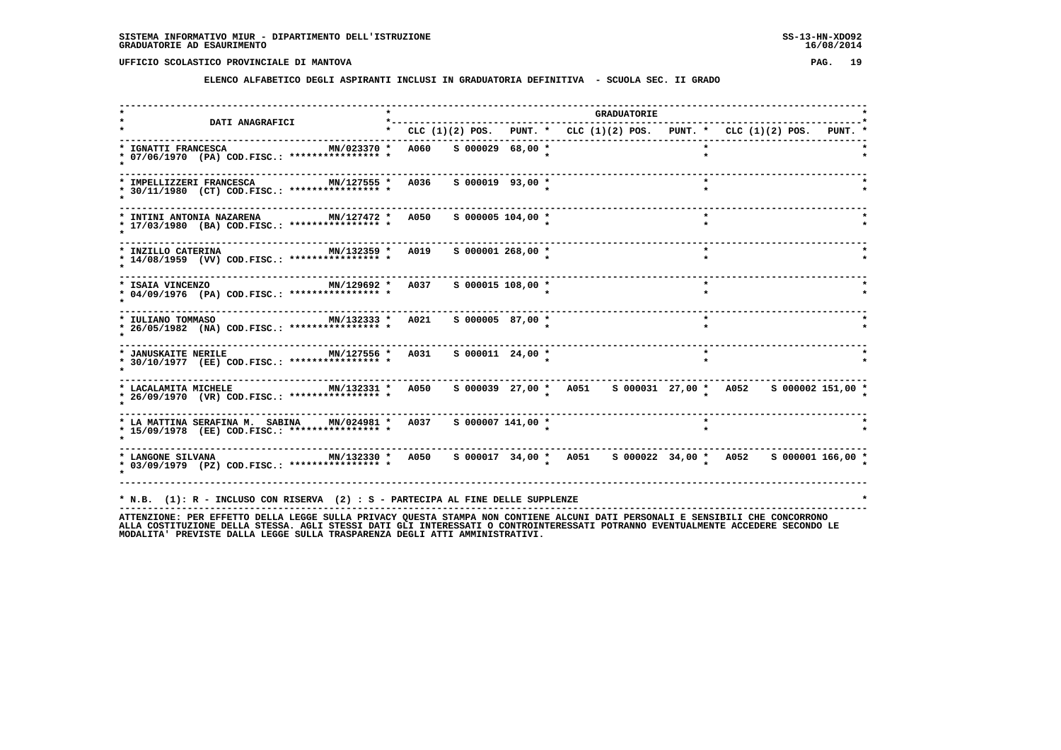SISTEMA INFORMATIVO MIUR - DIPARTIMENTO DELL'ISTRUZIONE
GRADUATORIE AD ESAURIMENTO

UFFICIO SCOLASTICO PROVINCIALE DI MANTOVA

**ELENCO ALFABETICO DEGLI ASPIRANTI INCLUSI IN GRADUATORIA DEFINITIVA - SCUOLA SEC. II GRADO**

| DATI ANAGRAFICI | | GRADUATORIE | | | | | | | | |
|---|---|---|---|---|---|---|---|---|---|---|
| | | CLC | (1)(2) POS. | PUNT. | CLC | (1)(2) POS. | PUNT. | CLC | (1)(2) POS. | PUNT. |
| IGNATTI FRANCESCA 07/06/1970 (PA) COD.FISC.: **************** | MN/023370 | A060 | S 000029 | 68,00 | | | | | | |
| IMPELLIZZERI FRANCESCA 30/11/1980 (CT) COD.FISC.: **************** | MN/127555 | A036 | S 000019 | 93,00 | | | | | | |
| INTINI ANTONIA NAZARENA 17/03/1980 (BA) COD.FISC.: **************** | MN/127472 | A050 | S 000005 | 104,00 | | | | | | |
| INZILLO CATERINA 14/08/1959 (VV) COD.FISC.: **************** | MN/132359 | A019 | S 000001 | 268,00 | | | | | | |
| ISAIA VINCENZO 04/09/1976 (PA) COD.FISC.: **************** | MN/129692 | A037 | S 000015 | 108,00 | | | | | | |
| IULIANO TOMMASO 26/05/1982 (NA) COD.FISC.: **************** | MN/132333 | A021 | S 000005 | 87,00 | | | | | | |
| JANUSKAITE NERILE 30/10/1977 (EE) COD.FISC.: **************** | MN/127556 | A031 | S 000011 | 24,00 | | | | | | |
| LACALAMITA MICHELE 26/09/1970 (VR) COD.FISC.: **************** | MN/132331 | A050 | S 000039 | 27,00 | A051 | S 000031 | 27,00 | A052 | S 000002 | 151,00 |
| LA MATTINA SERAFINA M. SABINA 15/09/1978 (EE) COD.FISC.: **************** | MN/024981 | A037 | S 000007 | 141,00 | | | | | | |
| LANGONE SILVANA 03/09/1979 (PZ) COD.FISC.: **************** | MN/132330 | A050 | S 000017 | 34,00 | A051 | S 000022 | 34,00 | A052 | S 000001 | 166,00 |

* N.B. (1): R - INCLUSO CON RISERVA (2) : S - PARTECIPA AL FINE DELLE SUPPLENZE

ATTENZIONE: PER EFFETTO DELLA LEGGE SULLA PRIVACY QUESTA STAMPA NON CONTIENE ALCUNI DATI PERSONALI E SENSIBILI CHE CONCORRONO ALLA COSTITUZIONE DELLA STESSA. AGLI STESSI DATI GLI INTERESSATI O CONTROINTERESSATI POTRANNO EVENTUALMENTE ACCEDERE SECONDO LE MODALITA' PREVISTE DALLA LEGGE SULLA TRASPARENZA DEGLI ATTI AMMINISTRATIVI.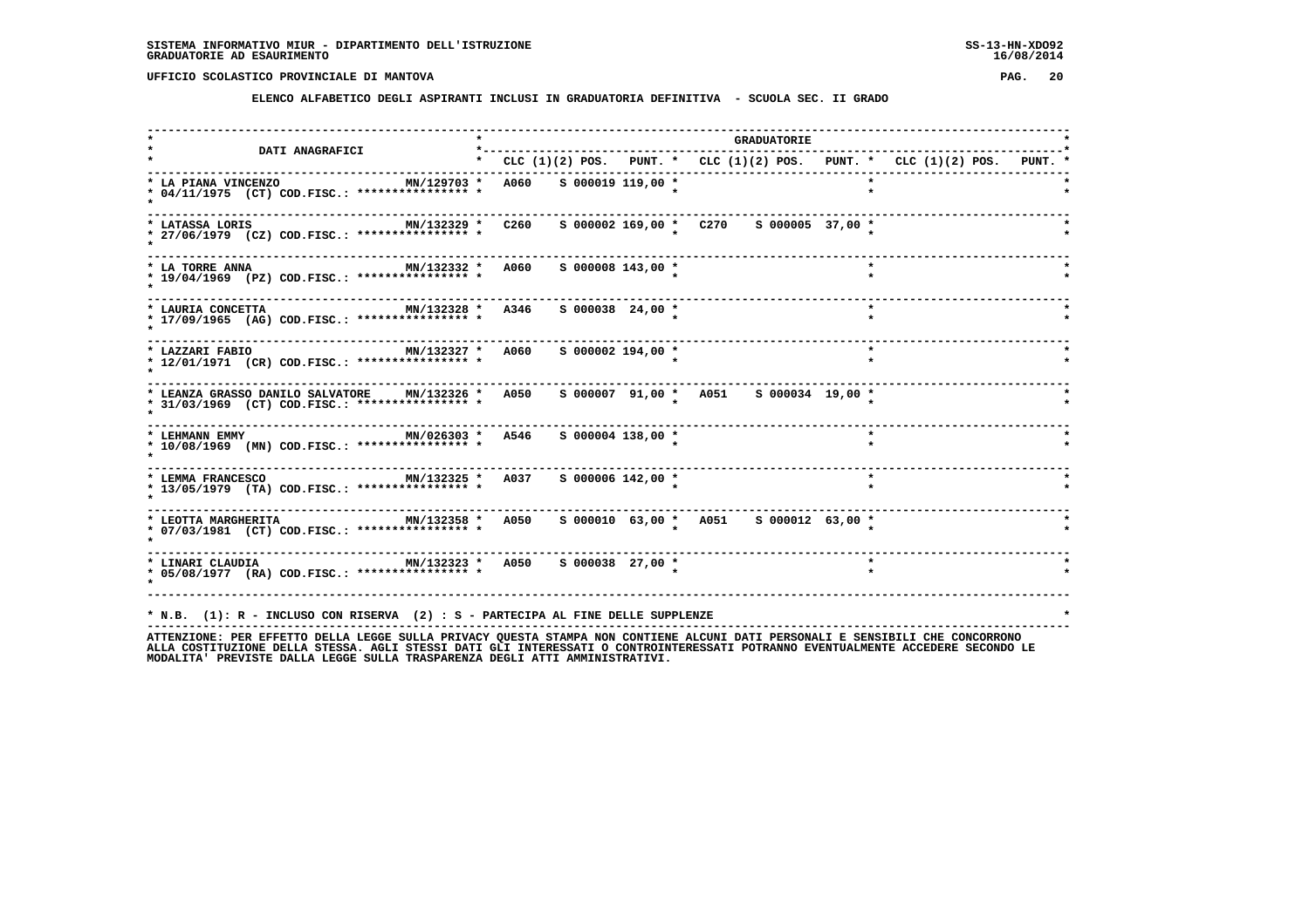SISTEMA INFORMATIVO MIUR - DIPARTIMENTO DELL'ISTRUZIONE
GRADUATORIE AD ESAURIMENTO

UFFICIO SCOLASTICO PROVINCIALE DI MANTOVA

**ELENCO ALFABETICO DEGLI ASPIRANTI INCLUSI IN GRADUATORIA DEFINITIVA - SCUOLA SEC. II GRADO**

| DATI ANAGRAFICI | | GRADUATORIE | | | | | | | | |
|---|---|---|---|---|---|---|---|---|---|---|
| | | CLC | (1)(2) POS. | PUNT. | CLC | (1)(2) POS. | PUNT. | CLC | (1)(2) POS. | PUNT. |
| LA PIANA VINCENZO 04/11/1975 (CT) COD.FISC.: **************** | MN/129703 | A060 | S 000019 | 119,00 | | | | | | |
| LATASSA LORIS 27/06/1979 (CZ) COD.FISC.: **************** | MN/132329 | C260 | S 000002 | 169,00 | C270 | S 000005 | 37,00 | | | |
| LA TORRE ANNA 19/04/1969 (PZ) COD.FISC.: **************** | MN/132332 | A060 | S 000008 | 143,00 | | | | | | |
| LAURIA CONCETTA 17/09/1965 (AG) COD.FISC.: **************** | MN/132328 | A346 | S 000038 | 24,00 | | | | | | |
| LAZZARI FABIO 12/01/1971 (CR) COD.FISC.: **************** | MN/132327 | A060 | S 000002 | 194,00 | | | | | | |
| LEANZA GRASSO DANILO SALVATORE 31/03/1969 (CT) COD.FISC.: **************** | MN/132326 | A050 | S 000007 | 91,00 | A051 | S 000034 | 19,00 | | | |
| LEHMANN EMMY 10/08/1969 (MN) COD.FISC.: **************** | MN/026303 | A546 | S 000004 | 138,00 | | | | | | |
| LEMMA FRANCESCO 13/05/1979 (TA) COD.FISC.: **************** | MN/132325 | A037 | S 000006 | 142,00 | | | | | | |
| LEOTTA MARGHERITA 07/03/1981 (CT) COD.FISC.: **************** | MN/132358 | A050 | S 000010 | 63,00 | A051 | S 000012 | 63,00 | | | |
| LINARI CLAUDIA 05/08/1977 (RA) COD.FISC.: **************** | MN/132323 | A050 | S 000038 | 27,00 | | | | | | |

* N.B. (1): R - INCLUSO CON RISERVA (2) : S - PARTECIPA AL FINE DELLE SUPPLENZE

ATTENZIONE: PER EFFETTO DELLA LEGGE SULLA PRIVACY QUESTA STAMPA NON CONTIENE ALCUNI DATI PERSONALI E SENSIBILI CHE CONCORRONO ALLA COSTITUZIONE DELLA STESSA. AGLI STESSI DATI GLI INTERESSATI O CONTROINTERESSATI POTRANNO EVENTUALMENTE ACCEDERE SECONDO LE MODALITA' PREVISTE DALLA LEGGE SULLA TRASPARENZA DEGLI ATTI AMMINISTRATIVI.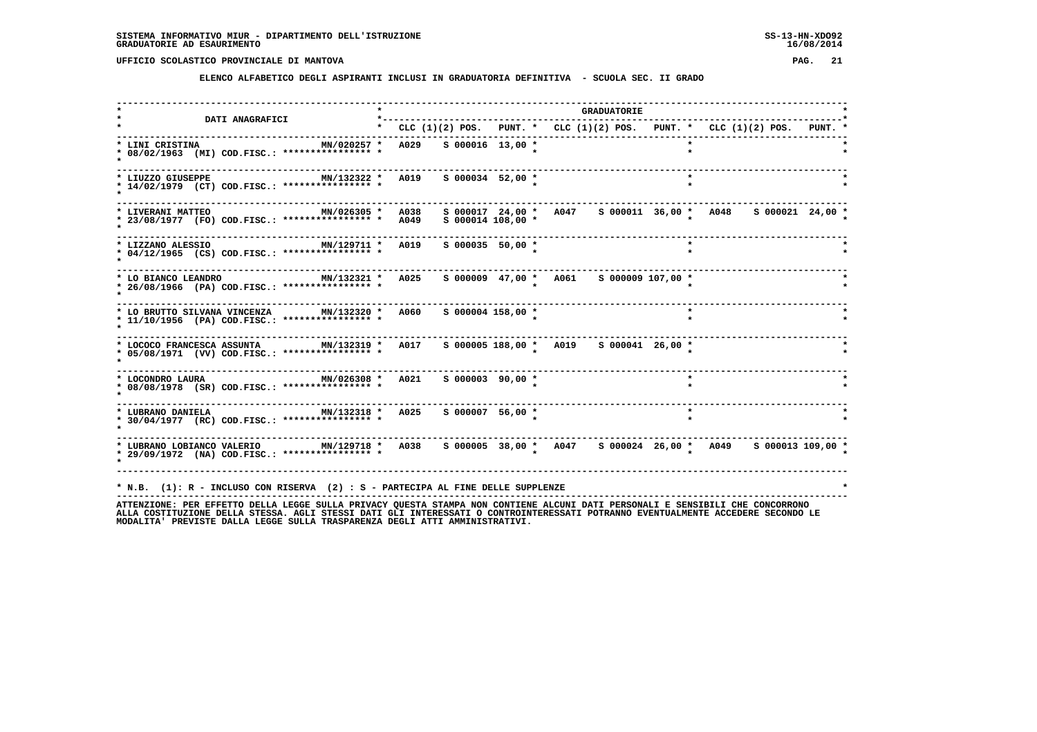SISTEMA INFORMATIVO MIUR - DIPARTIMENTO DELL'ISTRUZIONE
GRADUATORIE AD ESAURIMENTO

SS-13-HN-XDO92
16/08/2014

UFFICIO SCOLASTICO PROVINCIALE DI MANTOVA

## ELENCO ALFABETICO DEGLI ASPIRANTI INCLUSI IN GRADUATORIA DEFINITIVA - SCUOLA SEC. II GRADO

| DATI ANAGRAFICI | | CLC (1)(2) POS. | PUNT. | CLC (1)(2) POS. | PUNT. | CLC (1)(2) POS. | PUNT. |
|---|---|---|---|---|---|---|---|
| LINI CRISTINA<br>08/02/1963 (MI) COD.FISC.: **************** | MN/020257 | A029 S 000016 | 13,00 | | | | |
| LIUZZO GIUSEPPE<br>14/02/1979 (CT) COD.FISC.: **************** | MN/132322 | A019 S 000034 | 52,00 | | | | |
| LIVERANI MATTEO<br>23/08/1977 (FO) COD.FISC.: **************** | MN/026305 | A038 S 000017<br>A049 S 000014 | 24,00<br>108,00 | A047 S 000011 | 36,00 | A048 S 000021 | 24,00 |
| LIZZANO ALESSIO<br>04/12/1965 (CS) COD.FISC.: **************** | MN/129711 | A019 S 000035 | 50,00 | | | | |
| LO BIANCO LEANDRO<br>26/08/1966 (PA) COD.FISC.: **************** | MN/132321 | A025 S 000009 | 47,00 | A061 S 000009 | 107,00 | | |
| LO BRUTTO SILVANA VINCENZA<br>11/10/1956 (PA) COD.FISC.: **************** | MN/132320 | A060 S 000004 | 158,00 | | | | |
| LOCOCO FRANCESCA ASSUNTA<br>05/08/1971 (VV) COD.FISC.: **************** | MN/132319 | A017 S 000005 | 188,00 | A019 S 000041 | 26,00 | | |
| LOCONDRO LAURA<br>08/08/1978 (SR) COD.FISC.: **************** | MN/026308 | A021 S 000003 | 90,00 | | | | |
| LUBRANO DANIELA<br>30/04/1977 (RC) COD.FISC.: **************** | MN/132318 | A025 S 000007 | 56,00 | | | | |
| LUBRANO LOBIANCO VALERIO<br>29/09/1972 (NA) COD.FISC.: **************** | MN/129718 | A038 S 000005 | 38,00 | A047 S 000024 | 26,00 | A049 S 000013 | 109,00 |

* N.B. (1): R - INCLUSO CON RISERVA (2) : S - PARTECIPA AL FINE DELLE SUPPLENZE

ATTENZIONE: PER EFFETTO DELLA LEGGE SULLA PRIVACY QUESTA STAMPA NON CONTIENE ALCUNI DATI PERSONALI E SENSIBILI CHE CONCORRONO ALLA COSTITUZIONE DELLA STESSA. AGLI STESSI DATI GLI INTERESSATI O CONTROINTERESSATI POTRANNO EVENTUALMENTE ACCEDERE SECONDO LE MODALITA' PREVISTE DALLA LEGGE SULLA TRASPARENZA DEGLI ATTI AMMINISTRATIVI.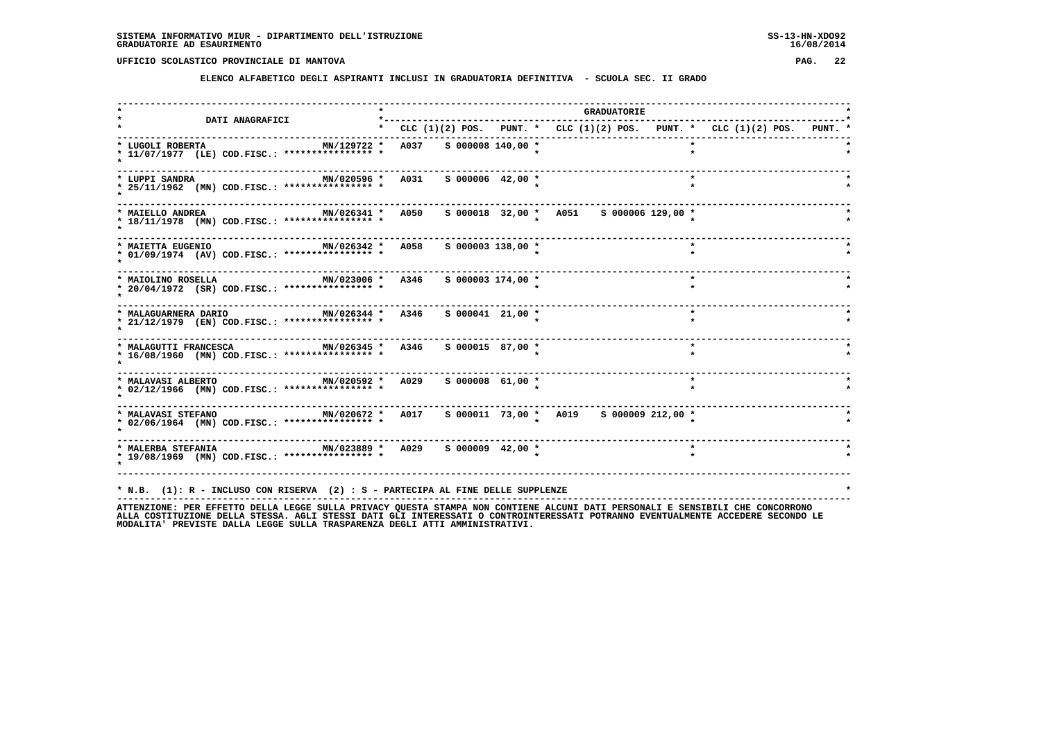SISTEMA INFORMATIVO MIUR - DIPARTIMENTO DELL'ISTRUZIONE
GRADUATORIE AD ESAURIMENTO

UFFICIO SCOLASTICO PROVINCIALE DI MANTOVA

ELENCO ALFABETICO DEGLI ASPIRANTI INCLUSI IN GRADUATORIA DEFINITIVA - SCUOLA SEC. II GRADO

| DATI ANAGRAFICI | | GRADUATORIE | | | | | | | | |
|---|---|---|---|---|---|---|---|---|---|---|
| | | CLC | (1)(2) POS. | PUNT. | CLC | (1)(2) POS. | PUNT. | CLC | (1)(2) POS. | PUNT. |
| LUGOLI ROBERTA 11/07/1977 (LE) COD.FISC.: **************** | MN/129722 | A037 | S 000008 | 140,00 | | | | | | |
| LUPPI SANDRA 25/11/1962 (MN) COD.FISC.: **************** | MN/020596 | A031 | S 000006 | 42,00 | | | | | | |
| MAIELLO ANDREA 18/11/1978 (MN) COD.FISC.: **************** | MN/026341 | A050 | S 000018 | 32,00 | A051 | S 000006 | 129,00 | | | |
| MAIETTA EUGENIO 01/09/1974 (AV) COD.FISC.: **************** | MN/026342 | A058 | S 000003 | 138,00 | | | | | | |
| MAIOLINO ROSELLA 20/04/1972 (SR) COD.FISC.: **************** | MN/023006 | A346 | S 000003 | 174,00 | | | | | | |
| MALAGUARNERA DARIO 21/12/1979 (EN) COD.FISC.: **************** | MN/026344 | A346 | S 000041 | 21,00 | | | | | | |
| MALAGUTTI FRANCESCA 16/08/1960 (MN) COD.FISC.: **************** | MN/026345 | A346 | S 000015 | 87,00 | | | | | | |
| MALAVASI ALBERTO 02/12/1966 (MN) COD.FISC.: **************** | MN/020592 | A029 | S 000008 | 61,00 | | | | | | |
| MALAVASI STEFANO 02/06/1964 (MN) COD.FISC.: **************** | MN/020672 | A017 | S 000011 | 73,00 | A019 | S 000009 | 212,00 | | | |
| MALERBA STEFANIA 19/08/1969 (MN) COD.FISC.: **************** | MN/023889 | A029 | S 000009 | 42,00 | | | | | | |

* N.B. (1): R - INCLUSO CON RISERVA (2) : S - PARTECIPA AL FINE DELLE SUPPLENZE

ATTENZIONE: PER EFFETTO DELLA LEGGE SULLA PRIVACY QUESTA STAMPA NON CONTIENE ALCUNI DATI PERSONALI E SENSIBILI CHE CONCORRONO ALLA COSTITUZIONE DELLA STESSA. AGLI STESSI DATI GLI INTERESSATI O CONTROINTERESSATI POTRANNO EVENTUALMENTE ACCEDERE SECONDO LE MODALITA' PREVISTE DALLA LEGGE SULLA TRASPARENZA DEGLI ATTI AMMINISTRATIVI.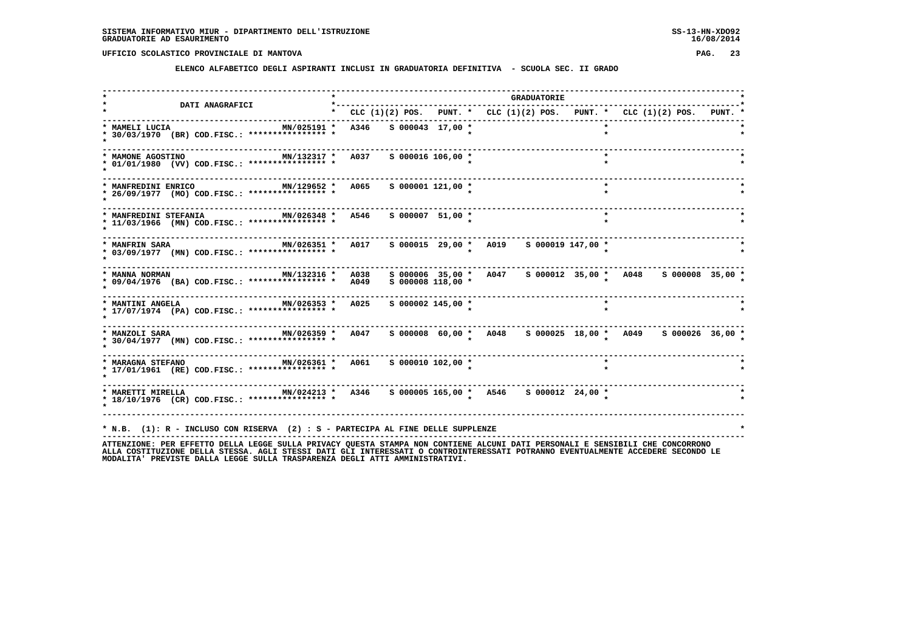SISTEMA INFORMATIVO MIUR - DIPARTIMENTO DELL'ISTRUZIONE
GRADUATORIE AD ESAURIMENTO

UFFICIO SCOLASTICO PROVINCIALE DI MANTOVA

**ELENCO ALFABETICO DEGLI ASPIRANTI INCLUSI IN GRADUATORIA DEFINITIVA - SCUOLA SEC. II GRADO**

| DATI ANAGRAFICI | | GRADUATORIE | | | | | | | | |
|---|---|---|---|---|---|---|---|---|---|---|
| | | CLC (1)(2) | POS. | PUNT. | CLC (1)(2) | POS. | PUNT. | CLC (1)(2) | POS. | PUNT. |
| MAMELI LUCIA 30/03/1970 (BR) COD.FISC.: **************** | MN/025191 | A346 | S 000043 | 17,00 | | | | | | |
| MAMONE AGOSTINO 01/01/1980 (VV) COD.FISC.: **************** | MN/132317 | A037 | S 000016 | 106,00 | | | | | | |
| MANFREDINI ENRICO 26/09/1977 (MO) COD.FISC.: **************** | MN/129652 | A065 | S 000001 | 121,00 | | | | | | |
| MANFREDINI STEFANIA 11/03/1966 (MN) COD.FISC.: **************** | MN/026348 | A546 | S 000007 | 51,00 | | | | | | |
| MANFRIN SARA 03/09/1977 (MN) COD.FISC.: **************** | MN/026351 | A017 | S 000015 | 29,00 | A019 | S 000019 | 147,00 | | | |
| MANNA NORMAN 09/04/1976 (BA) COD.FISC.: **************** | MN/132316 | A038 | S 000006 | 35,00 | A047 | S 000012 | 35,00 | A048 | S 000008 | 35,00 |
| | | A049 | S 000008 | 118,00 | | | | | | |
| MANTINI ANGELA 17/07/1974 (PA) COD.FISC.: **************** | MN/026353 | A025 | S 000002 | 145,00 | | | | | | |
| MANZOLI SARA 30/04/1977 (MN) COD.FISC.: **************** | MN/026359 | A047 | S 000008 | 60,00 | A048 | S 000025 | 18,00 | A049 | S 000026 | 36,00 |
| MARAGNA STEFANO 17/01/1961 (RE) COD.FISC.: **************** | MN/026361 | A061 | S 000010 | 102,00 | | | | | | |
| MARETTI MIRELLA 18/10/1976 (CR) COD.FISC.: **************** | MN/024213 | A346 | S 000005 | 165,00 | A546 | S 000012 | 24,00 | | | |

\* N.B. (1): R - INCLUSO CON RISERVA (2) : S - PARTECIPA AL FINE DELLE SUPPLENZE

ATTENZIONE: PER EFFETTO DELLA LEGGE SULLA PRIVACY QUESTA STAMPA NON CONTIENE ALCUNI DATI PERSONALI E SENSIBILI CHE CONCORRONO ALLA COSTITUZIONE DELLA STESSA. AGLI STESSI DATI GLI INTERESSATI O CONTROINTERESSATI POTRANNO EVENTUALMENTE ACCEDERE SECONDO LE MODALITA' PREVISTE DALLA LEGGE SULLA TRASPARENZA DEGLI ATTI AMMINISTRATIVI.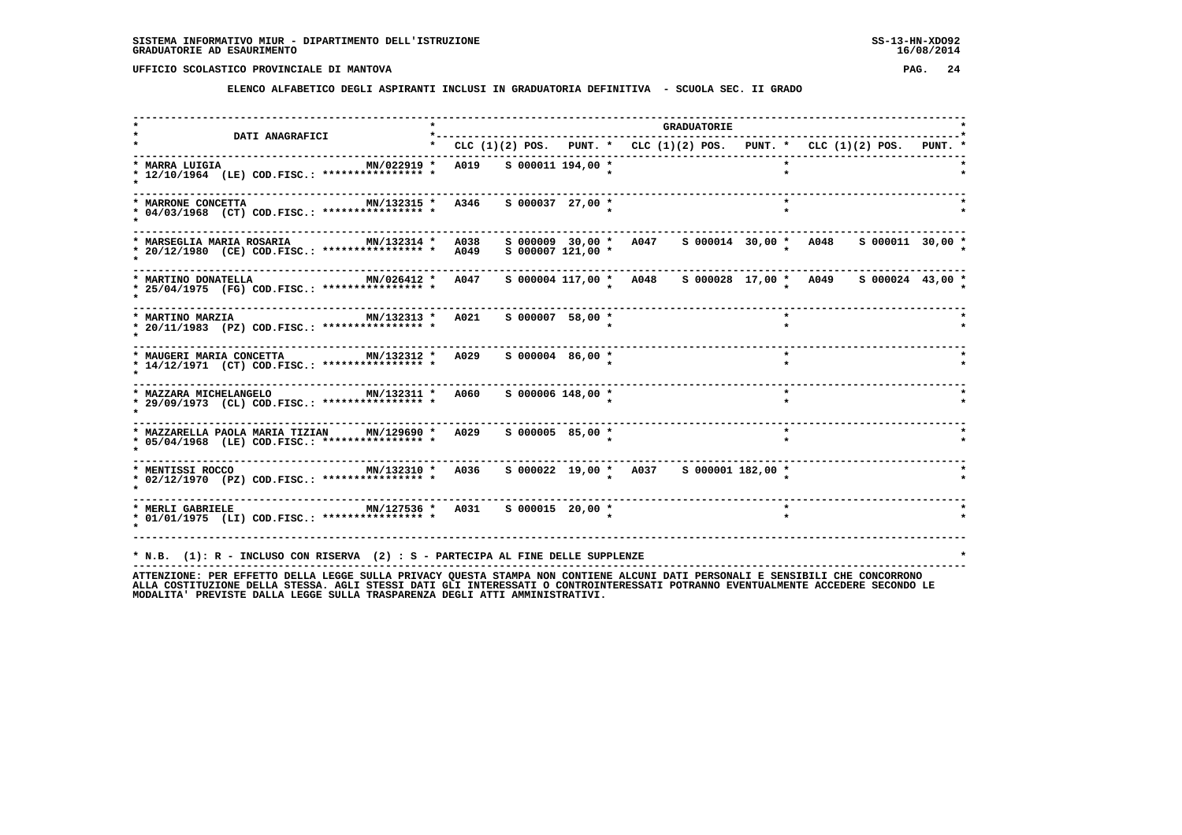# SISTEMA INFORMATIVO MIUR - DIPARTIMENTO DELL'ISTRUZIONE
## GRADUATORIE AD ESAURIMENTO

SS-13-HN-XDO92
16/08/2014

UFFICIO SCOLASTICO PROVINCIALE DI MANTOVA

### ELENCO ALFABETICO DEGLI ASPIRANTI INCLUSI IN GRADUATORIA DEFINITIVA - SCUOLA SEC. II GRADO

| DATI ANAGRAFICI | | CLC | (1)(2) POS. | PUNT. | CLC | (1)(2) POS. | PUNT. | CLC | (1)(2) POS. | PUNT. |
|---|---|---|---|---|---|---|---|---|---|---|
| MARRA LUIGIA 12/10/1964 (LE) COD.FISC.: **************** | MN/022919 | A019 | S 000011 | 194,00 | | | | | | |
| MARRONE CONCETTA 04/03/1968 (CT) COD.FISC.: **************** | MN/132315 | A346 | S 000037 | 27,00 | | | | | | |
| MARSEGLIA MARIA ROSARIA 20/12/1980 (CE) COD.FISC.: **************** | MN/132314 | A038 | S 000009 | 30,00 | A047 | S 000014 | 30,00 | A048 | S 000011 | 30,00 |
| | | A049 | S 000007 | 121,00 | | | | | | |
| MARTINO DONATELLA 25/04/1975 (FG) COD.FISC.: **************** | MN/026412 | A047 | S 000004 | 117,00 | A048 | S 000028 | 17,00 | A049 | S 000024 | 43,00 |
| MARTINO MARZIA 20/11/1983 (PZ) COD.FISC.: **************** | MN/132313 | A021 | S 000007 | 58,00 | | | | | | |
| MAUGERI MARIA CONCETTA 14/12/1971 (CT) COD.FISC.: **************** | MN/132312 | A029 | S 000004 | 86,00 | | | | | | |
| MAZZARA MICHELANGELO 29/09/1973 (CL) COD.FISC.: **************** | MN/132311 | A060 | S 000006 | 148,00 | | | | | | |
| MAZZARELLA PAOLA MARIA TIZIAN 05/04/1968 (LE) COD.FISC.: **************** | MN/129690 | A029 | S 000005 | 85,00 | | | | | | |
| MENTISSI ROCCO 02/12/1970 (PZ) COD.FISC.: **************** | MN/132310 | A036 | S 000022 | 19,00 | A037 | S 000001 | 182,00 | | | |
| MERLI GABRIELE 01/01/1975 (LI) COD.FISC.: **************** | MN/127536 | A031 | S 000015 | 20,00 | | | | | | |

* N.B. (1): R - INCLUSO CON RISERVA (2) : S - PARTECIPA AL FINE DELLE SUPPLENZE

ATTENZIONE: PER EFFETTO DELLA LEGGE SULLA PRIVACY QUESTA STAMPA NON CONTIENE ALCUNI DATI PERSONALI E SENSIBILI CHE CONCORRONO ALLA COSTITUZIONE DELLA STESSA. AGLI STESSI DATI GLI INTERESSATI O CONTROINTERESSATI POTRANNO EVENTUALMENTE ACCEDERE SECONDO LE MODALITA' PREVISTE DALLA LEGGE SULLA TRASPARENZA DEGLI ATTI AMMINISTRATIVI.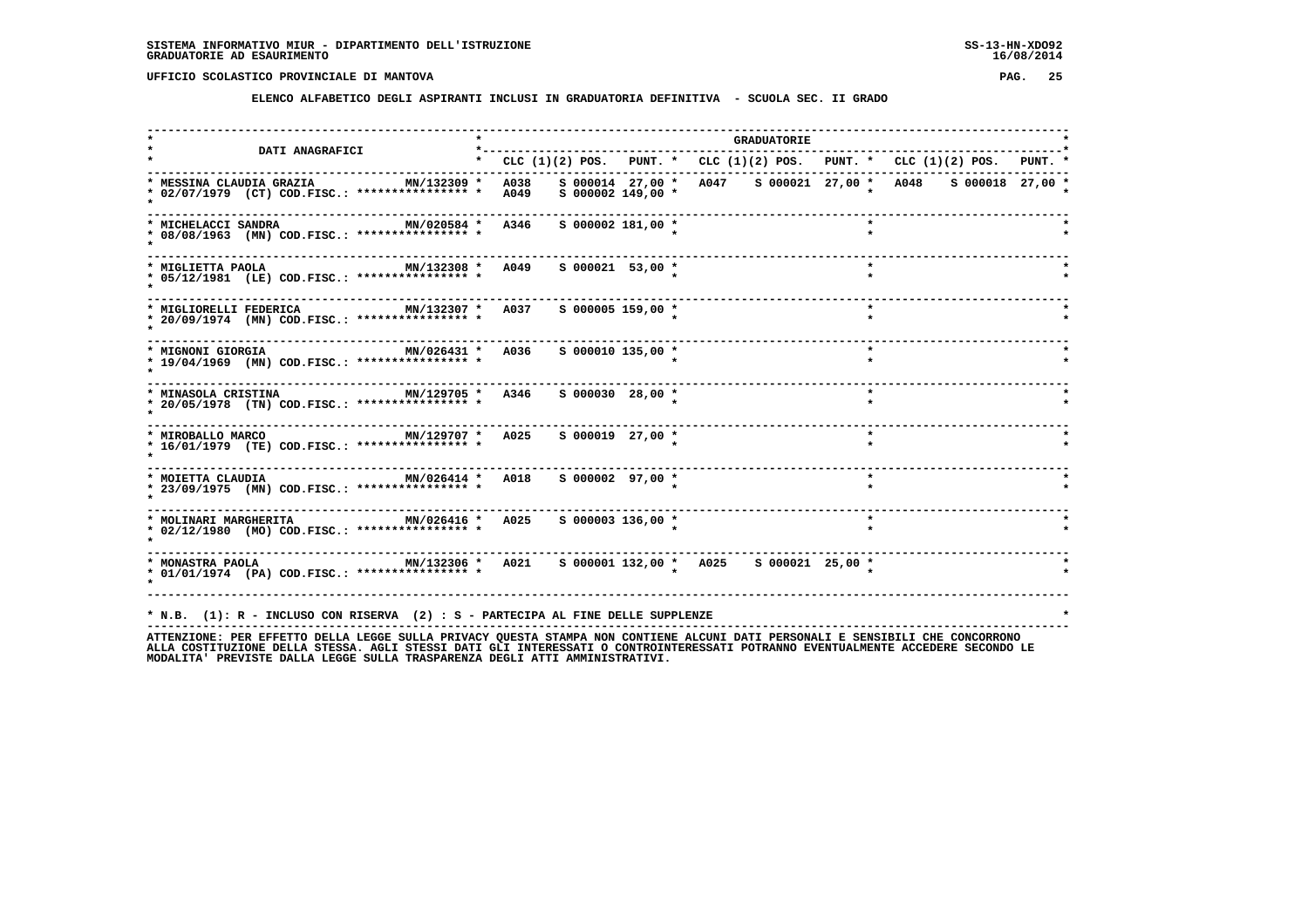SISTEMA INFORMATIVO MIUR - DIPARTIMENTO DELL'ISTRUZIONE
GRADUATORIE AD ESAURIMENTO

UFFICIO SCOLASTICO PROVINCIALE DI MANTOVA

**ELENCO ALFABETICO DEGLI ASPIRANTI INCLUSI IN GRADUATORIA DEFINITIVA - SCUOLA SEC. II GRADO**

| DATI ANAGRAFICI | | CLC (1)(2) | POS. | PUNT. | CLC (1)(2) | POS. | PUNT. | CLC (1)(2) | POS. | PUNT. |
|---|---|---|---|---|---|---|---|---|---|---|
| MESSINA CLAUDIA GRAZIA 02/07/1979 (CT) COD.FISC.: **************** | MN/132309 | A038 | S 000014 | 27,00 | A047 | S 000021 | 27,00 | A048 | S 000018 | 27,00 |
| | | A049 | S 000002 | 149,00 | | | | | | |
| MICHELACCI SANDRA 08/08/1963 (MN) COD.FISC.: **************** | MN/020584 | A346 | S 000002 | 181,00 | | | | | | |
| MIGLIETTA PAOLA 05/12/1981 (LE) COD.FISC.: **************** | MN/132308 | A049 | S 000021 | 53,00 | | | | | | |
| MIGLIORELLI FEDERICA 20/09/1974 (MN) COD.FISC.: **************** | MN/132307 | A037 | S 000005 | 159,00 | | | | | | |
| MIGNONI GIORGIA 19/04/1969 (MN) COD.FISC.: **************** | MN/026431 | A036 | S 000010 | 135,00 | | | | | | |
| MINASOLA CRISTINA 20/05/1978 (TN) COD.FISC.: **************** | MN/129705 | A346 | S 000030 | 28,00 | | | | | | |
| MIROBALLO MARCO 16/01/1979 (TE) COD.FISC.: **************** | MN/129707 | A025 | S 000019 | 27,00 | | | | | | |
| MOIETTA CLAUDIA 23/09/1975 (MN) COD.FISC.: **************** | MN/026414 | A018 | S 000002 | 97,00 | | | | | | |
| MOLINARI MARGHERITA 02/12/1980 (MO) COD.FISC.: **************** | MN/026416 | A025 | S 000003 | 136,00 | | | | | | |
| MONASTRA PAOLA 01/01/1974 (PA) COD.FISC.: **************** | MN/132306 | A021 | S 000001 | 132,00 | A025 | S 000021 | 25,00 | | | |

* N.B. (1): R - INCLUSO CON RISERVA (2) : S - PARTECIPA AL FINE DELLE SUPPLENZE

ATTENZIONE: PER EFFETTO DELLA LEGGE SULLA PRIVACY QUESTA STAMPA NON CONTIENE ALCUNI DATI PERSONALI E SENSIBILI CHE CONCORRONO ALLA COSTITUZIONE DELLA STESSA. AGLI STESSI DATI GLI INTERESSATI O CONTROINTERESSATI POTRANNO EVENTUALMENTE ACCEDERE SECONDO LE MODALITA' PREVISTE DALLA LEGGE SULLA TRASPARENZA DEGLI ATTI AMMINISTRATIVI.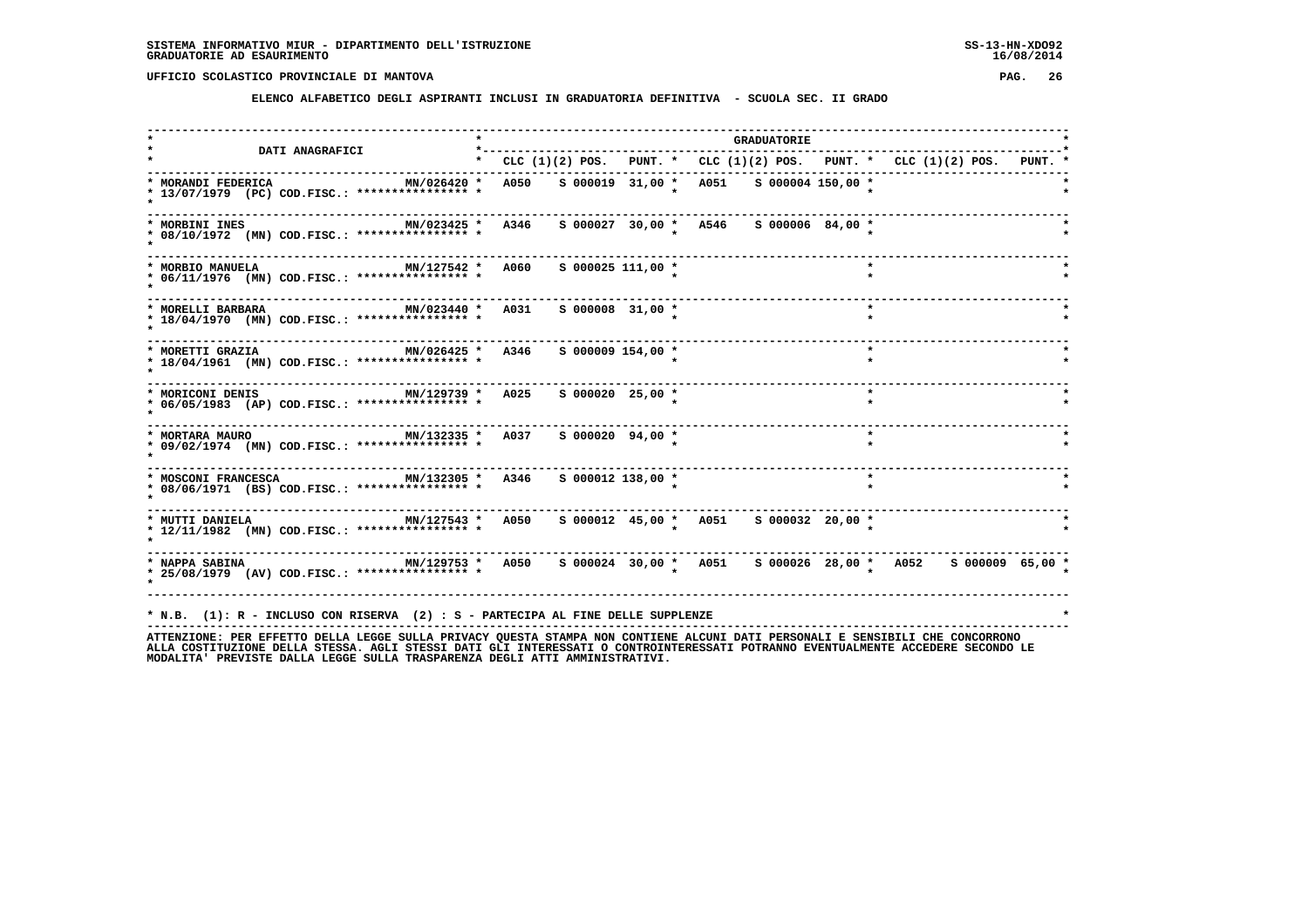**SISTEMA INFORMATIVO MIUR - DIPARTIMENTO DELL'ISTRUZIONE**
**GRADUATORIE AD ESAURIMENTO**

**UFFICIO SCOLASTICO PROVINCIALE DI MANTOVA**

**ELENCO ALFABETICO DEGLI ASPIRANTI INCLUSI IN GRADUATORIA DEFINITIVA - SCUOLA SEC. II GRADO**

| DATI ANAGRAFICI | | CLC | (1)(2) POS. | PUNT. | CLC | (1)(2) POS. | PUNT. | CLC | (1)(2) POS. | PUNT. |
|---|---|---|---|---|---|---|---|---|---|---|
| MORANDI FEDERICA<br>13/07/1979 (PC) COD.FISC.: **************** | MN/026420 | A050 | S 000019 | 31,00 | A051 | S 000004 | 150,00 | | | |
| MORBINI INES<br>08/10/1972 (MN) COD.FISC.: **************** | MN/023425 | A346 | S 000027 | 30,00 | A546 | S 000006 | 84,00 | | | |
| MORBIO MANUELA<br>06/11/1976 (MN) COD.FISC.: **************** | MN/127542 | A060 | S 000025 | 111,00 | | | | | | |
| MORELLI BARBARA<br>18/04/1970 (MN) COD.FISC.: **************** | MN/023440 | A031 | S 000008 | 31,00 | | | | | | |
| MORETTI GRAZIA<br>18/04/1961 (MN) COD.FISC.: **************** | MN/026425 | A346 | S 000009 | 154,00 | | | | | | |
| MORICONI DENIS<br>06/05/1983 (AP) COD.FISC.: **************** | MN/129739 | A025 | S 000020 | 25,00 | | | | | | |
| MORTARA MAURO<br>09/02/1974 (MN) COD.FISC.: **************** | MN/132335 | A037 | S 000020 | 94,00 | | | | | | |
| MOSCONI FRANCESCA<br>08/06/1971 (BS) COD.FISC.: **************** | MN/132305 | A346 | S 000012 | 138,00 | | | | | | |
| MUTTI DANIELA<br>12/11/1982 (MN) COD.FISC.: **************** | MN/127543 | A050 | S 000012 | 45,00 | A051 | S 000032 | 20,00 | | | |
| NAPPA SABINA<br>25/08/1979 (AV) COD.FISC.: **************** | MN/129753 | A050 | S 000024 | 30,00 | A051 | S 000026 | 28,00 | A052 | S 000009 | 65,00 |

* N.B. (1): R - INCLUSO CON RISERVA (2) : S - PARTECIPA AL FINE DELLE SUPPLENZE

ATTENZIONE: PER EFFETTO DELLA LEGGE SULLA PRIVACY QUESTA STAMPA NON CONTIENE ALCUNI DATI PERSONALI E SENSIBILI CHE CONCORRONO ALLA COSTITUZIONE DELLA STESSA. AGLI STESSI DATI GLI INTERESSATI O CONTROINTERESSATI POTRANNO EVENTUALMENTE ACCEDERE SECONDO LE MODALITA' PREVISTE DALLA LEGGE SULLA TRASPARENZA DEGLI ATTI AMMINISTRATIVI.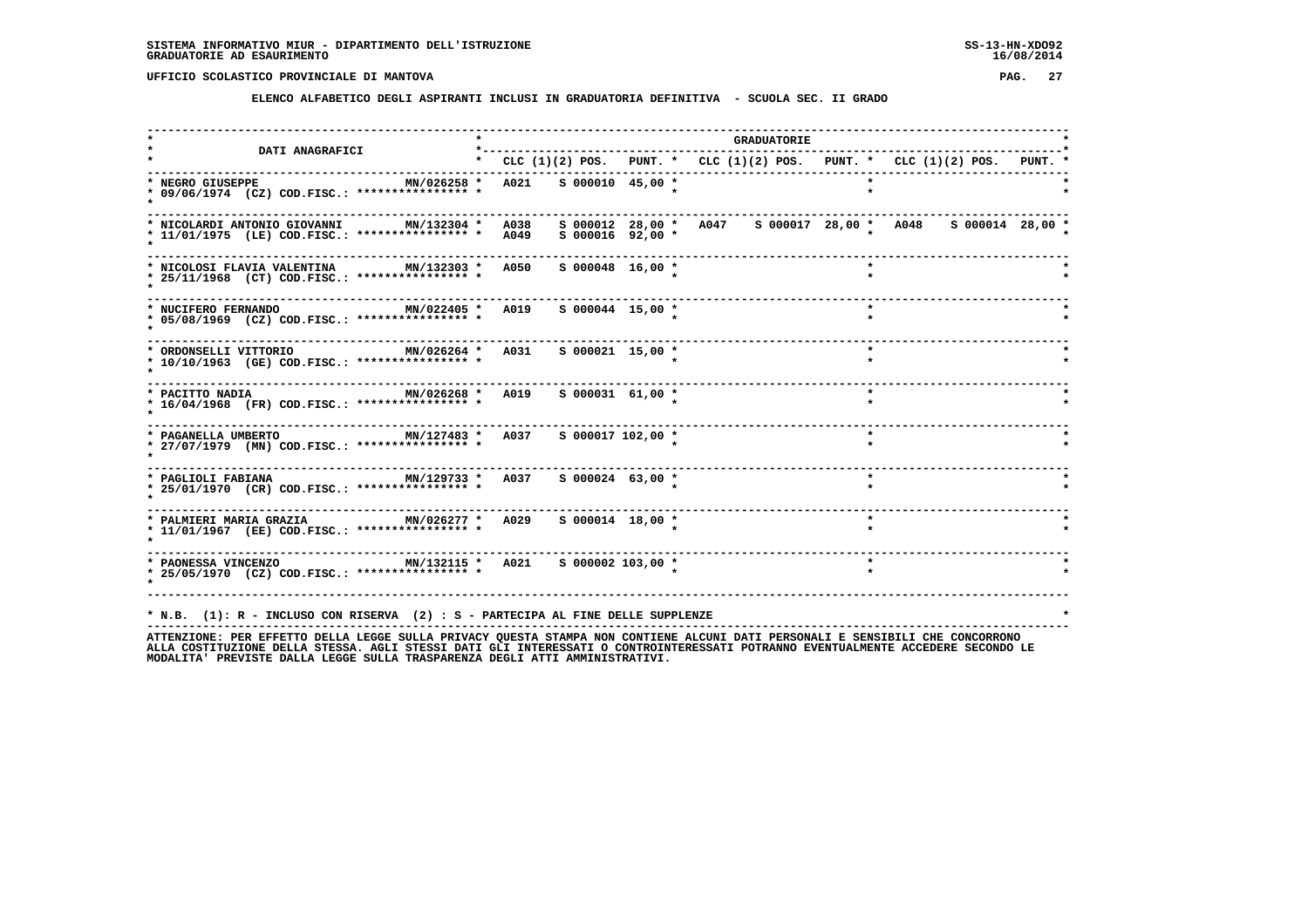SISTEMA INFORMATIVO MIUR - DIPARTIMENTO DELL'ISTRUZIONE
GRADUATORIE AD ESAURIMENTO

SS-13-HN-XDO92
16/08/2014

UFFICIO SCOLASTICO PROVINCIALE DI MANTOVA

## ELENCO ALFABETICO DEGLI ASPIRANTI INCLUSI IN GRADUATORIA DEFINITIVA - SCUOLA SEC. II GRADO

| DATI ANAGRAFICI | | GRADUATORIE | | | | | | | | |
|---|---|---|---|---|---|---|---|---|---|---|
| | | CLC | (1)(2) POS. | PUNT. | CLC | (1)(2) POS. | PUNT. | CLC | (1)(2) POS. | PUNT. |
| NEGRO GIUSEPPE<br>09/06/1974 (CZ) COD.FISC.: **************** | MN/026258 | A021 | S 000010 | 45,00 | | | | | | |
| NICOLARDI ANTONIO GIOVANNI<br>11/01/1975 (LE) COD.FISC.: **************** | MN/132304 | A038<br>A049 | S 000012<br>S 000016 | 28,00<br>92,00 | A047 | S 000017 | 28,00 | A048 | S 000014 | 28,00 |
| NICOLOSI FLAVIA VALENTINA<br>25/11/1968 (CT) COD.FISC.: **************** | MN/132303 | A050 | S 000048 | 16,00 | | | | | | |
| NUCIFERO FERNANDO<br>05/08/1969 (CZ) COD.FISC.: **************** | MN/022405 | A019 | S 000044 | 15,00 | | | | | | |
| ORDONSELLI VITTORIO<br>10/10/1963 (GE) COD.FISC.: **************** | MN/026264 | A031 | S 000021 | 15,00 | | | | | | |
| PACITTO NADIA<br>16/04/1968 (FR) COD.FISC.: **************** | MN/026268 | A019 | S 000031 | 61,00 | | | | | | |
| PAGANELLA UMBERTO<br>27/07/1979 (MN) COD.FISC.: **************** | MN/127483 | A037 | S 000017 | 102,00 | | | | | | |
| PAGLIOLI FABIANA<br>25/01/1970 (CR) COD.FISC.: **************** | MN/129733 | A037 | S 000024 | 63,00 | | | | | | |
| PALMIERI MARIA GRAZIA<br>11/01/1967 (EE) COD.FISC.: **************** | MN/026277 | A029 | S 000014 | 18,00 | | | | | | |
| PAONESSA VINCENZO<br>25/05/1970 (CZ) COD.FISC.: **************** | MN/132115 | A021 | S 000002 | 103,00 | | | | | | |

* N.B. (1): R - INCLUSO CON RISERVA (2) : S - PARTECIPA AL FINE DELLE SUPPLENZE

ATTENZIONE: PER EFFETTO DELLA LEGGE SULLA PRIVACY QUESTA STAMPA NON CONTIENE ALCUNI DATI PERSONALI E SENSIBILI CHE CONCORRONO ALLA COSTITUZIONE DELLA STESSA. AGLI STESSI DATI GLI INTERESSATI O CONTROINTERESSATI POTRANNO EVENTUALMENTE ACCEDERE SECONDO LE MODALITA' PREVISTE DALLA LEGGE SULLA TRASPARENZA DEGLI ATTI AMMINISTRATIVI.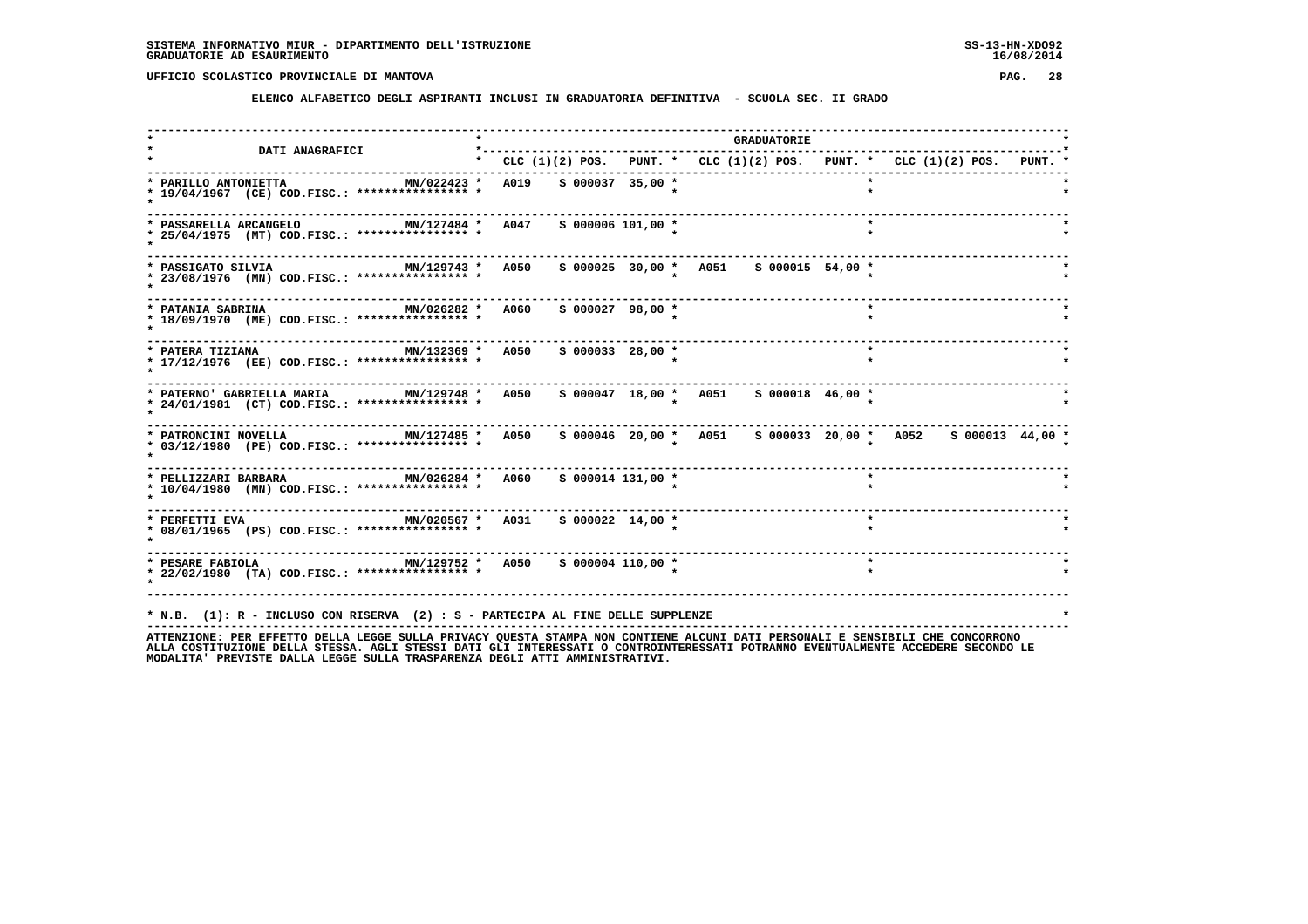SISTEMA INFORMATIVO MIUR - DIPARTIMENTO DELL'ISTRUZIONE — SS-13-HN-XDO92

GRADUATORIE AD ESAURIMENTO — 16/08/2014

UFFICIO SCOLASTICO PROVINCIALE DI MANTOVA

## ELENCO ALFABETICO DEGLI ASPIRANTI INCLUSI IN GRADUATORIA DEFINITIVA - SCUOLA SEC. II GRADO

| DATI ANAGRAFICI | | GRADUATORIE | | | | | | | | |
|---|---|---|---|---|---|---|---|---|---|---|
| | | CLC | (1)(2) POS. | PUNT. | CLC | (1)(2) POS. | PUNT. | CLC | (1)(2) POS. | PUNT. |
| PARILLO ANTONIETTA 19/04/1967 (CE) COD.FISC.: **************** | MN/022423 | A019 | S 000037 | 35,00 | | | | | | |
| PASSARELLA ARCANGELO 25/04/1975 (MT) COD.FISC.: **************** | MN/127484 | A047 | S 000006 | 101,00 | | | | | | |
| PASSIGATO SILVIA 23/08/1976 (MN) COD.FISC.: **************** | MN/129743 | A050 | S 000025 | 30,00 | A051 | S 000015 | 54,00 | | | |
| PATANIA SABRINA 18/09/1970 (ME) COD.FISC.: **************** | MN/026282 | A060 | S 000027 | 98,00 | | | | | | |
| PATERA TIZIANA 17/12/1976 (EE) COD.FISC.: **************** | MN/132369 | A050 | S 000033 | 28,00 | | | | | | |
| PATERNO' GABRIELLA MARIA 24/01/1981 (CT) COD.FISC.: **************** | MN/129748 | A050 | S 000047 | 18,00 | A051 | S 000018 | 46,00 | | | |
| PATRONCINI NOVELLA 03/12/1980 (PE) COD.FISC.: **************** | MN/127485 | A050 | S 000046 | 20,00 | A051 | S 000033 | 20,00 | A052 | S 000013 | 44,00 |
| PELLIZZARI BARBARA 10/04/1980 (MN) COD.FISC.: **************** | MN/026284 | A060 | S 000014 | 131,00 | | | | | | |
| PERFETTI EVA 08/01/1965 (PS) COD.FISC.: **************** | MN/020567 | A031 | S 000022 | 14,00 | | | | | | |
| PESARE FABIOLA 22/02/1980 (TA) COD.FISC.: **************** | MN/129752 | A050 | S 000004 | 110,00 | | | | | | |

* N.B. (1): R - INCLUSO CON RISERVA (2) : S - PARTECIPA AL FINE DELLE SUPPLENZE

ATTENZIONE: PER EFFETTO DELLA LEGGE SULLA PRIVACY QUESTA STAMPA NON CONTIENE ALCUNI DATI PERSONALI E SENSIBILI CHE CONCORRONO ALLA COSTITUZIONE DELLA STESSA. AGLI STESSI DATI GLI INTERESSATI O CONTROINTERESSATI POTRANNO EVENTUALMENTE ACCEDERE SECONDO LE MODALITA' PREVISTE DALLA LEGGE SULLA TRASPARENZA DEGLI ATTI AMMINISTRATIVI.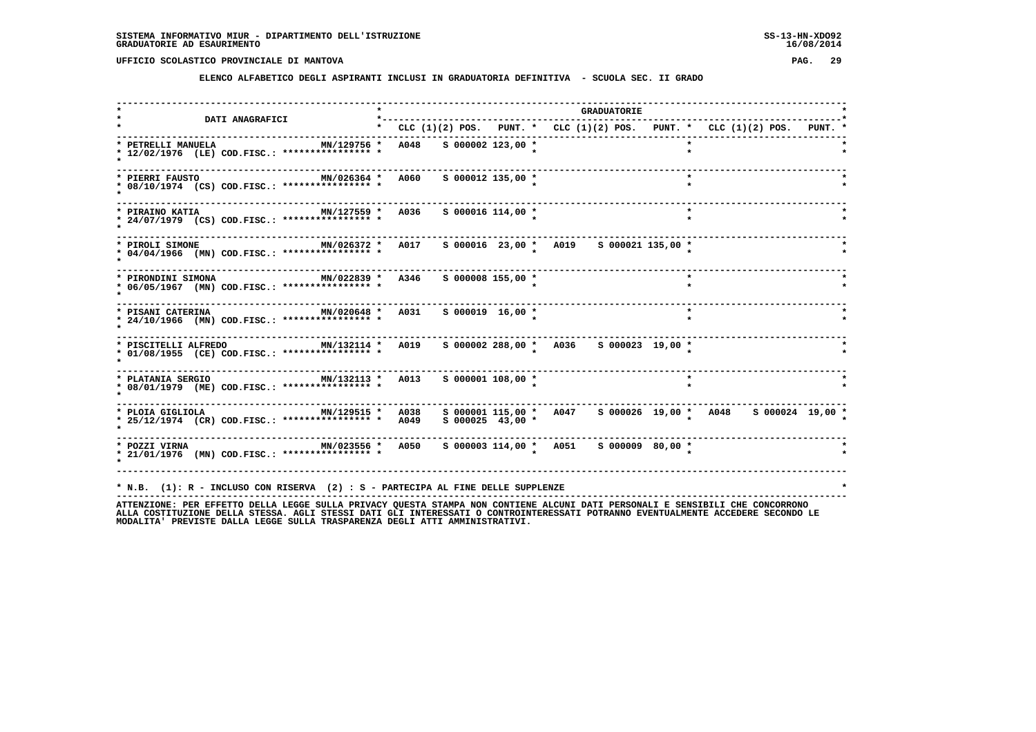SISTEMA INFORMATIVO MIUR - DIPARTIMENTO DELL'ISTRUZIONE
GRADUATORIE AD ESAURIMENTO

SS-13-HN-XDO92
16/08/2014

UFFICIO SCOLASTICO PROVINCIALE DI MANTOVA

## ELENCO ALFABETICO DEGLI ASPIRANTI INCLUSI IN GRADUATORIA DEFINITIVA - SCUOLA SEC. II GRADO

| DATI ANAGRAFICI | | GRADUATORIE | | | | | | | | |
|---|---|---|---|---|---|---|---|---|---|---|
| | | CLC | (1)(2) POS. | PUNT. | CLC | (1)(2) POS. | PUNT. | CLC | (1)(2) POS. | PUNT. |
| PETRELLI MANUELA<br>12/02/1976 (LE) COD.FISC.: **************** | MN/129756 | A048 | S 000002 | 123,00 | | | | | | |
| PIERRI FAUSTO<br>08/10/1974 (CS) COD.FISC.: **************** | MN/026364 | A060 | S 000012 | 135,00 | | | | | | |
| PIRAINO KATIA<br>24/07/1979 (CS) COD.FISC.: **************** | MN/127559 | A036 | S 000016 | 114,00 | | | | | | |
| PIROLI SIMONE<br>04/04/1966 (MN) COD.FISC.: **************** | MN/026372 | A017 | S 000016 | 23,00 | A019 | S 000021 | 135,00 | | | |
| PIRONDINI SIMONA<br>06/05/1967 (MN) COD.FISC.: **************** | MN/022839 | A346 | S 000008 | 155,00 | | | | | | |
| PISANI CATERINA<br>24/10/1966 (MN) COD.FISC.: **************** | MN/020648 | A031 | S 000019 | 16,00 | | | | | | |
| PISCITELLI ALFREDO<br>01/08/1955 (CE) COD.FISC.: **************** | MN/132114 | A019 | S 000002 | 288,00 | A036 | S 000023 | 19,00 | | | |
| PLATANIA SERGIO<br>08/01/1979 (ME) COD.FISC.: **************** | MN/132113 | A013 | S 000001 | 108,00 | | | | | | |
| PLOIA GIGLIOLA<br>25/12/1974 (CR) COD.FISC.: **************** | MN/129515 | A038 | S 000001 | 115,00 | A047 | S 000026 | 19,00 | A048 | S 000024 | 19,00 |
| | | A049 | S 000025 | 43,00 | | | | | | |
| POZZI VIRNA<br>21/01/1976 (MN) COD.FISC.: **************** | MN/023556 | A050 | S 000003 | 114,00 | A051 | S 000009 | 80,00 | | | |

* N.B. (1): R - INCLUSO CON RISERVA (2) : S - PARTECIPA AL FINE DELLE SUPPLENZE

ATTENZIONE: PER EFFETTO DELLA LEGGE SULLA PRIVACY QUESTA STAMPA NON CONTIENE ALCUNI DATI PERSONALI E SENSIBILI CHE CONCORRONO ALLA COSTITUZIONE DELLA STESSA. AGLI STESSI DATI GLI INTERESSATI O CONTROINTERESSATI POTRANNO EVENTUALMENTE ACCEDERE SECONDO LE MODALITA' PREVISTE DALLA LEGGE SULLA TRASPARENZA DEGLI ATTI AMMINISTRATIVI.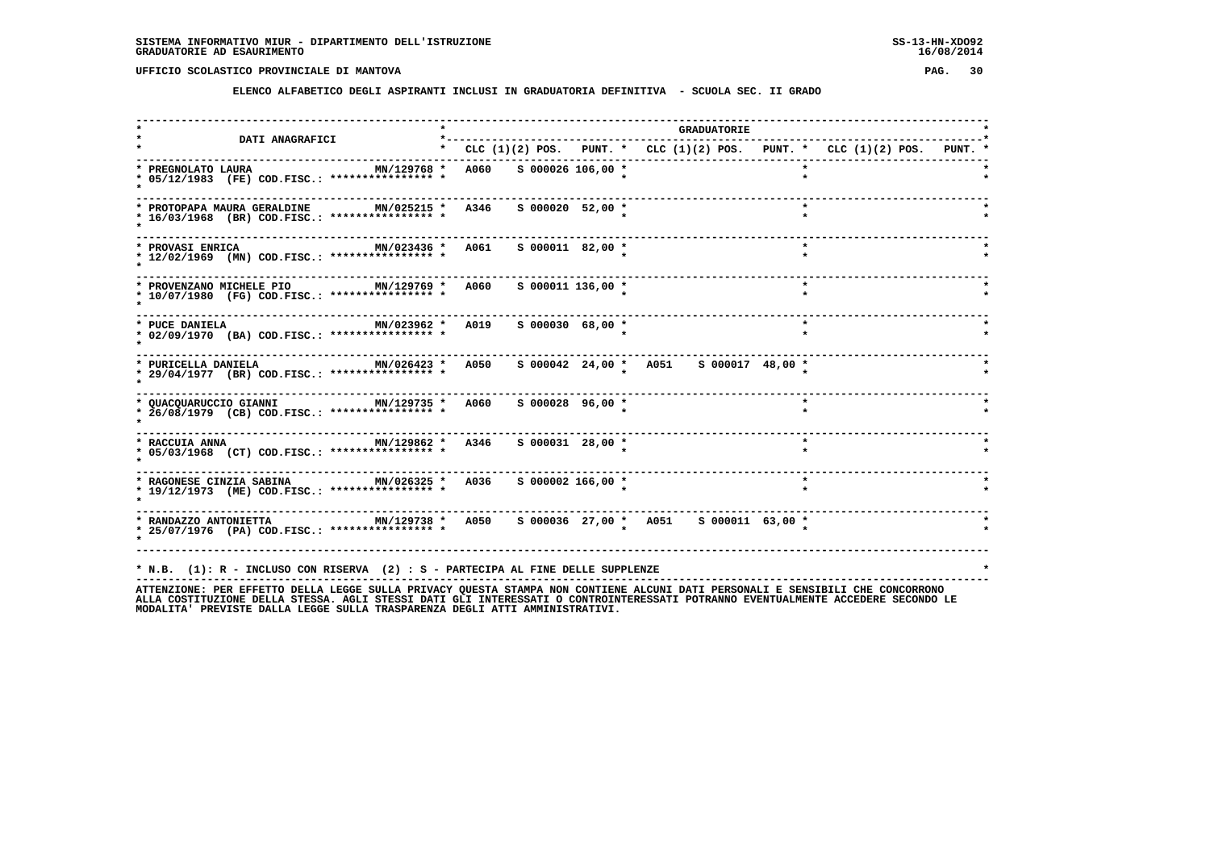UFFICIO SCOLASTICO PROVINCIALE DI MANTOVA

**ELENCO ALFABETICO DEGLI ASPIRANTI INCLUSI IN GRADUATORIA DEFINITIVA - SCUOLA SEC. II GRADO**

| DATI ANAGRAFICI | | GRADUATORIE | | | | | | | | |
|---|---|---|---|---|---|---|---|---|---|---|
| | | CLC | (1)(2) POS. | PUNT. | CLC | (1)(2) POS. | PUNT. | CLC | (1)(2) POS. | PUNT. |
| PREGNOLATO LAURA 05/12/1983 (FE) COD.FISC.: **************** | MN/129768 | A060 | S 000026 | 106,00 | | | | | | |
| PROTOPAPA MAURA GERALDINE 16/03/1968 (BR) COD.FISC.: **************** | MN/025215 | A346 | S 000020 | 52,00 | | | | | | |
| PROVASI ENRICA 12/02/1969 (MN) COD.FISC.: **************** | MN/023436 | A061 | S 000011 | 82,00 | | | | | | |
| PROVENZANO MICHELE PIO 10/07/1980 (FG) COD.FISC.: **************** | MN/129769 | A060 | S 000011 | 136,00 | | | | | | |
| PUCE DANIELA 02/09/1970 (BA) COD.FISC.: **************** | MN/023962 | A019 | S 000030 | 68,00 | | | | | | |
| PURICELLA DANIELA 29/04/1977 (BR) COD.FISC.: **************** | MN/026423 | A050 | S 000042 | 24,00 | A051 | S 000017 | 48,00 | | | |
| QUACQUARUCCIO GIANNI 26/08/1979 (CB) COD.FISC.: **************** | MN/129735 | A060 | S 000028 | 96,00 | | | | | | |
| RACCUIA ANNA 05/03/1968 (CT) COD.FISC.: **************** | MN/129862 | A346 | S 000031 | 28,00 | | | | | | |
| RAGONESE CINZIA SABINA 19/12/1973 (ME) COD.FISC.: **************** | MN/026325 | A036 | S 000002 | 166,00 | | | | | | |
| RANDAZZO ANTONIETTA 25/07/1976 (PA) COD.FISC.: **************** | MN/129738 | A050 | S 000036 | 27,00 | A051 | S 000011 | 63,00 | | | |

* N.B. (1): R - INCLUSO CON RISERVA (2) : S - PARTECIPA AL FINE DELLE SUPPLENZE

ATTENZIONE: PER EFFETTO DELLA LEGGE SULLA PRIVACY QUESTA STAMPA NON CONTIENE ALCUNI DATI PERSONALI E SENSIBILI CHE CONCORRONO ALLA COSTITUZIONE DELLA STESSA. AGLI STESSI DATI GLI INTERESSATI O CONTROINTERESSATI POTRANNO EVENTUALMENTE ACCEDERE SECONDO LE MODALITA' PREVISTE DALLA LEGGE SULLA TRASPARENZA DEGLI ATTI AMMINISTRATIVI.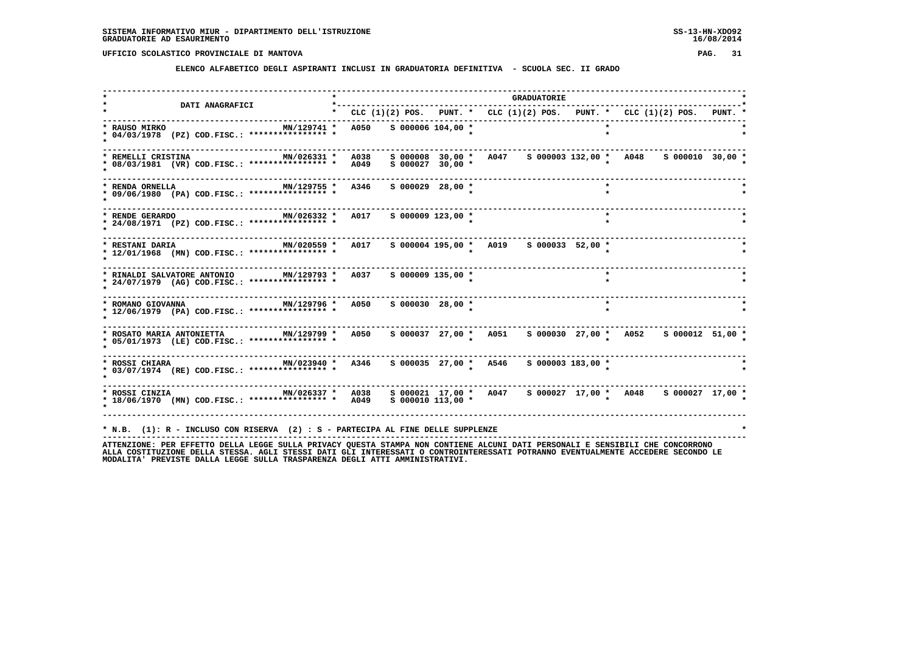SISTEMA INFORMATIVO MIUR - DIPARTIMENTO DELL'ISTRUZIONE
GRADUATORIE AD ESAURIMENTO

SS-13-HN-XDO92
16/08/2014

UFFICIO SCOLASTICO PROVINCIALE DI MANTOVA

**ELENCO ALFABETICO DEGLI ASPIRANTI INCLUSI IN GRADUATORIA DEFINITIVA - SCUOLA SEC. II GRADO**

| DATI ANAGRAFICI | | CLC (1)(2) POS. | PUNT. | CLC (1)(2) POS. | PUNT. | CLC (1)(2) POS. | PUNT. |
|---|---|---|---|---|---|---|---|
| RAUSO MIRKO<br>04/03/1978 (PZ) COD.FISC.: **************** | MN/129741 | A050 S 000006 | 104,00 | | | | |
| REMELLI CRISTINA<br>08/03/1981 (VR) COD.FISC.: **************** | MN/026331 | A038 S 000008<br>A049 S 000027 | 30,00<br>30,00 | A047 S 000003 | 132,00 | A048 S 000010 | 30,00 |
| RENDA ORNELLA<br>09/06/1980 (PA) COD.FISC.: **************** | MN/129755 | A346 S 000029 | 28,00 | | | | |
| RENDE GERARDO<br>24/08/1971 (PZ) COD.FISC.: **************** | MN/026332 | A017 S 000009 | 123,00 | | | | |
| RESTANI DARIA<br>12/01/1968 (MN) COD.FISC.: **************** | MN/020559 | A017 S 000004 | 195,00 | A019 S 000033 | 52,00 | | |
| RINALDI SALVATORE ANTONIO<br>24/07/1979 (AG) COD.FISC.: **************** | MN/129793 | A037 S 000009 | 135,00 | | | | |
| ROMANO GIOVANNA<br>12/06/1979 (PA) COD.FISC.: **************** | MN/129796 | A050 S 000030 | 28,00 | | | | |
| ROSATO MARIA ANTONIETTA<br>05/01/1973 (LE) COD.FISC.: **************** | MN/129799 | A050 S 000037 | 27,00 | A051 S 000030 | 27,00 | A052 S 000012 | 51,00 |
| ROSSI CHIARA<br>03/07/1974 (RE) COD.FISC.: **************** | MN/023940 | A346 S 000035 | 27,00 | A546 S 000003 | 183,00 | | |
| ROSSI CINZIA<br>18/06/1970 (MN) COD.FISC.: **************** | MN/026337 | A038 S 000021<br>A049 S 000010 | 17,00<br>113,00 | A047 S 000027 | 17,00 | A048 S 000027 | 17,00 |

* N.B. (1): R - INCLUSO CON RISERVA (2) : S - PARTECIPA AL FINE DELLE SUPPLENZE

ATTENZIONE: PER EFFETTO DELLA LEGGE SULLA PRIVACY QUESTA STAMPA NON CONTIENE ALCUNI DATI PERSONALI E SENSIBILI CHE CONCORRONO ALLA COSTITUZIONE DELLA STESSA. AGLI STESSI DATI GLI INTERESSATI O CONTROINTERESSATI POTRANNO EVENTUALMENTE ACCEDERE SECONDO LE MODALITA' PREVISTE DALLA LEGGE SULLA TRASPARENZA DEGLI ATTI AMMINISTRATIVI.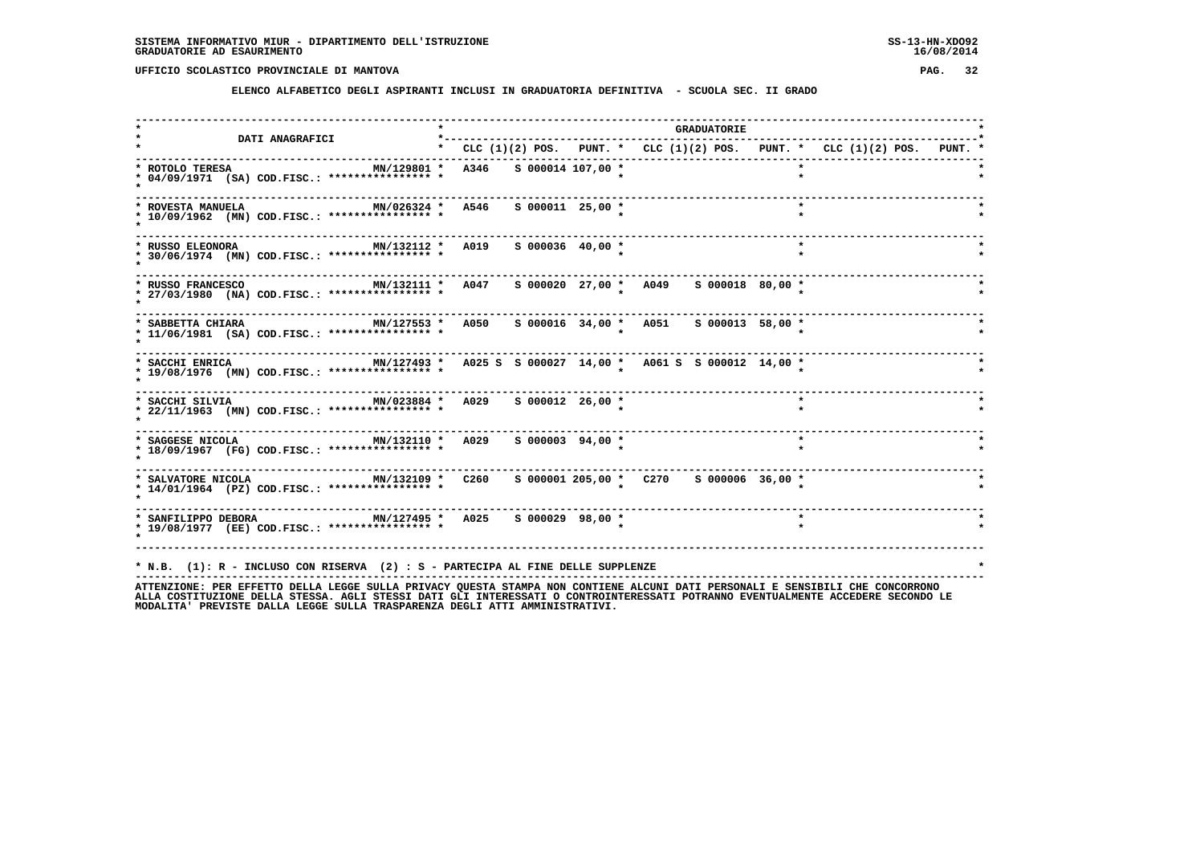SISTEMA INFORMATIVO MIUR - DIPARTIMENTO DELL'ISTRUZIONE
GRADUATORIE AD ESAURIMENTO

UFFICIO SCOLASTICO PROVINCIALE DI MANTOVA

**ELENCO ALFABETICO DEGLI ASPIRANTI INCLUSI IN GRADUATORIA DEFINITIVA - SCUOLA SEC. II GRADO**

| DATI ANAGRAFICI | | CLC (1)(2) | POS. | PUNT. | CLC (1)(2) | POS. | PUNT. | CLC (1)(2) | POS. | PUNT. |
|---|---|---|---|---|---|---|---|---|---|---|
| ROTOLO TERESA<br>04/09/1971 (SA) COD.FISC.: **************** | MN/129801 | A346 | S 000014 | 107,00 | | | | | | |
| ROVESTA MANUELA<br>10/09/1962 (MN) COD.FISC.: **************** | MN/026324 | A546 | S 000011 | 25,00 | | | | | | |
| RUSSO ELEONORA<br>30/06/1974 (MN) COD.FISC.: **************** | MN/132112 | A019 | S 000036 | 40,00 | | | | | | |
| RUSSO FRANCESCO<br>27/03/1980 (NA) COD.FISC.: **************** | MN/132111 | A047 | S 000020 | 27,00 | A049 | S 000018 | 80,00 | | | |
| SABBETTA CHIARA<br>11/06/1981 (SA) COD.FISC.: **************** | MN/127553 | A050 | S 000016 | 34,00 | A051 | S 000013 | 58,00 | | | |
| SACCHI ENRICA<br>19/08/1976 (MN) COD.FISC.: **************** | MN/127493 | A025 S | S 000027 | 14,00 | A061 S | S 000012 | 14,00 | | | |
| SACCHI SILVIA<br>22/11/1963 (MN) COD.FISC.: **************** | MN/023884 | A029 | S 000012 | 26,00 | | | | | | |
| SAGGESE NICOLA<br>18/09/1967 (FG) COD.FISC.: **************** | MN/132110 | A029 | S 000003 | 94,00 | | | | | | |
| SALVATORE NICOLA<br>14/01/1964 (PZ) COD.FISC.: **************** | MN/132109 | C260 | S 000001 | 205,00 | C270 | S 000006 | 36,00 | | | |
| SANFILIPPO DEBORA<br>19/08/1977 (EE) COD.FISC.: **************** | MN/127495 | A025 | S 000029 | 98,00 | | | | | | |

* N.B. (1): R - INCLUSO CON RISERVA (2) : S - PARTECIPA AL FINE DELLE SUPPLENZE

ATTENZIONE: PER EFFETTO DELLA LEGGE SULLA PRIVACY QUESTA STAMPA NON CONTIENE ALCUNI DATI PERSONALI E SENSIBILI CHE CONCORRONO ALLA COSTITUZIONE DELLA STESSA. AGLI STESSI DATI GLI INTERESSATI O CONTROINTERESSATI POTRANNO EVENTUALMENTE ACCEDERE SECONDO LE MODALITA' PREVISTE DALLA LEGGE SULLA TRASPARENZA DEGLI ATTI AMMINISTRATIVI.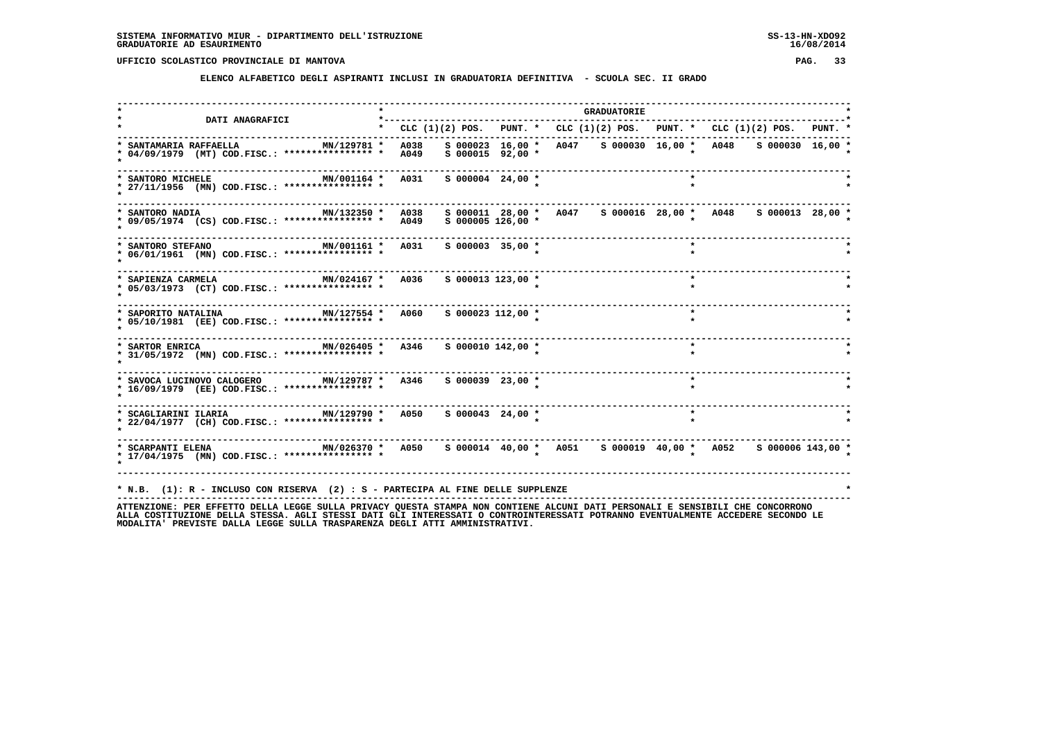SISTEMA INFORMATIVO MIUR - DIPARTIMENTO DELL'ISTRUZIONE
GRADUATORIE AD ESAURIMENTO

UFFICIO SCOLASTICO PROVINCIALE DI MANTOVA

**ELENCO ALFABETICO DEGLI ASPIRANTI INCLUSI IN GRADUATORIA DEFINITIVA - SCUOLA SEC. II GRADO**

| DATI ANAGRAFICI | | GRADUATORIE | | | | | | | | |
|---|---|---|---|---|---|---|---|---|---|---|
| | | CLC | (1)(2) POS. | PUNT. | CLC | (1)(2) POS. | PUNT. | CLC | (1)(2) POS. | PUNT. |
| SANTAMARIA RAFFAELLA<br>04/09/1979 (MT) COD.FISC.: **************** | MN/129781 | A038<br>A049 | S 000023<br>S 000015 | 16,00<br>92,00 | A047 | S 000030 | 16,00 | A048 | S 000030 | 16,00 |
| SANTORO MICHELE<br>27/11/1956 (MN) COD.FISC.: **************** | MN/001164 | A031 | S 000004 | 24,00 | | | | | | |
| SANTORO NADIA<br>09/05/1974 (CS) COD.FISC.: **************** | MN/132350 | A038<br>A049 | S 000011<br>S 000005 | 28,00<br>126,00 | A047 | S 000016 | 28,00 | A048 | S 000013 | 28,00 |
| SANTORO STEFANO<br>06/01/1961 (MN) COD.FISC.: **************** | MN/001161 | A031 | S 000003 | 35,00 | | | | | | |
| SAPIENZA CARMELA<br>05/03/1973 (CT) COD.FISC.: **************** | MN/024167 | A036 | S 000013 | 123,00 | | | | | | |
| SAPORITO NATALINA<br>05/10/1981 (EE) COD.FISC.: **************** | MN/127554 | A060 | S 000023 | 112,00 | | | | | | |
| SARTOR ENRICA<br>31/05/1972 (MN) COD.FISC.: **************** | MN/026405 | A346 | S 000010 | 142,00 | | | | | | |
| SAVOCA LUCINOVO CALOGERO<br>16/09/1979 (EE) COD.FISC.: **************** | MN/129787 | A346 | S 000039 | 23,00 | | | | | | |
| SCAGLIARINI ILARIA<br>22/04/1977 (CH) COD.FISC.: **************** | MN/129790 | A050 | S 000043 | 24,00 | | | | | | |
| SCARPANTI ELENA<br>17/04/1975 (MN) COD.FISC.: **************** | MN/026370 | A050 | S 000014 | 40,00 | A051 | S 000019 | 40,00 | A052 | S 000006 | 143,00 |

* N.B. (1): R - INCLUSO CON RISERVA (2) : S - PARTECIPA AL FINE DELLE SUPPLENZE

ATTENZIONE: PER EFFETTO DELLA LEGGE SULLA PRIVACY QUESTA STAMPA NON CONTIENE ALCUNI DATI PERSONALI E SENSIBILI CHE CONCORRONO ALLA COSTITUZIONE DELLA STESSA. AGLI STESSI DATI GLI INTERESSATI O CONTROINTERESSATI POTRANNO EVENTUALMENTE ACCEDERE SECONDO LE MODALITA' PREVISTE DALLA LEGGE SULLA TRASPARENZA DEGLI ATTI AMMINISTRATIVI.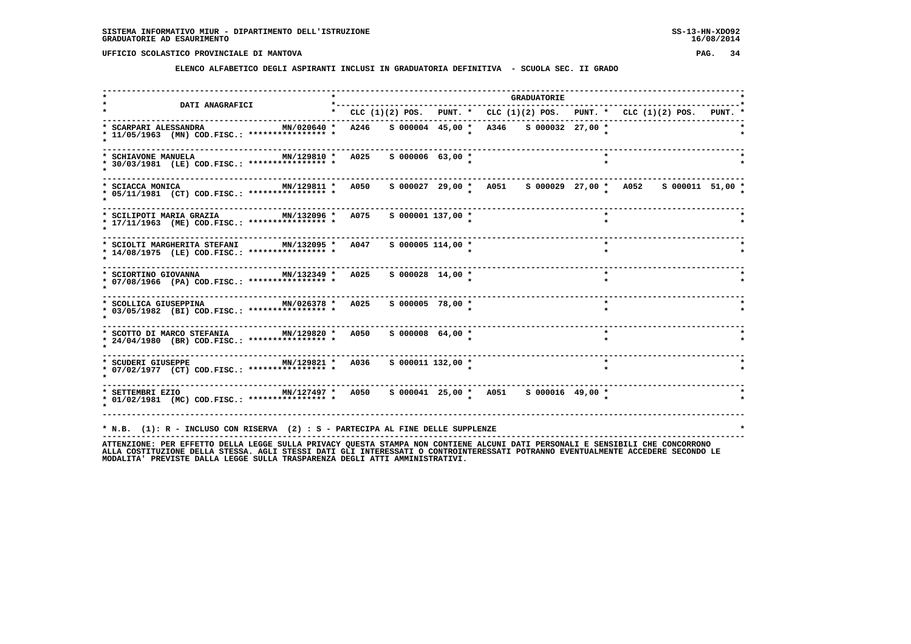SISTEMA INFORMATIVO MIUR - DIPARTIMENTO DELL'ISTRUZIONE
GRADUATORIE AD ESAURIMENTO

UFFICIO SCOLASTICO PROVINCIALE DI MANTOVA

## ELENCO ALFABETICO DEGLI ASPIRANTI INCLUSI IN GRADUATORIA DEFINITIVA - SCUOLA SEC. II GRADO

| DATI ANAGRAFICI | | GRADUATORIE | | | | | | | | |
|---|---|---|---|---|---|---|---|---|---|---|
| | | CLC (1)(2) | POS. | PUNT. | CLC (1)(2) | POS. | PUNT. | CLC (1)(2) | POS. | PUNT. |
| SCARPARI ALESSANDRA 11/05/1963 (MN) COD.FISC.: **************** | MN/020640 | A246 | S 000004 | 45,00 | A346 | S 000032 | 27,00 | | | |
| SCHIAVONE MANUELA 30/03/1981 (LE) COD.FISC.: **************** | MN/129810 | A025 | S 000006 | 63,00 | | | | | | |
| SCIACCA MONICA 05/11/1981 (CT) COD.FISC.: **************** | MN/129811 | A050 | S 000027 | 29,00 | A051 | S 000029 | 27,00 | A052 | S 000011 | 51,00 |
| SCILIPOTI MARIA GRAZIA 17/11/1963 (ME) COD.FISC.: **************** | MN/132096 | A075 | S 000001 | 137,00 | | | | | | |
| SCIOLTI MARGHERITA STEFANI 14/08/1975 (LE) COD.FISC.: **************** | MN/132095 | A047 | S 000005 | 114,00 | | | | | | |
| SCIORTINO GIOVANNA 07/08/1966 (PA) COD.FISC.: **************** | MN/132349 | A025 | S 000028 | 14,00 | | | | | | |
| SCOLLICA GIUSEPPINA 03/05/1982 (BI) COD.FISC.: **************** | MN/026378 | A025 | S 000005 | 78,00 | | | | | | |
| SCOTTO DI MARCO STEFANIA 24/04/1980 (BR) COD.FISC.: **************** | MN/129820 | A050 | S 000008 | 64,00 | | | | | | |
| SCUDERI GIUSEPPE 07/02/1977 (CT) COD.FISC.: **************** | MN/129821 | A036 | S 000011 | 132,00 | | | | | | |
| SETTEMBRI EZIO 01/02/1981 (MC) COD.FISC.: **************** | MN/127497 | A050 | S 000041 | 25,00 | A051 | S 000016 | 49,00 | | | |

* N.B. (1): R - INCLUSO CON RISERVA (2) : S - PARTECIPA AL FINE DELLE SUPPLENZE

ATTENZIONE: PER EFFETTO DELLA LEGGE SULLA PRIVACY QUESTA STAMPA NON CONTIENE ALCUNI DATI PERSONALI E SENSIBILI CHE CONCORRONO ALLA COSTITUZIONE DELLA STESSA. AGLI STESSI DATI GLI INTERESSATI O CONTROINTERESSATI POTRANNO EVENTUALMENTE ACCEDERE SECONDO LE MODALITA' PREVISTE DALLA LEGGE SULLA TRASPARENZA DEGLI ATTI AMMINISTRATIVI.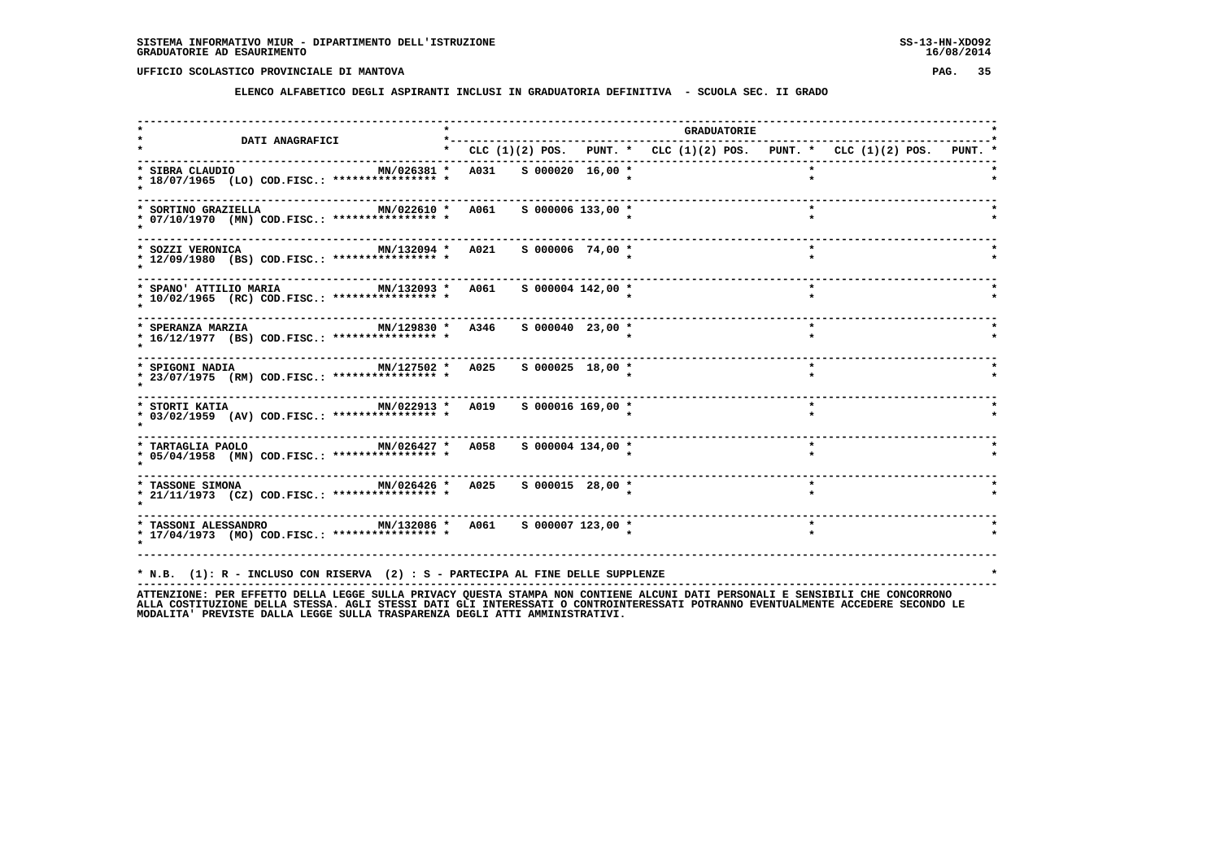**SISTEMA INFORMATIVO MIUR - DIPARTIMENTO DELL'ISTRUZIONE** SS-13-HN-XDO92
**GRADUATORIE AD ESAURIMENTO** 16/08/2014

**UFFICIO SCOLASTICO PROVINCIALE DI MANTOVA**

**ELENCO ALFABETICO DEGLI ASPIRANTI INCLUSI IN GRADUATORIA DEFINITIVA - SCUOLA SEC. II GRADO**

| DATI ANAGRAFICI | | GRADUATORIE | | | | | | | | |
|---|---|---|---|---|---|---|---|---|---|---|
| | | CLC | (1)(2) POS. | PUNT. | CLC | (1)(2) POS. | PUNT. | CLC | (1)(2) POS. | PUNT. |
| SIBRA CLAUDIO 18/07/1965 (LO) COD.FISC.: **************** | MN/026381 | A031 | S 000020 | 16,00 | | | | | | |
| SORTINO GRAZIELLA 07/10/1970 (MN) COD.FISC.: **************** | MN/022610 | A061 | S 000006 | 133,00 | | | | | | |
| SOZZI VERONICA 12/09/1980 (BS) COD.FISC.: **************** | MN/132094 | A021 | S 000006 | 74,00 | | | | | | |
| SPANO' ATTILIO MARIA 10/02/1965 (RC) COD.FISC.: **************** | MN/132093 | A061 | S 000004 | 142,00 | | | | | | |
| SPERANZA MARZIA 16/12/1977 (BS) COD.FISC.: **************** | MN/129830 | A346 | S 000040 | 23,00 | | | | | | |
| SPIGONI NADIA 23/07/1975 (RM) COD.FISC.: **************** | MN/127502 | A025 | S 000025 | 18,00 | | | | | | |
| STORTI KATIA 03/02/1959 (AV) COD.FISC.: **************** | MN/022913 | A019 | S 000016 | 169,00 | | | | | | |
| TARTAGLIA PAOLO 05/04/1958 (MN) COD.FISC.: **************** | MN/026427 | A058 | S 000004 | 134,00 | | | | | | |
| TASSONE SIMONA 21/11/1973 (CZ) COD.FISC.: **************** | MN/026426 | A025 | S 000015 | 28,00 | | | | | | |
| TASSONI ALESSANDRO 17/04/1973 (MO) COD.FISC.: **************** | MN/132086 | A061 | S 000007 | 123,00 | | | | | | |

* N.B. (1): R - INCLUSO CON RISERVA (2) : S - PARTECIPA AL FINE DELLE SUPPLENZE

ATTENZIONE: PER EFFETTO DELLA LEGGE SULLA PRIVACY QUESTA STAMPA NON CONTIENE ALCUNI DATI PERSONALI E SENSIBILI CHE CONCORRONO ALLA COSTITUZIONE DELLA STESSA. AGLI STESSI DATI GLI INTERESSATI O CONTROINTERESSATI POTRANNO EVENTUALMENTE ACCEDERE SECONDO LE MODALITA' PREVISTE DALLA LEGGE SULLA TRASPARENZA DEGLI ATTI AMMINISTRATIVI.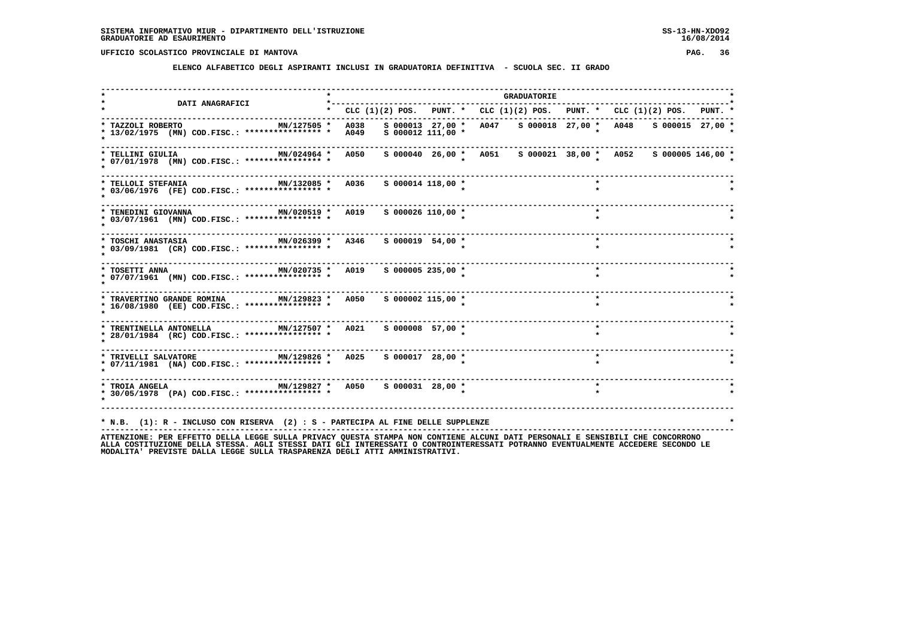SISTEMA INFORMATIVO MIUR - DIPARTIMENTO DELL'ISTRUZIONE
GRADUATORIE AD ESAURIMENTO

UFFICIO SCOLASTICO PROVINCIALE DI MANTOVA

## ELENCO ALFABETICO DEGLI ASPIRANTI INCLUSI IN GRADUATORIA DEFINITIVA - SCUOLA SEC. II GRADO

| DATI ANAGRAFICI | | CLC (1)(2) POS. | PUNT. | CLC (1)(2) POS. | PUNT. | CLC (1)(2) POS. | PUNT. |
|---|---|---|---|---|---|---|---|
| TAZZOLI ROBERTO 13/02/1975 (MN) COD.FISC.: **************** | MN/127505 | A038 S 000013 | 27,00 | A047 S 000018 | 27,00 | A048 S 000015 | 27,00 |
| | | A049 S 000012 | 111,00 | | | | |
| TELLINI GIULIA 07/01/1978 (MN) COD.FISC.: **************** | MN/024964 | A050 S 000040 | 26,00 | A051 S 000021 | 38,00 | A052 S 000005 | 146,00 |
| TELLOLI STEFANIA 03/06/1976 (FE) COD.FISC.: **************** | MN/132085 | A036 S 000014 | 118,00 | | | | |
| TENEDINI GIOVANNA 03/07/1961 (MN) COD.FISC.: **************** | MN/020519 | A019 S 000026 | 110,00 | | | | |
| TOSCHI ANASTASIA 03/09/1981 (CR) COD.FISC.: **************** | MN/026399 | A346 S 000019 | 54,00 | | | | |
| TOSETTI ANNA 07/07/1961 (MN) COD.FISC.: **************** | MN/020735 | A019 S 000005 | 235,00 | | | | |
| TRAVERTINO GRANDE ROMINA 16/08/1980 (EE) COD.FISC.: **************** | MN/129823 | A050 S 000002 | 115,00 | | | | |
| TRENTINELLA ANTONELLA 28/01/1984 (RC) COD.FISC.: **************** | MN/127507 | A021 S 000008 | 57,00 | | | | |
| TRIVELLI SALVATORE 07/11/1981 (NA) COD.FISC.: **************** | MN/129826 | A025 S 000017 | 28,00 | | | | |
| TROIA ANGELA 30/05/1978 (PA) COD.FISC.: **************** | MN/129827 | A050 S 000031 | 28,00 | | | | |

N.B. (1): R - INCLUSO CON RISERVA (2) : S - PARTECIPA AL FINE DELLE SUPPLENZE

ATTENZIONE: PER EFFETTO DELLA LEGGE SULLA PRIVACY QUESTA STAMPA NON CONTIENE ALCUNI DATI PERSONALI E SENSIBILI CHE CONCORRONO ALLA COSTITUZIONE DELLA STESSA. AGLI STESSI DATI GLI INTERESSATI O CONTROINTERESSATI POTRANNO EVENTUALMENTE ACCEDERE SECONDO LE MODALITA' PREVISTE DALLA LEGGE SULLA TRASPARENZA DEGLI ATTI AMMINISTRATIVI.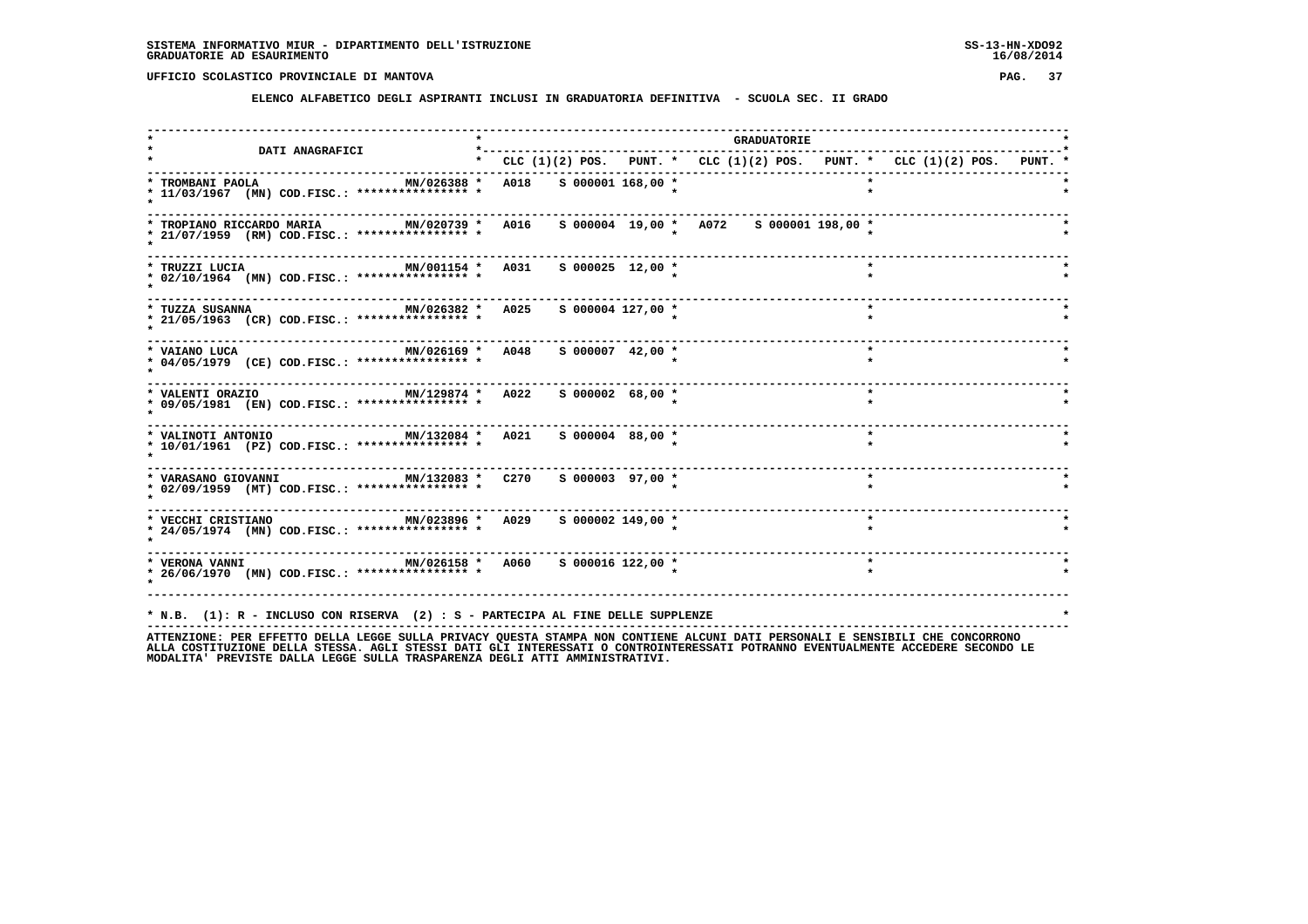SISTEMA INFORMATIVO MIUR - DIPARTIMENTO DELL'ISTRUZIONE
GRADUATORIE AD ESAURIMENTO

UFFICIO SCOLASTICO PROVINCIALE DI MANTOVA

ELENCO ALFABETICO DEGLI ASPIRANTI INCLUSI IN GRADUATORIA DEFINITIVA - SCUOLA SEC. II GRADO

| DATI ANAGRAFICI | | GRADUATORIE | | | | | | | | |
|---|---|---|---|---|---|---|---|---|---|---|
| | | CLC | (1)(2) POS. | PUNT. | CLC | (1)(2) POS. | PUNT. | CLC | (1)(2) POS. | PUNT. |
| TROMBANI PAOLA 11/03/1967 (MN) COD.FISC.: **************** | MN/026388 | A018 | S 000001 | 168,00 | | | | | | |
| TROPIANO RICCARDO MARIA 21/07/1959 (RM) COD.FISC.: **************** | MN/020739 | A016 | S 000004 | 19,00 | A072 | S 000001 | 198,00 | | | |
| TRUZZI LUCIA 02/10/1964 (MN) COD.FISC.: **************** | MN/001154 | A031 | S 000025 | 12,00 | | | | | | |
| TUZZA SUSANNA 21/05/1963 (CR) COD.FISC.: **************** | MN/026382 | A025 | S 000004 | 127,00 | | | | | | |
| VAIANO LUCA 04/05/1979 (CE) COD.FISC.: **************** | MN/026169 | A048 | S 000007 | 42,00 | | | | | | |
| VALENTI ORAZIO 09/05/1981 (EN) COD.FISC.: **************** | MN/129874 | A022 | S 000002 | 68,00 | | | | | | |
| VALINOTI ANTONIO 10/01/1961 (PZ) COD.FISC.: **************** | MN/132084 | A021 | S 000004 | 88,00 | | | | | | |
| VARASANO GIOVANNI 02/09/1959 (MT) COD.FISC.: **************** | MN/132083 | C270 | S 000003 | 97,00 | | | | | | |
| VECCHI CRISTIANO 24/05/1974 (MN) COD.FISC.: **************** | MN/023896 | A029 | S 000002 | 149,00 | | | | | | |
| VERONA VANNI 26/06/1970 (MN) COD.FISC.: **************** | MN/026158 | A060 | S 000016 | 122,00 | | | | | | |

N.B. (1): R - INCLUSO CON RISERVA (2) : S - PARTECIPA AL FINE DELLE SUPPLENZE

ATTENZIONE: PER EFFETTO DELLA LEGGE SULLA PRIVACY QUESTA STAMPA NON CONTIENE ALCUNI DATI PERSONALI E SENSIBILI CHE CONCORRONO ALLA COSTITUZIONE DELLA STESSA. AGLI STESSI DATI GLI INTERESSATI O CONTROINTERESSATI POTRANNO EVENTUALMENTE ACCEDERE SECONDO LE MODALITA' PREVISTE DALLA LEGGE SULLA TRASPARENZA DEGLI ATTI AMMINISTRATIVI.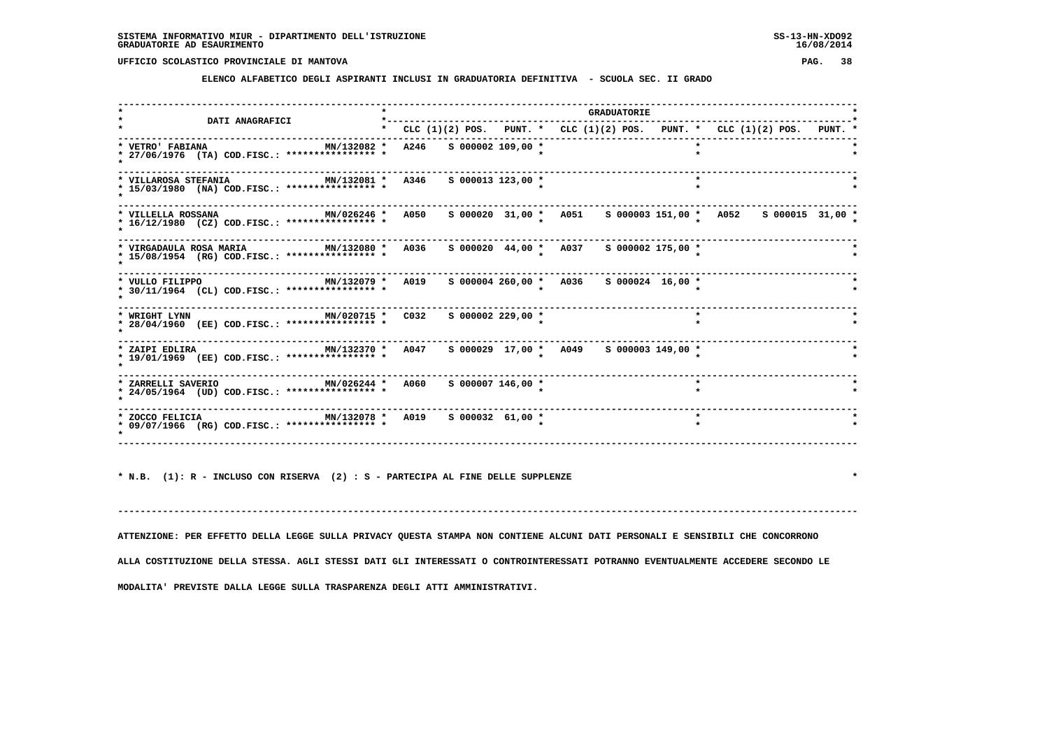SISTEMA INFORMATIVO MIUR - DIPARTIMENTO DELL'ISTRUZIONE
GRADUATORIE AD ESAURIMENTO

UFFICIO SCOLASTICO PROVINCIALE DI MANTOVA

## ELENCO ALFABETICO DEGLI ASPIRANTI INCLUSI IN GRADUATORIA DEFINITIVA - SCUOLA SEC. II GRADO

| DATI ANAGRAFICI | | CLC | (1)(2) POS. | PUNT. | CLC | (1)(2) POS. | PUNT. | CLC | (1)(2) POS. | PUNT. |
|---|---|---|---|---|---|---|---|---|---|---|
| VETRO' FABIANA 27/06/1976 (TA) COD.FISC.: **************** | MN/132082 | A246 | S 000002 | 109,00 | | | | | | |
| VILLAROSA STEFANIA 15/03/1980 (NA) COD.FISC.: **************** | MN/132081 | A346 | S 000013 | 123,00 | | | | | | |
| VILLELLA ROSSANA 16/12/1980 (CZ) COD.FISC.: **************** | MN/026246 | A050 | S 000020 | 31,00 | A051 | S 000003 | 151,00 | A052 | S 000015 | 31,00 |
| VIRGADAULA ROSA MARIA 15/08/1954 (RG) COD.FISC.: **************** | MN/132080 | A036 | S 000020 | 44,00 | A037 | S 000002 | 175,00 | | | |
| VULLO FILIPPO 30/11/1964 (CL) COD.FISC.: **************** | MN/132079 | A019 | S 000004 | 260,00 | A036 | S 000024 | 16,00 | | | |
| WRIGHT LYNN 28/04/1960 (EE) COD.FISC.: **************** | MN/020715 | C032 | S 000002 | 229,00 | | | | | | |
| ZAIPI EDLIRA 19/01/1969 (EE) COD.FISC.: **************** | MN/132370 | A047 | S 000029 | 17,00 | A049 | S 000003 | 149,00 | | | |
| ZARRELLI SAVERIO 24/05/1964 (UD) COD.FISC.: **************** | MN/026244 | A060 | S 000007 | 146,00 | | | | | | |
| ZOCCO FELICIA 09/07/1966 (RG) COD.FISC.: **************** | MN/132078 | A019 | S 000032 | 61,00 | | | | | | |

* N.B. (1): R - INCLUSO CON RISERVA (2) : S - PARTECIPA AL FINE DELLE SUPPLENZE

ATTENZIONE: PER EFFETTO DELLA LEGGE SULLA PRIVACY QUESTA STAMPA NON CONTIENE ALCUNI DATI PERSONALI E SENSIBILI CHE CONCORRONO ALLA COSTITUZIONE DELLA STESSA. AGLI STESSI DATI GLI INTERESSATI O CONTROINTERESSATI POTRANNO EVENTUALMENTE ACCEDERE SECONDO LE MODALITA' PREVISTE DALLA LEGGE SULLA TRASPARENZA DEGLI ATTI AMMINISTRATIVI.